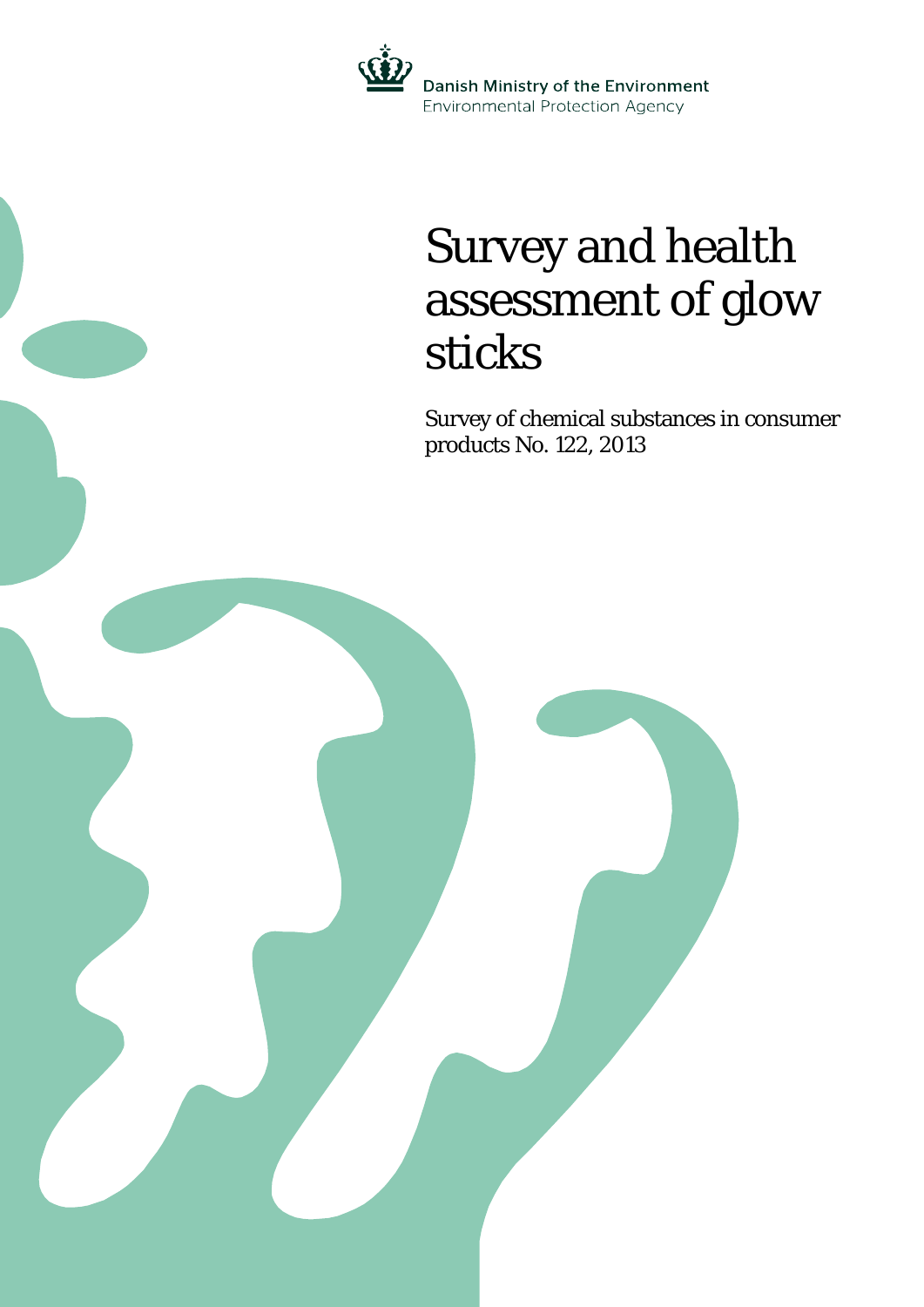Danish Ministry of the Environment
Environmental Protection Agency

# Survey and health assessment of glow sticks

Survey of chemical substances in consumer products No. 122, 2013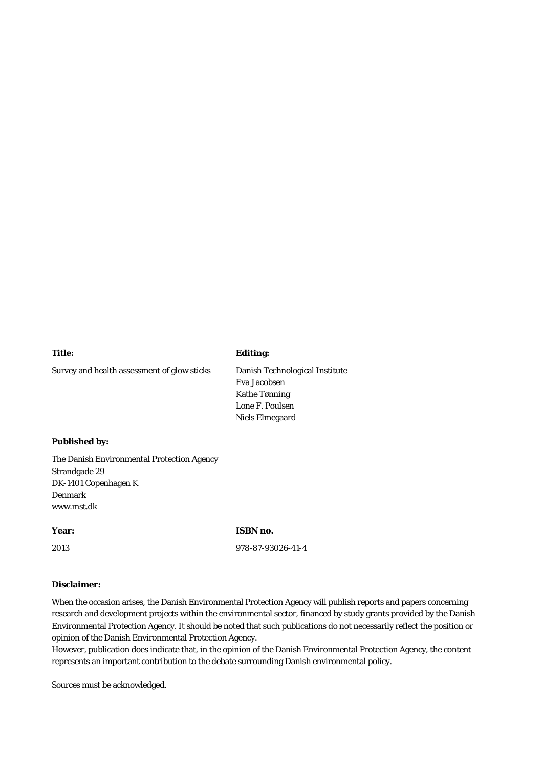**Title:**

Survey and health assessment of glow sticks

**Editing:**

Danish Technological Institute
Eva Jacobsen
Kathe Tønning
Lone F. Poulsen
Niels Elmegaard

**Published by:**

The Danish Environmental Protection Agency
Strandgade 29
DK-1401 Copenhagen K
Denmark
www.mst.dk

**Year:**

2013

**ISBN no.**

978-87-93026-41-4

**Disclaimer:**

When the occasion arises, the Danish Environmental Protection Agency will publish reports and papers concerning research and development projects within the environmental sector, financed by study grants provided by the Danish Environmental Protection Agency. It should be noted that such publications do not necessarily reflect the position or opinion of the Danish Environmental Protection Agency.
However, publication does indicate that, in the opinion of the Danish Environmental Protection Agency, the content represents an important contribution to the debate surrounding Danish environmental policy.

Sources must be acknowledged.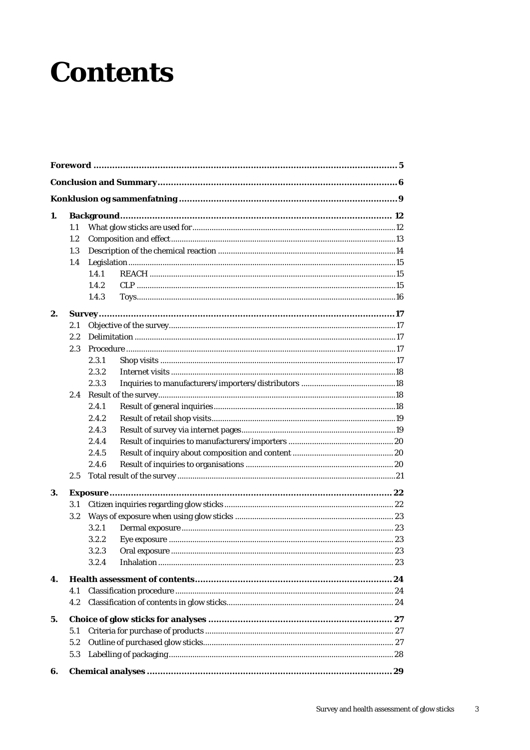# Contents

**Foreword** .......... 5

**Conclusion and Summary** .......... 6

**Konklusion og sammenfatning** .......... 9

**1. Background** .......... 12

- 1.1 What glow sticks are used for .......... 12
- 1.2 Composition and effect .......... 13
- 1.3 Description of the chemical reaction .......... 14
- 1.4 Legislation .......... 15
  - 1.4.1 REACH .......... 15
  - 1.4.2 CLP .......... 15
  - 1.4.3 Toys .......... 16

**2. Survey** .......... 17

- 2.1 Objective of the survey .......... 17
- 2.2 Delimitation .......... 17
- 2.3 Procedure .......... 17
  - 2.3.1 Shop visits .......... 17
  - 2.3.2 Internet visits .......... 18
  - 2.3.3 Inquiries to manufacturers/importers/distributors .......... 18
- 2.4 Result of the survey .......... 18
  - 2.4.1 Result of general inquiries .......... 18
  - 2.4.2 Result of retail shop visits .......... 19
  - 2.4.3 Result of survey via internet pages .......... 19
  - 2.4.4 Result of inquiries to manufacturers/importers .......... 20
  - 2.4.5 Result of inquiry about composition and content .......... 20
  - 2.4.6 Result of inquiries to organisations .......... 20
- 2.5 Total result of the survey .......... 21

**3. Exposure** .......... 22

- 3.1 Citizen inquiries regarding glow sticks .......... 22
- 3.2 Ways of exposure when using glow sticks .......... 23
  - 3.2.1 Dermal exposure .......... 23
  - 3.2.2 Eye exposure .......... 23
  - 3.2.3 Oral exposure .......... 23
  - 3.2.4 Inhalation .......... 23

**4. Health assessment of contents** .......... 24

- 4.1 Classification procedure .......... 24
- 4.2 Classification of contents in glow sticks .......... 24

**5. Choice of glow sticks for analyses** .......... 27

- 5.1 Criteria for purchase of products .......... 27
- 5.2 Outline of purchased glow sticks .......... 27
- 5.3 Labelling of packaging .......... 28

**6. Chemical analyses** .......... 29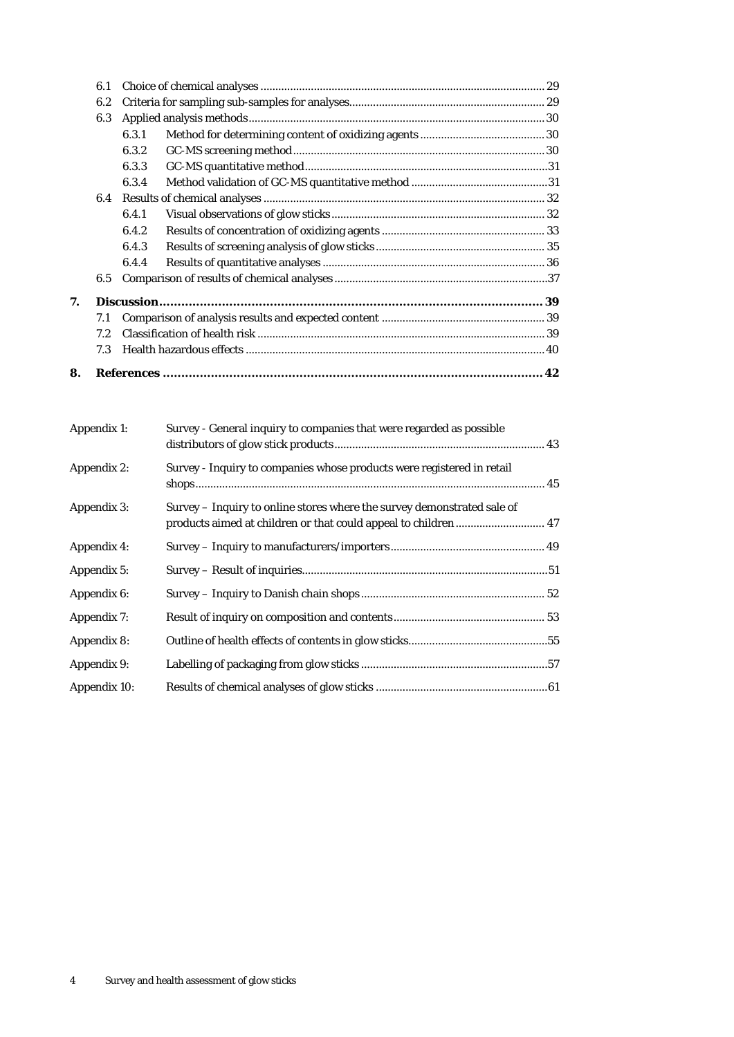| | | | |
|---|---|---|---|
| 6.1 | Choice of chemical analyses | | 29 |
| 6.2 | Criteria for sampling sub-samples for analyses | | 29 |
| 6.3 | Applied analysis methods | | 30 |
| | 6.3.1 | Method for determining content of oxidizing agents | 30 |
| | 6.3.2 | GC-MS screening method | 30 |
| | 6.3.3 | GC-MS quantitative method | 31 |
| | 6.3.4 | Method validation of GC-MS quantitative method | 31 |
| 6.4 | Results of chemical analyses | | 32 |
| | 6.4.1 | Visual observations of glow sticks | 32 |
| | 6.4.2 | Results of concentration of oxidizing agents | 33 |
| | 6.4.3 | Results of screening analysis of glow sticks | 35 |
| | 6.4.4 | Results of quantitative analyses | 36 |
| 6.5 | Comparison of results of chemical analyses | | 37 |

**7. Discussion** ......... **39**

| | | |
|---|---|---|
| 7.1 | Comparison of analysis results and expected content | 39 |
| 7.2 | Classification of health risk | 39 |
| 7.3 | Health hazardous effects | 40 |

**8. References** ......... **42**

| | | |
|---|---|---|
| Appendix 1: | Survey - General inquiry to companies that were regarded as possible distributors of glow stick products | 43 |
| Appendix 2: | Survey - Inquiry to companies whose products were registered in retail shops | 45 |
| Appendix 3: | Survey – Inquiry to online stores where the survey demonstrated sale of products aimed at children or that could appeal to children | 47 |
| Appendix 4: | Survey – Inquiry to manufacturers/importers | 49 |
| Appendix 5: | Survey – Result of inquiries | 51 |
| Appendix 6: | Survey – Inquiry to Danish chain shops | 52 |
| Appendix 7: | Result of inquiry on composition and contents | 53 |
| Appendix 8: | Outline of health effects of contents in glow sticks | 55 |
| Appendix 9: | Labelling of packaging from glow sticks | 57 |
| Appendix 10: | Results of chemical analyses of glow sticks | 61 |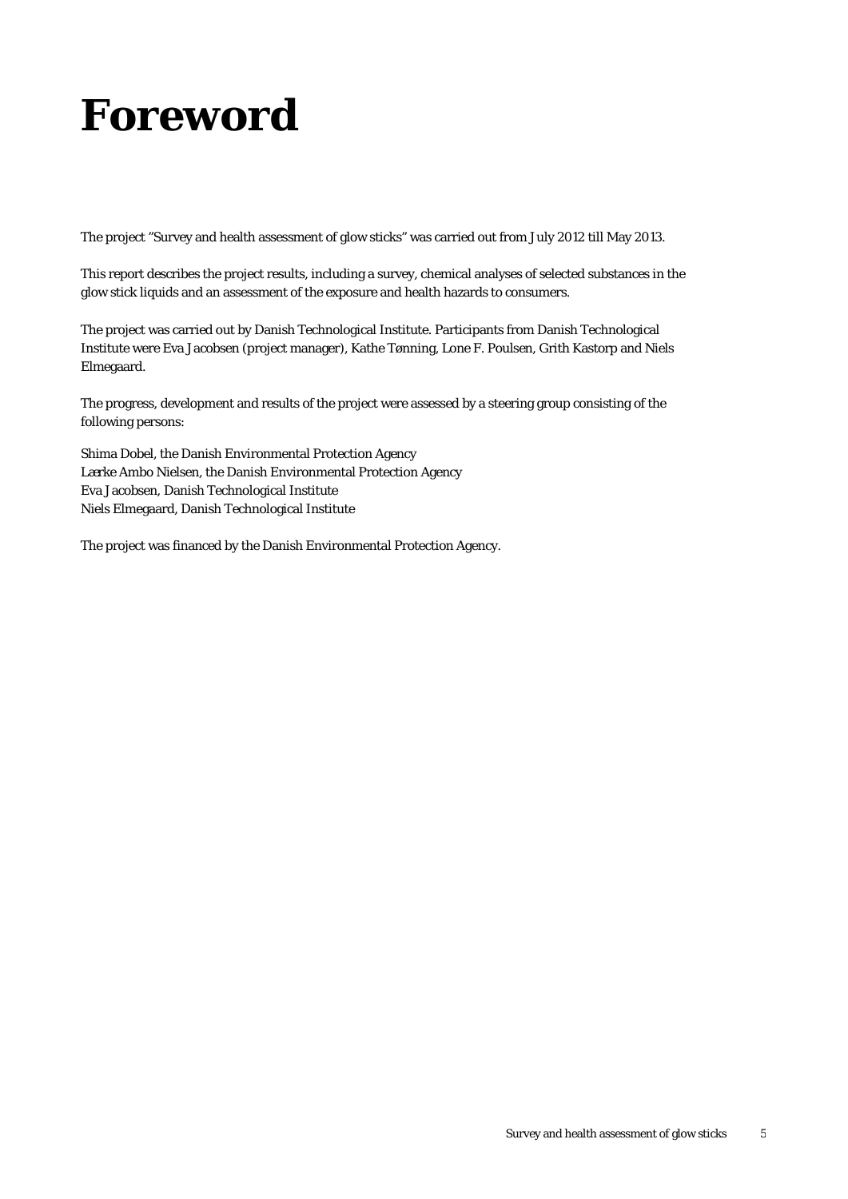# Foreword

The project "Survey and health assessment of glow sticks" was carried out from July 2012 till May 2013.

This report describes the project results, including a survey, chemical analyses of selected substances in the glow stick liquids and an assessment of the exposure and health hazards to consumers.

The project was carried out by Danish Technological Institute. Participants from Danish Technological Institute were Eva Jacobsen (project manager), Kathe Tønning, Lone F. Poulsen, Grith Kastorp and Niels Elmegaard.

The progress, development and results of the project were assessed by a steering group consisting of the following persons:

Shima Dobel, the Danish Environmental Protection Agency
Lærke Ambo Nielsen, the Danish Environmental Protection Agency
Eva Jacobsen, Danish Technological Institute
Niels Elmegaard, Danish Technological Institute

The project was financed by the Danish Environmental Protection Agency.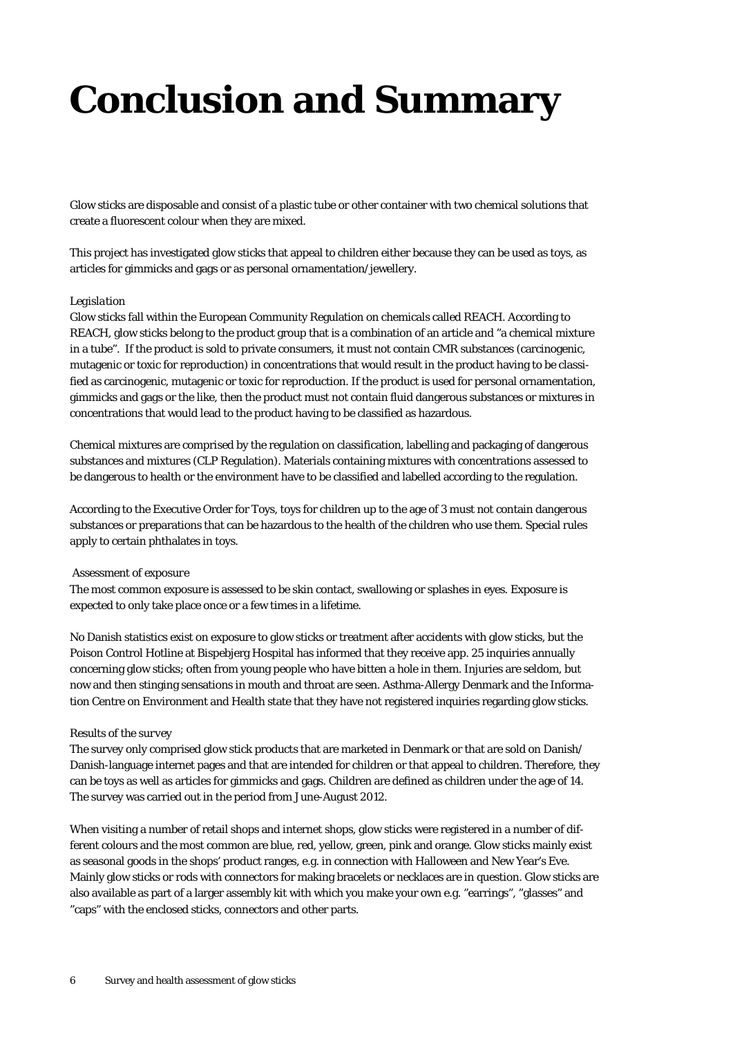# Conclusion and Summary

Glow sticks are disposable and consist of a plastic tube or other container with two chemical solutions that create a fluorescent colour when they are mixed.

This project has investigated glow sticks that appeal to children either because they can be used as toys, as articles for gimmicks and gags or as personal ornamentation/jewellery.

*Legislation*

Glow sticks fall within the European Community Regulation on chemicals called REACH. According to REACH, glow sticks belong to the product group that is a combination of an article and "a chemical mixture in a tube". If the product is sold to private consumers, it must not contain CMR substances (carcinogenic, mutagenic or toxic for reproduction) in concentrations that would result in the product having to be classified as carcinogenic, mutagenic or toxic for reproduction. If the product is used for personal ornamentation, gimmicks and gags or the like, then the product must not contain fluid dangerous substances or mixtures in concentrations that would lead to the product having to be classified as hazardous.

Chemical mixtures are comprised by the regulation on classification, labelling and packaging of dangerous substances and mixtures (CLP Regulation). Materials containing mixtures with concentrations assessed to be dangerous to health or the environment have to be classified and labelled according to the regulation.

According to the Executive Order for Toys, toys for children up to the age of 3 must not contain dangerous substances or preparations that can be hazardous to the health of the children who use them. Special rules apply to certain phthalates in toys.

*Assessment of exposure*

The most common exposure is assessed to be skin contact, swallowing or splashes in eyes. Exposure is expected to only take place once or a few times in a lifetime.

No Danish statistics exist on exposure to glow sticks or treatment after accidents with glow sticks, but the Poison Control Hotline at Bispebjerg Hospital has informed that they receive app. 25 inquiries annually concerning glow sticks; often from young people who have bitten a hole in them. Injuries are seldom, but now and then stinging sensations in mouth and throat are seen. Asthma-Allergy Denmark and the Information Centre on Environment and Health state that they have not registered inquiries regarding glow sticks.

*Results of the survey*

The survey only comprised glow stick products that are marketed in Denmark or that are sold on Danish/Danish-language internet pages and that are intended for children or that appeal to children. Therefore, they can be toys as well as articles for gimmicks and gags. Children are defined as children under the age of 14. The survey was carried out in the period from June-August 2012.

When visiting a number of retail shops and internet shops, glow sticks were registered in a number of different colours and the most common are blue, red, yellow, green, pink and orange. Glow sticks mainly exist as seasonal goods in the shops' product ranges, e.g. in connection with Halloween and New Year's Eve. Mainly glow sticks or rods with connectors for making bracelets or necklaces are in question. Glow sticks are also available as part of a larger assembly kit with which you make your own e.g. "earrings", "glasses" and "caps" with the enclosed sticks, connectors and other parts.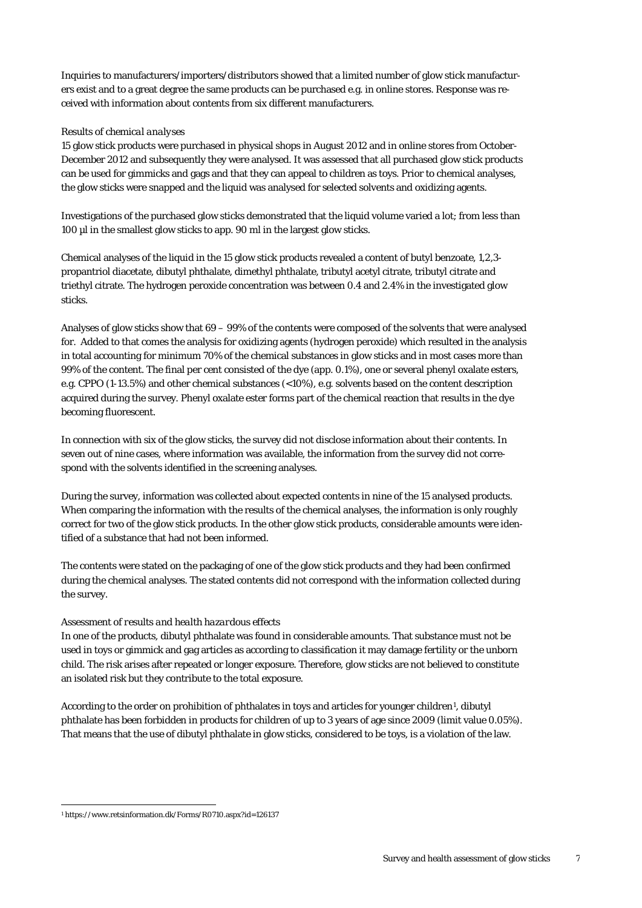Inquiries to manufacturers/importers/distributors showed that a limited number of glow stick manufacturers exist and to a great degree the same products can be purchased e.g. in online stores. Response was received with information about contents from six different manufacturers.

*Results of chemical analyses*

15 glow stick products were purchased in physical shops in August 2012 and in online stores from October-December 2012 and subsequently they were analysed. It was assessed that all purchased glow stick products can be used for gimmicks and gags and that they can appeal to children as toys. Prior to chemical analyses, the glow sticks were snapped and the liquid was analysed for selected solvents and oxidizing agents.

Investigations of the purchased glow sticks demonstrated that the liquid volume varied a lot; from less than 100 µl in the smallest glow sticks to app. 90 ml in the largest glow sticks.

Chemical analyses of the liquid in the 15 glow stick products revealed a content of butyl benzoate, 1,2,3-propantriol diacetate, dibutyl phthalate, dimethyl phthalate, tributyl acetyl citrate, tributyl citrate and triethyl citrate. The hydrogen peroxide concentration was between 0.4 and 2.4% in the investigated glow sticks.

Analyses of glow sticks show that 69 – 99% of the contents were composed of the solvents that were analysed for. Added to that comes the analysis for oxidizing agents (hydrogen peroxide) which resulted in the analysis in total accounting for minimum 70% of the chemical substances in glow sticks and in most cases more than 99% of the content. The final per cent consisted of the dye (app. 0.1%), one or several phenyl oxalate esters, e.g. CPPO (1-13.5%) and other chemical substances (<10%), e.g. solvents based on the content description acquired during the survey. Phenyl oxalate ester forms part of the chemical reaction that results in the dye becoming fluorescent.

In connection with six of the glow sticks, the survey did not disclose information about their contents. In seven out of nine cases, where information was available, the information from the survey did not correspond with the solvents identified in the screening analyses.

During the survey, information was collected about expected contents in nine of the 15 analysed products. When comparing the information with the results of the chemical analyses, the information is only roughly correct for two of the glow stick products. In the other glow stick products, considerable amounts were identified of a substance that had not been informed.

The contents were stated on the packaging of one of the glow stick products and they had been confirmed during the chemical analyses. The stated contents did not correspond with the information collected during the survey.

*Assessment of results and health hazardous effects*

In one of the products, dibutyl phthalate was found in considerable amounts. That substance must not be used in toys or gimmick and gag articles as according to classification it may damage fertility or the unborn child. The risk arises after repeated or longer exposure. Therefore, glow sticks are not believed to constitute an isolated risk but they contribute to the total exposure.

According to the order on prohibition of phthalates in toys and articles for younger children[1], dibutyl phthalate has been forbidden in products for children of up to 3 years of age since 2009 (limit value 0.05%). That means that the use of dibutyl phthalate in glow sticks, considered to be toys, is a violation of the law.

[1] https://www.retsinformation.dk/Forms/R0710.aspx?id=126137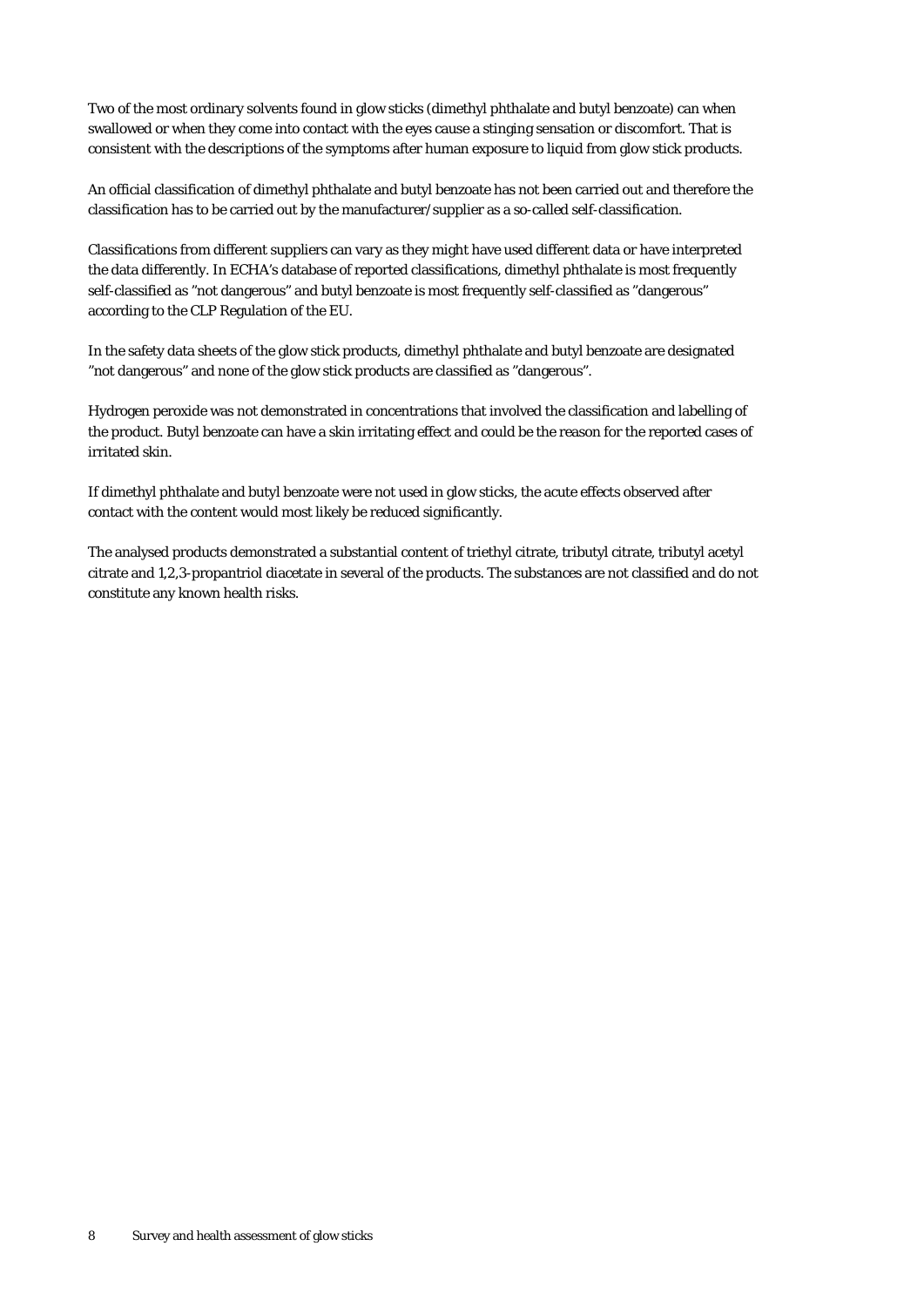Two of the most ordinary solvents found in glow sticks (dimethyl phthalate and butyl benzoate) can when swallowed or when they come into contact with the eyes cause a stinging sensation or discomfort. That is consistent with the descriptions of the symptoms after human exposure to liquid from glow stick products.

An official classification of dimethyl phthalate and butyl benzoate has not been carried out and therefore the classification has to be carried out by the manufacturer/supplier as a so-called self-classification.

Classifications from different suppliers can vary as they might have used different data or have interpreted the data differently. In ECHA's database of reported classifications, dimethyl phthalate is most frequently self-classified as "not dangerous" and butyl benzoate is most frequently self-classified as "dangerous" according to the CLP Regulation of the EU.

In the safety data sheets of the glow stick products, dimethyl phthalate and butyl benzoate are designated "not dangerous" and none of the glow stick products are classified as "dangerous".

Hydrogen peroxide was not demonstrated in concentrations that involved the classification and labelling of the product. Butyl benzoate can have a skin irritating effect and could be the reason for the reported cases of irritated skin.

If dimethyl phthalate and butyl benzoate were not used in glow sticks, the acute effects observed after contact with the content would most likely be reduced significantly.

The analysed products demonstrated a substantial content of triethyl citrate, tributyl citrate, tributyl acetyl citrate and 1,2,3-propantriol diacetate in several of the products. The substances are not classified and do not constitute any known health risks.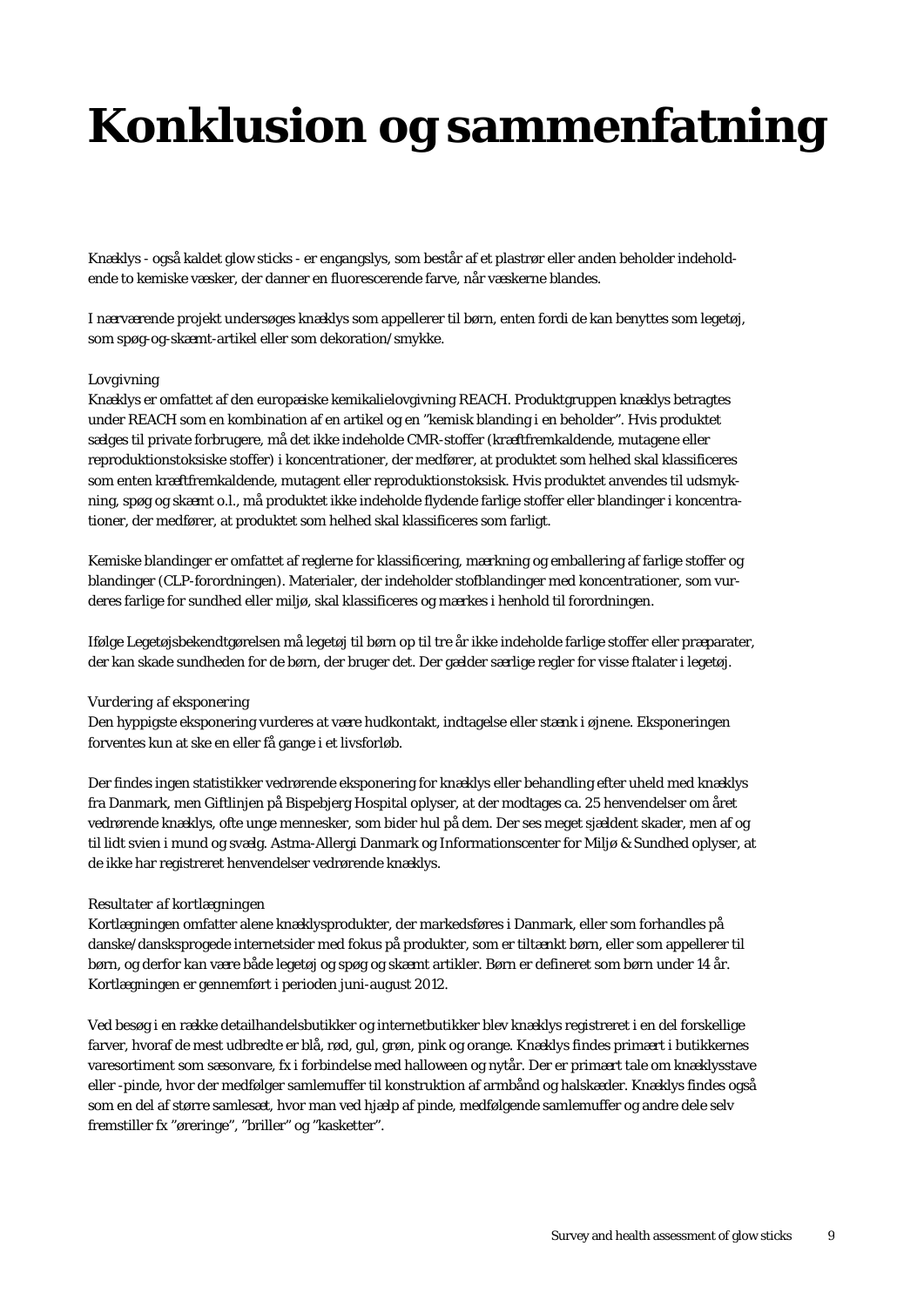# Konklusion og sammenfatning

Knæklys - også kaldet glow sticks - er engangslys, som består af et plastrør eller anden beholder indeholdende to kemiske væsker, der danner en fluorescerende farve, når væskerne blandes.

I nærværende projekt undersøges knæklys som appellerer til børn, enten fordi de kan benyttes som legetøj, som spøg-og-skæmt-artikel eller som dekoration/smykke.

*Lovgivning*

Knæklys er omfattet af den europæiske kemikalielovgivning REACH. Produktgruppen knæklys betragtes under REACH som en kombination af en artikel og en "kemisk blanding i en beholder". Hvis produktet sælges til private forbrugere, må det ikke indeholde CMR-stoffer (kræftfremkaldende, mutagene eller reproduktionstoksiske stoffer) i koncentrationer, der medfører, at produktet som helhed skal klassificeres som enten kræftfremkaldende, mutagent eller reproduktionstoksisk. Hvis produktet anvendes til udsmykning, spøg og skæmt o.l., må produktet ikke indeholde flydende farlige stoffer eller blandinger i koncentrationer, der medfører, at produktet som helhed skal klassificeres som farligt.

Kemiske blandinger er omfattet af reglerne for klassificering, mærkning og emballering af farlige stoffer og blandinger (CLP-forordningen). Materialer, der indeholder stofblandinger med koncentrationer, som vurderes farlige for sundhed eller miljø, skal klassificeres og mærkes i henhold til forordningen.

Ifølge Legetøjsbekendtgørelsen må legetøj til børn op til tre år ikke indeholde farlige stoffer eller præparater, der kan skade sundheden for de børn, der bruger det. Der gælder særlige regler for visse ftalater i legetøj.

*Vurdering af eksponering*

Den hyppigste eksponering vurderes at være hudkontakt, indtagelse eller stænk i øjnene. Eksponeringen forventes kun at ske en eller få gange i et livsforløb.

Der findes ingen statistikker vedrørende eksponering for knæklys eller behandling efter uheld med knæklys fra Danmark, men Giftlinjen på Bispebjerg Hospital oplyser, at der modtages ca. 25 henvendelser om året vedrørende knæklys, ofte unge mennesker, som bider hul på dem. Der ses meget sjældent skader, men af og til lidt svien i mund og svælg. Astma-Allergi Danmark og Informationscenter for Miljø & Sundhed oplyser, at de ikke har registreret henvendelser vedrørende knæklys.

*Resultater af kortlægningen*

Kortlægningen omfatter alene knæklysprodukter, der markedsføres i Danmark, eller som forhandles på danske/dansksprogede internetsider med fokus på produkter, som er tiltænkt børn, eller som appellerer til børn, og derfor kan være både legetøj og spøg og skæmt artikler. Børn er defineret som børn under 14 år. Kortlægningen er gennemført i perioden juni-august 2012.

Ved besøg i en række detailhandelsbutikker og internetbutikker blev knæklys registreret i en del forskellige farver, hvoraf de mest udbredte er blå, rød, gul, grøn, pink og orange. Knæklys findes primært i butikkernes varesortiment som sæsonvare, fx i forbindelse med halloween og nytår. Der er primært tale om knæklysstave eller -pinde, hvor der medfølger samlemuffer til konstruktion af armbånd og halskæder. Knæklys findes også som en del af større samlesæt, hvor man ved hjælp af pinde, medfølgende samlemuffer og andre dele selv fremstiller fx "øreringe", "briller" og "kasketter".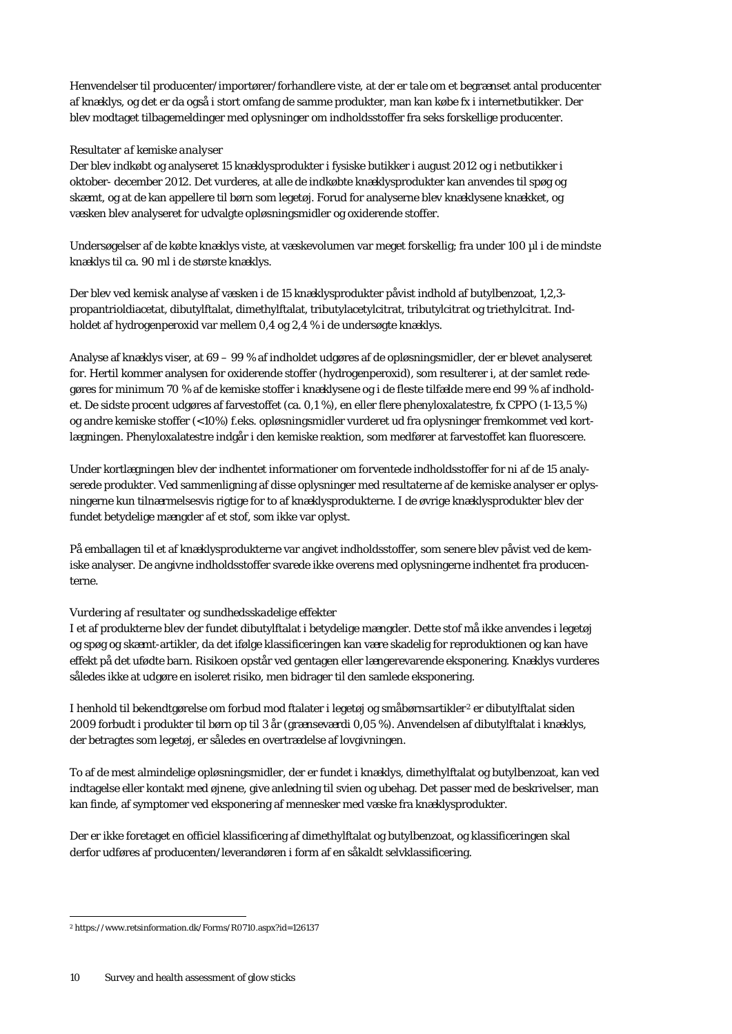Henvendelser til producenter/importører/forhandlere viste, at der er tale om et begrænset antal producenter af knæklys, og det er da også i stort omfang de samme produkter, man kan købe fx i internetbutikker. Der blev modtaget tilbagemeldinger med oplysninger om indholdsstoffer fra seks forskellige producenter.

*Resultater af kemiske analyser*

Der blev indkøbt og analyseret 15 knæklysprodukter i fysiske butikker i august 2012 og i netbutikker i oktober- december 2012. Det vurderes, at alle de indkøbte knæklysprodukter kan anvendes til spøg og skæmt, og at de kan appellere til børn som legetøj. Forud for analyserne blev knæklysene knækket, og væsken blev analyseret for udvalgte opløsningsmidler og oxiderende stoffer.

Undersøgelser af de købte knæklys viste, at væskevolumen var meget forskellig; fra under 100 µl i de mindste knæklys til ca. 90 ml i de største knæklys.

Der blev ved kemisk analyse af væsken i de 15 knæklysprodukter påvist indhold af butylbenzoat, 1,2,3-propantrioldiacetat, dibutylftalat, dimethylftalat, tributylacetylcitrat, tributylcitrat og triethylcitrat. Indholdet af hydrogenperoxid var mellem 0,4 og 2,4 % i de undersøgte knæklys.

Analyse af knæklys viser, at 69 – 99 % af indholdet udgøres af de opløsningsmidler, der er blevet analyseret for. Hertil kommer analysen for oxiderende stoffer (hydrogenperoxid), som resulterer i, at der samlet redegøres for minimum 70 % af de kemiske stoffer i knæklysene og i de fleste tilfælde mere end 99 % af indholdet. De sidste procent udgøres af farvestoffet (ca. 0,1 %), en eller flere phenyloxalatestre, fx CPPO (1-13,5 %) og andre kemiske stoffer (<10%) f.eks. opløsningsmidler vurderet ud fra oplysninger fremkommet ved kortlægningen. Phenyloxalatestre indgår i den kemiske reaktion, som medfører at farvestoffet kan fluorescere.

Under kortlægningen blev der indhentet informationer om forventede indholdsstoffer for ni af de 15 analyserede produkter. Ved sammenligning af disse oplysninger med resultaterne af de kemiske analyser er oplysningerne kun tilnærmelsesvis rigtige for to af knæklysprodukterne. I de øvrige knæklysprodukter blev der fundet betydelige mængder af et stof, som ikke var oplyst.

På emballagen til et af knæklysprodukterne var angivet indholdsstoffer, som senere blev påvist ved de kemiske analyser. De angivne indholdsstoffer svarede ikke overens med oplysningerne indhentet fra producenterne.

*Vurdering af resultater og sundhedsskadelige effekter*

I et af produkterne blev der fundet dibutylftalat i betydelige mængder. Dette stof må ikke anvendes i legetøj og spøg og skæmt-artikler, da det ifølge klassificeringen kan være skadelig for reproduktionen og kan have effekt på det ufødte barn. Risikoen opstår ved gentagen eller længerevarende eksponering. Knæklys vurderes således ikke at udgøre en isoleret risiko, men bidrager til den samlede eksponering.

I henhold til bekendtgørelse om forbud mod ftalater i legetøj og småbørnsartikler[2] er dibutylftalat siden 2009 forbudt i produkter til børn op til 3 år (grænseværdi 0,05 %). Anvendelsen af dibutylftalat i knæklys, der betragtes som legetøj, er således en overtrædelse af lovgivningen.

To af de mest almindelige opløsningsmidler, der er fundet i knæklys, dimethylftalat og butylbenzoat, kan ved indtagelse eller kontakt med øjnene, give anledning til svien og ubehag. Det passer med de beskrivelser, man kan finde, af symptomer ved eksponering af mennesker med væske fra knæklysprodukter.

Der er ikke foretaget en officiel klassificering af dimethylftalat og butylbenzoat, og klassificeringen skal derfor udføres af producenten/leverandøren i form af en såkaldt selvklassificering.

---

[2] https://www.retsinformation.dk/Forms/R0710.aspx?id=126137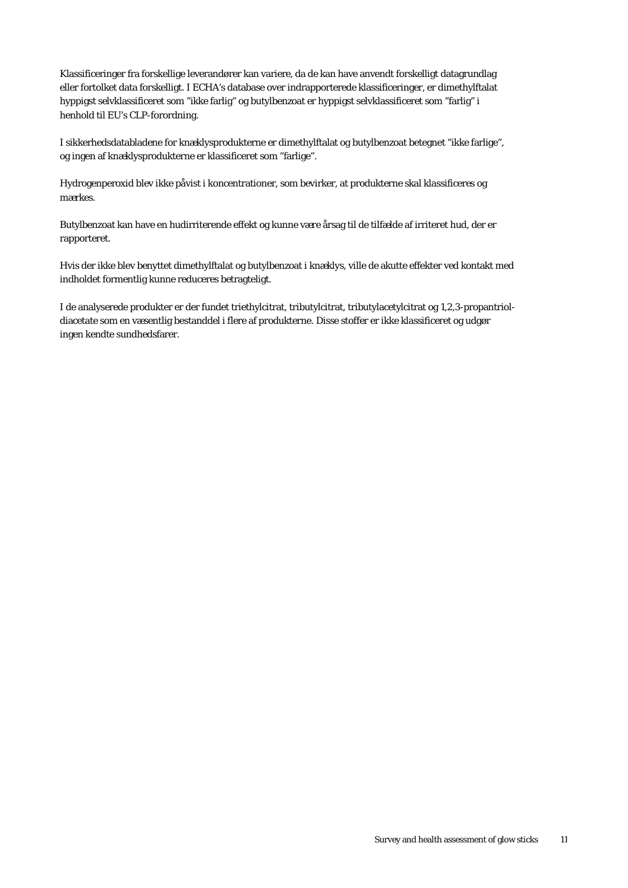Klassificeringer fra forskellige leverandører kan variere, da de kan have anvendt forskelligt datagrundlag eller fortolket data forskelligt. I ECHA's database over indrapporterede klassificeringer, er dimethylftalat hyppigst selvklassificeret som "ikke farlig" og butylbenzoat er hyppigst selvklassificeret som "farlig" i henhold til EU's CLP-forordning.

I sikkerhedsdatabladene for knæklysprodukterne er dimethylftalat og butylbenzoat betegnet "ikke farlige", og ingen af knæklysprodukterne er klassificeret som "farlige".

Hydrogenperoxid blev ikke påvist i koncentrationer, som bevirker, at produkterne skal klassificeres og mærkes.

Butylbenzoat kan have en hudirriterende effekt og kunne være årsag til de tilfælde af irriteret hud, der er rapporteret.

Hvis der ikke blev benyttet dimethylftalat og butylbenzoat i knæklys, ville de akutte effekter ved kontakt med indholdet formentlig kunne reduceres betragteligt.

I de analyserede produkter er der fundet triethylcitrat, tributylcitrat, tributylacetylcitrat og 1,2,3-propantriol-diacetate som en væsentlig bestanddel i flere af produkterne. Disse stoffer er ikke klassificeret og udgør ingen kendte sundhedsfarer.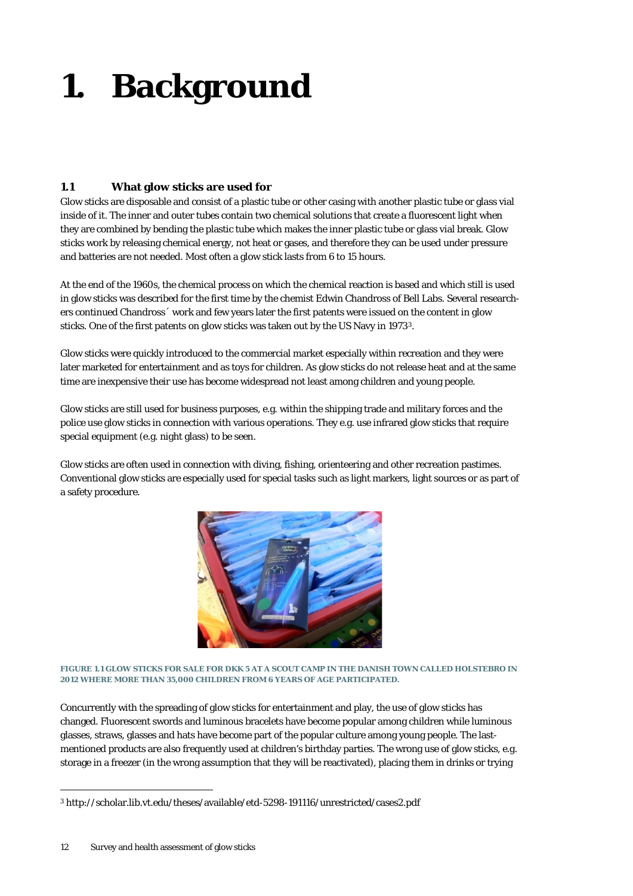# 1. Background

### 1.1 What glow sticks are used for

Glow sticks are disposable and consist of a plastic tube or other casing with another plastic tube or glass vial inside of it. The inner and outer tubes contain two chemical solutions that create a fluorescent light when they are combined by bending the plastic tube which makes the inner plastic tube or glass vial break. Glow sticks work by releasing chemical energy, not heat or gases, and therefore they can be used under pressure and batteries are not needed. Most often a glow stick lasts from 6 to 15 hours.

At the end of the 1960s, the chemical process on which the chemical reaction is based and which still is used in glow sticks was described for the first time by the chemist Edwin Chandross of Bell Labs. Several researchers continued Chandross´ work and few years later the first patents were issued on the content in glow sticks. One of the first patents on glow sticks was taken out by the US Navy in 1973[3].

Glow sticks were quickly introduced to the commercial market especially within recreation and they were later marketed for entertainment and as toys for children. As glow sticks do not release heat and at the same time are inexpensive their use has become widespread not least among children and young people.

Glow sticks are still used for business purposes, e.g. within the shipping trade and military forces and the police use glow sticks in connection with various operations. They e.g. use infrared glow sticks that require special equipment (e.g. night glass) to be seen.

Glow sticks are often used in connection with diving, fishing, orienteering and other recreation pastimes. Conventional glow sticks are especially used for special tasks such as light markers, light sources or as part of a safety procedure.

FIGURE 1.1 GLOW STICKS FOR SALE FOR DKK 5 AT A SCOUT CAMP IN THE DANISH TOWN CALLED HOLSTEBRO IN 2012 WHERE MORE THAN 35,000 CHILDREN FROM 6 YEARS OF AGE PARTICIPATED.

Concurrently with the spreading of glow sticks for entertainment and play, the use of glow sticks has changed. Fluorescent swords and luminous bracelets have become popular among children while luminous glasses, straws, glasses and hats have become part of the popular culture among young people. The last-mentioned products are also frequently used at children's birthday parties. The wrong use of glow sticks, e.g. storage in a freezer (in the wrong assumption that they will be reactivated), placing them in drinks or trying

---

[3] http://scholar.lib.vt.edu/theses/available/etd-5298-191116/unrestricted/cases2.pdf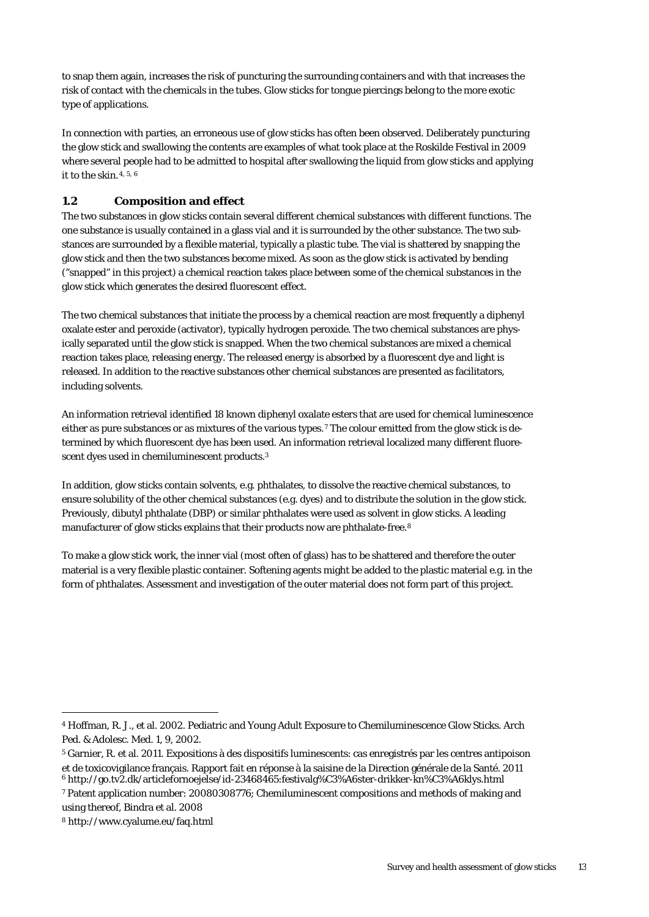to snap them again, increases the risk of puncturing the surrounding containers and with that increases the risk of contact with the chemicals in the tubes. Glow sticks for tongue piercings belong to the more exotic type of applications.

In connection with parties, an erroneous use of glow sticks has often been observed. Deliberately puncturing the glow stick and swallowing the contents are examples of what took place at the Roskilde Festival in 2009 where several people had to be admitted to hospital after swallowing the liquid from glow sticks and applying it to the skin.[4, 5, 6]

## 1.2 Composition and effect

The two substances in glow sticks contain several different chemical substances with different functions. The one substance is usually contained in a glass vial and it is surrounded by the other substance. The two substances are surrounded by a flexible material, typically a plastic tube. The vial is shattered by snapping the glow stick and then the two substances become mixed. As soon as the glow stick is activated by bending ("snapped" in this project) a chemical reaction takes place between some of the chemical substances in the glow stick which generates the desired fluorescent effect.

The two chemical substances that initiate the process by a chemical reaction are most frequently a diphenyl oxalate ester and peroxide (activator), typically hydrogen peroxide. The two chemical substances are physically separated until the glow stick is snapped. When the two chemical substances are mixed a chemical reaction takes place, releasing energy. The released energy is absorbed by a fluorescent dye and light is released. In addition to the reactive substances other chemical substances are presented as facilitators, including solvents.

An information retrieval identified 18 known diphenyl oxalate esters that are used for chemical luminescence either as pure substances or as mixtures of the various types.[7] The colour emitted from the glow stick is determined by which fluorescent dye has been used. An information retrieval localized many different fluorescent dyes used in chemiluminescent products.[3]

In addition, glow sticks contain solvents, e.g. phthalates, to dissolve the reactive chemical substances, to ensure solubility of the other chemical substances (e.g. dyes) and to distribute the solution in the glow stick. Previously, dibutyl phthalate (DBP) or similar phthalates were used as solvent in glow sticks. A leading manufacturer of glow sticks explains that their products now are phthalate-free.[8]

To make a glow stick work, the inner vial (most often of glass) has to be shattered and therefore the outer material is a very flexible plastic container. Softening agents might be added to the plastic material e.g. in the form of phthalates. Assessment and investigation of the outer material does not form part of this project.

---

[4] Hoffman, R. J., et al. 2002. Pediatric and Young Adult Exposure to Chemiluminescence Glow Sticks. Arch Ped. & Adolesc. Med. 1, 9, 2002.

[5] Garnier, R. et al. 2011. Expositions à des dispositifs luminescents: cas enregistrés par les centres antipoison et de toxicovigilance français. Rapport fait en réponse à la saisine de la Direction générale de la Santé. 2011

[6] http://go.tv2.dk/articlefornoejelse/id-23468465:festivalg%C3%A6ster-drikker-kn%C3%A6klys.html

[7] Patent application number: 20080308776; Chemiluminescent compositions and methods of making and using thereof, Bindra et al. 2008

[8] http://www.cyalume.eu/faq.html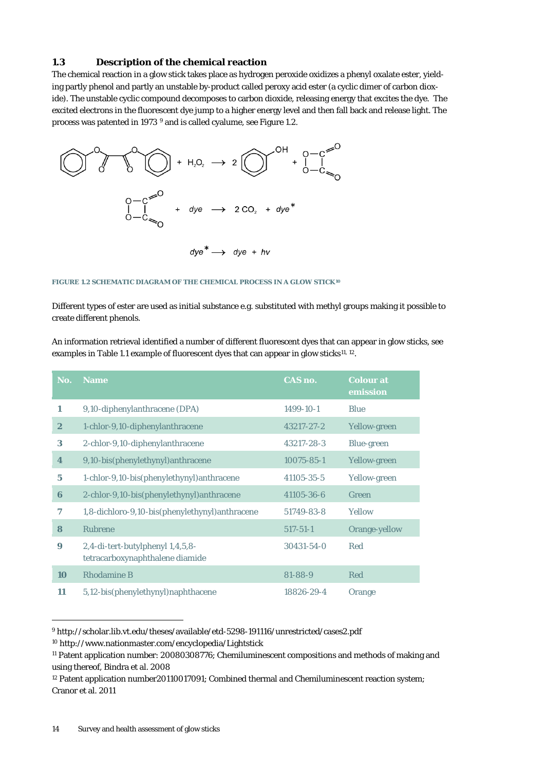### 1.3 Description of the chemical reaction

The chemical reaction in a glow stick takes place as hydrogen peroxide oxidizes a phenyl oxalate ester, yielding partly phenol and partly an unstable by-product called peroxy acid ester (a cyclic dimer of carbon dioxide). The unstable cyclic compound decomposes to carbon dioxide, releasing energy that excites the dye. The excited electrons in the fluorescent dye jump to a higher energy level and then fall back and release light. The process was patented in 1973 [9] and is called cyalume, see Figure 1.2.

$$\text{diphenyl oxalate} + H_2O_2 \longrightarrow 2\ \text{phenol} + \text{1,2-dioxetanedione}$$

$$\text{1,2-dioxetanedione} + dye \longrightarrow 2\,CO_2 + dye^{*}$$

$$dye^{*} \longrightarrow dye + h\nu$$

**FIGURE 1.2 SCHEMATIC DIAGRAM OF THE CHEMICAL PROCESS IN A GLOW STICK [10]**

Different types of ester are used as initial substance e.g. substituted with methyl groups making it possible to create different phenols.

An information retrieval identified a number of different fluorescent dyes that can appear in glow sticks, see examples in Table 1.1 example of fluorescent dyes that can appear in glow sticks [11, 12].

| No. | Name | CAS no. | Colour at emission |
|---|---|---|---|
| 1 | 9,10-diphenylanthracene (DPA) | 1499-10-1 | Blue |
| 2 | 1-chlor-9,10-diphenylanthracene | 43217-27-2 | Yellow-green |
| 3 | 2-chlor-9,10-diphenylanthracene | 43217-28-3 | Blue-green |
| 4 | 9,10-bis(phenylethynyl)anthracene | 10075-85-1 | Yellow-green |
| 5 | 1-chlor-9,10-bis(phenylethynyl)anthracene | 41105-35-5 | Yellow-green |
| 6 | 2-chlor-9,10-bis(phenylethynyl)anthracene | 41105-36-6 | Green |
| 7 | 1,8-dichloro-9,10-bis(phenylethynyl)anthracene | 51749-83-8 | Yellow |
| 8 | Rubrene | 517-51-1 | Orange-yellow |
| 9 | 2,4-di-tert-butylphenyl 1,4,5,8-tetracarboxynaphthalene diamide | 30431-54-0 | Red |
| 10 | Rhodamine B | 81-88-9 | Red |
| 11 | 5,12-bis(phenylethynyl)naphthacene | 18826-29-4 | Orange |

[9] http://scholar.lib.vt.edu/theses/available/etd-5298-191116/unrestricted/cases2.pdf

[10] http://www.nationmaster.com/encyclopedia/Lightstick

[11] Patent application number: 20080308776; Chemiluminescent compositions and methods of making and using thereof, Bindra et al. 2008

[12] Patent application number20110017091; Combined thermal and Chemiluminescent reaction system; Cranor et al. 2011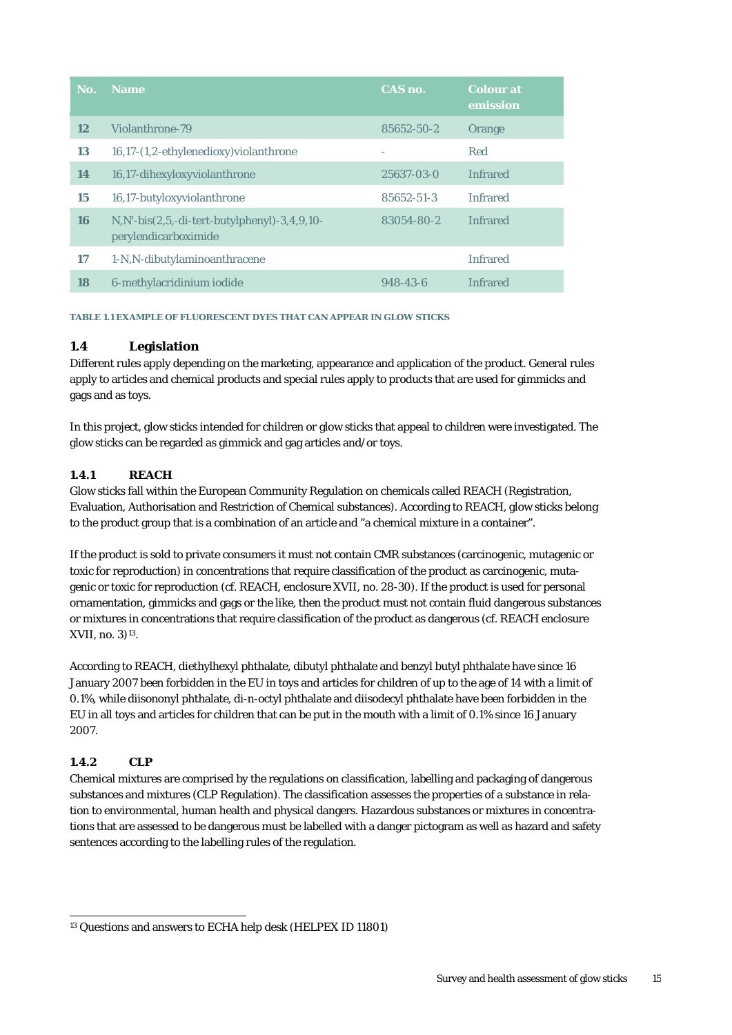| No. | Name | CAS no. | Colour at emission |
| --- | --- | --- | --- |
| 12 | Violanthrone-79 | 85652-50-2 | Orange |
| 13 | 16,17-(1,2-ethylenedioxy)violanthrone | - | Red |
| 14 | 16,17-dihexyloxyviolanthrone | 25637-03-0 | Infrared |
| 15 | 16,17-butyloxyviolanthrone | 85652-51-3 | Infrared |
| 16 | N,N'-bis(2,5,-di-tert-butylphenyl)-3,4,9,10-perylendicarboximide | 83054-80-2 | Infrared |
| 17 | 1-N,N-dibutylaminoanthracene | | Infrared |
| 18 | 6-methylacridinium iodide | 948-43-6 | Infrared |

**TABLE 1.1 EXAMPLE OF FLUORESCENT DYES THAT CAN APPEAR IN GLOW STICKS**

### 1.4 Legislation

Different rules apply depending on the marketing, appearance and application of the product. General rules apply to articles and chemical products and special rules apply to products that are used for gimmicks and gags and as toys.

In this project, glow sticks intended for children or glow sticks that appeal to children were investigated. The glow sticks can be regarded as gimmick and gag articles and/or toys.

#### 1.4.1 REACH

Glow sticks fall within the European Community Regulation on chemicals called REACH (Registration, Evaluation, Authorisation and Restriction of Chemical substances). According to REACH, glow sticks belong to the product group that is a combination of an article and "a chemical mixture in a container".

If the product is sold to private consumers it must not contain CMR substances (carcinogenic, mutagenic or toxic for reproduction) in concentrations that require classification of the product as carcinogenic, mutagenic or toxic for reproduction (cf. REACH, enclosure XVII, no. 28-30). If the product is used for personal ornamentation, gimmicks and gags or the like, then the product must not contain fluid dangerous substances or mixtures in concentrations that require classification of the product as dangerous (cf. REACH enclosure XVII, no. 3)[13].

According to REACH, diethylhexyl phthalate, dibutyl phthalate and benzyl butyl phthalate have since 16 January 2007 been forbidden in the EU in toys and articles for children of up to the age of 14 with a limit of 0.1%, while diisononyl phthalate, di-n-octyl phthalate and diisodecyl phthalate have been forbidden in the EU in all toys and articles for children that can be put in the mouth with a limit of 0.1% since 16 January 2007.

#### 1.4.2 CLP

Chemical mixtures are comprised by the regulations on classification, labelling and packaging of dangerous substances and mixtures (CLP Regulation). The classification assesses the properties of a substance in relation to environmental, human health and physical dangers. Hazardous substances or mixtures in concentrations that are assessed to be dangerous must be labelled with a danger pictogram as well as hazard and safety sentences according to the labelling rules of the regulation.

---

[13] Questions and answers to ECHA help desk (HELPEX ID 11801)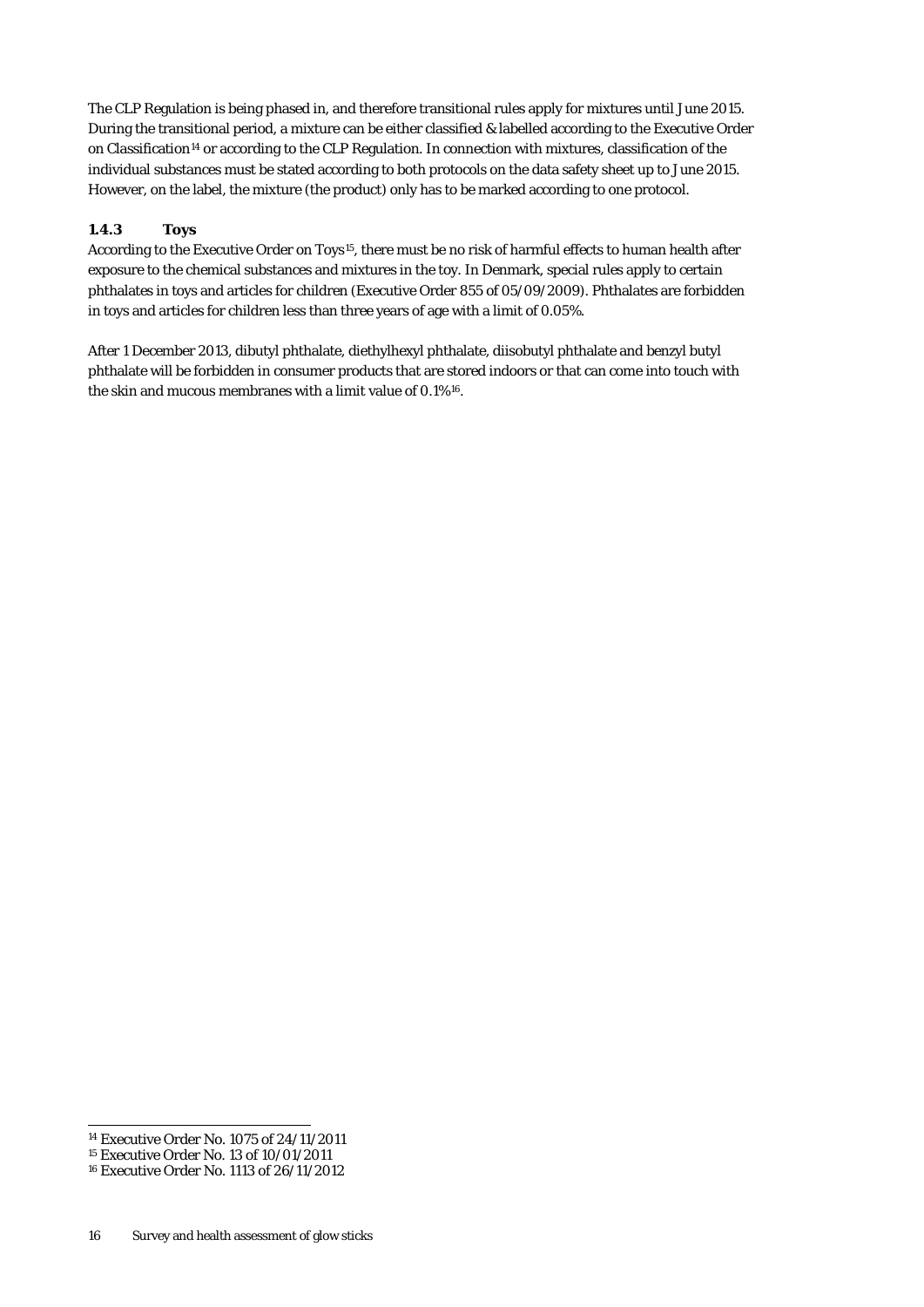The CLP Regulation is being phased in, and therefore transitional rules apply for mixtures until June 2015. During the transitional period, a mixture can be either classified & labelled according to the Executive Order on Classification[14] or according to the CLP Regulation. In connection with mixtures, classification of the individual substances must be stated according to both protocols on the data safety sheet up to June 2015. However, on the label, the mixture (the product) only has to be marked according to one protocol.

### 1.4.3 Toys

According to the Executive Order on Toys[15], there must be no risk of harmful effects to human health after exposure to the chemical substances and mixtures in the toy. In Denmark, special rules apply to certain phthalates in toys and articles for children (Executive Order 855 of 05/09/2009). Phthalates are forbidden in toys and articles for children less than three years of age with a limit of 0.05%.

After 1 December 2013, dibutyl phthalate, diethylhexyl phthalate, diisobutyl phthalate and benzyl butyl phthalate will be forbidden in consumer products that are stored indoors or that can come into touch with the skin and mucous membranes with a limit value of 0.1%[16].

---

[14] Executive Order No. 1075 of 24/11/2011

[15] Executive Order No. 13 of 10/01/2011

[16] Executive Order No. 1113 of 26/11/2012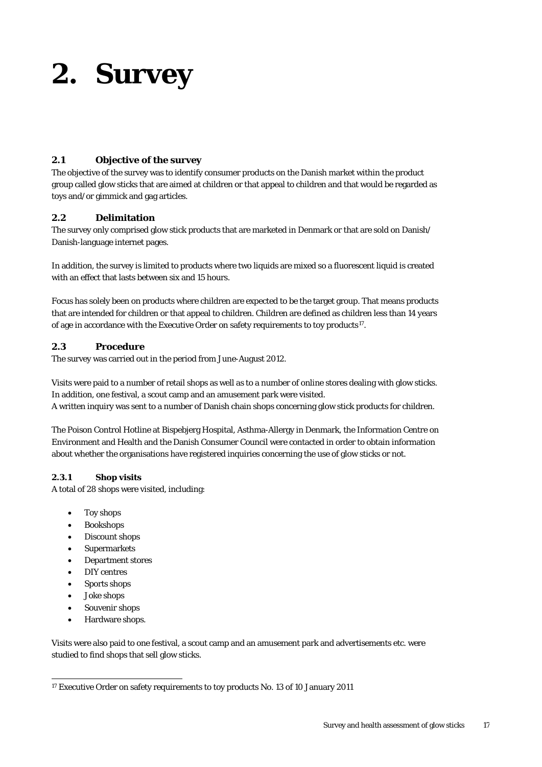# 2. Survey

## 2.1 Objective of the survey

The objective of the survey was to identify consumer products on the Danish market within the product group called glow sticks that are aimed at children or that appeal to children and that would be regarded as toys and/or gimmick and gag articles.

## 2.2 Delimitation

The survey only comprised glow stick products that are marketed in Denmark or that are sold on Danish/ Danish-language internet pages.

In addition, the survey is limited to products where two liquids are mixed so a fluorescent liquid is created with an effect that lasts between six and 15 hours.

Focus has solely been on products where children are expected to be the target group. That means products that are intended for children or that appeal to children. Children are defined as children less than 14 years of age in accordance with the Executive Order on safety requirements to toy products[17].

## 2.3 Procedure

The survey was carried out in the period from June-August 2012.

Visits were paid to a number of retail shops as well as to a number of online stores dealing with glow sticks. In addition, one festival, a scout camp and an amusement park were visited.
A written inquiry was sent to a number of Danish chain shops concerning glow stick products for children.

The Poison Control Hotline at Bispebjerg Hospital, Asthma-Allergy in Denmark, the Information Centre on Environment and Health and the Danish Consumer Council were contacted in order to obtain information about whether the organisations have registered inquiries concerning the use of glow sticks or not.

### 2.3.1 Shop visits

A total of 28 shops were visited, including:

- Toy shops
- Bookshops
- Discount shops
- Supermarkets
- Department stores
- DIY centres
- Sports shops
- Joke shops
- Souvenir shops
- Hardware shops.

Visits were also paid to one festival, a scout camp and an amusement park and advertisements etc. were studied to find shops that sell glow sticks.

---

[17] Executive Order on safety requirements to toy products No. 13 of 10 January 2011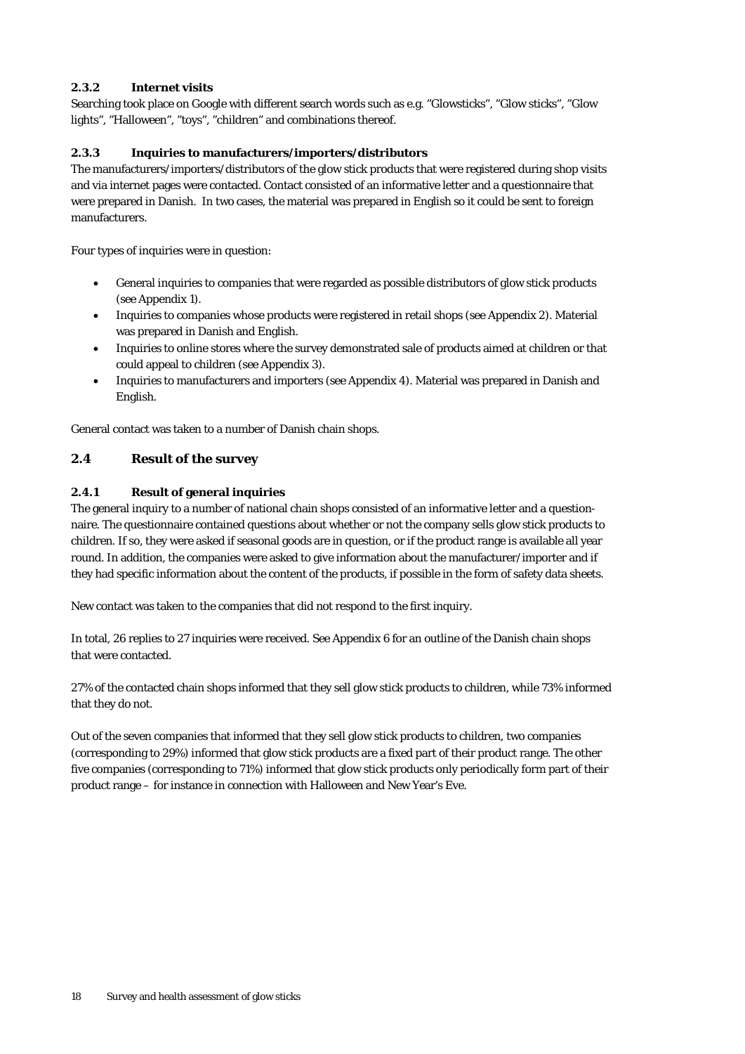### 2.3.2 Internet visits

Searching took place on Google with different search words such as e.g. "Glowsticks", "Glow sticks", "Glow lights", "Halloween", "toys", "children" and combinations thereof.

### 2.3.3 Inquiries to manufacturers/importers/distributors

The manufacturers/importers/distributors of the glow stick products that were registered during shop visits and via internet pages were contacted. Contact consisted of an informative letter and a questionnaire that were prepared in Danish. In two cases, the material was prepared in English so it could be sent to foreign manufacturers.

Four types of inquiries were in question:

- General inquiries to companies that were regarded as possible distributors of glow stick products (see Appendix 1).
- Inquiries to companies whose products were registered in retail shops (see Appendix 2). Material was prepared in Danish and English.
- Inquiries to online stores where the survey demonstrated sale of products aimed at children or that could appeal to children (see Appendix 3).
- Inquiries to manufacturers and importers (see Appendix 4). Material was prepared in Danish and English.

General contact was taken to a number of Danish chain shops.

## 2.4 Result of the survey

### 2.4.1 Result of general inquiries

The general inquiry to a number of national chain shops consisted of an informative letter and a questionnaire. The questionnaire contained questions about whether or not the company sells glow stick products to children. If so, they were asked if seasonal goods are in question, or if the product range is available all year round. In addition, the companies were asked to give information about the manufacturer/importer and if they had specific information about the content of the products, if possible in the form of safety data sheets.

New contact was taken to the companies that did not respond to the first inquiry.

In total, 26 replies to 27 inquiries were received. See Appendix 6 for an outline of the Danish chain shops that were contacted.

27% of the contacted chain shops informed that they sell glow stick products to children, while 73% informed that they do not.

Out of the seven companies that informed that they sell glow stick products to children, two companies (corresponding to 29%) informed that glow stick products are a fixed part of their product range. The other five companies (corresponding to 71%) informed that glow stick products only periodically form part of their product range – for instance in connection with Halloween and New Year's Eve.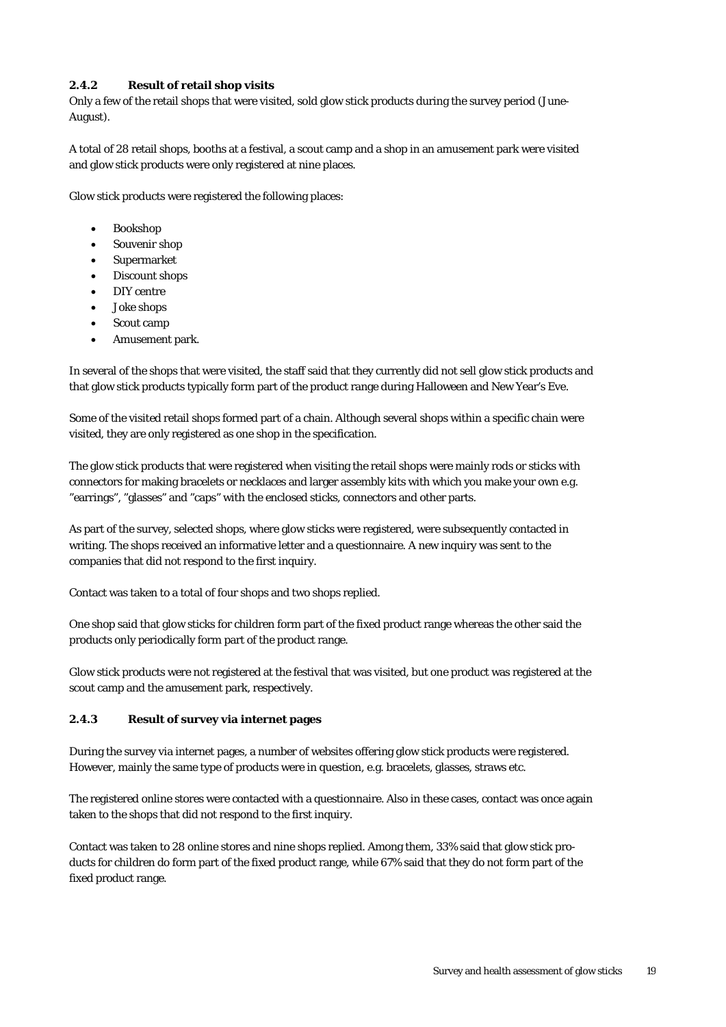### 2.4.2 Result of retail shop visits

Only a few of the retail shops that were visited, sold glow stick products during the survey period (June-August).

A total of 28 retail shops, booths at a festival, a scout camp and a shop in an amusement park were visited and glow stick products were only registered at nine places.

Glow stick products were registered the following places:

- Bookshop
- Souvenir shop
- Supermarket
- Discount shops
- DIY centre
- Joke shops
- Scout camp
- Amusement park.

In several of the shops that were visited, the staff said that they currently did not sell glow stick products and that glow stick products typically form part of the product range during Halloween and New Year's Eve.

Some of the visited retail shops formed part of a chain. Although several shops within a specific chain were visited, they are only registered as one shop in the specification.

The glow stick products that were registered when visiting the retail shops were mainly rods or sticks with connectors for making bracelets or necklaces and larger assembly kits with which you make your own e.g. "earrings", "glasses" and "caps" with the enclosed sticks, connectors and other parts.

As part of the survey, selected shops, where glow sticks were registered, were subsequently contacted in writing. The shops received an informative letter and a questionnaire. A new inquiry was sent to the companies that did not respond to the first inquiry.

Contact was taken to a total of four shops and two shops replied.

One shop said that glow sticks for children form part of the fixed product range whereas the other said the products only periodically form part of the product range.

Glow stick products were not registered at the festival that was visited, but one product was registered at the scout camp and the amusement park, respectively.

### 2.4.3 Result of survey via internet pages

During the survey via internet pages, a number of websites offering glow stick products were registered. However, mainly the same type of products were in question, e.g. bracelets, glasses, straws etc.

The registered online stores were contacted with a questionnaire. Also in these cases, contact was once again taken to the shops that did not respond to the first inquiry.

Contact was taken to 28 online stores and nine shops replied. Among them, 33% said that glow stick products for children do form part of the fixed product range, while 67% said that they do not form part of the fixed product range.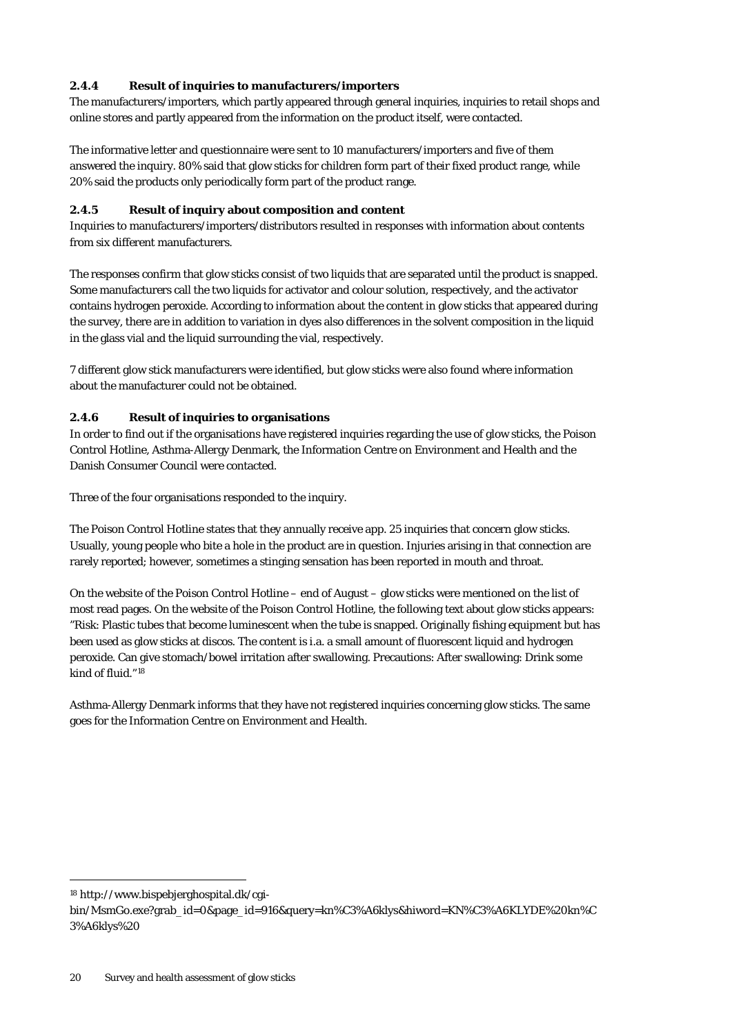### 2.4.4 Result of inquiries to manufacturers/importers

The manufacturers/importers, which partly appeared through general inquiries, inquiries to retail shops and online stores and partly appeared from the information on the product itself, were contacted.

The informative letter and questionnaire were sent to 10 manufacturers/importers and five of them answered the inquiry. 80% said that glow sticks for children form part of their fixed product range, while 20% said the products only periodically form part of the product range.

### 2.4.5 Result of inquiry about composition and content

Inquiries to manufacturers/importers/distributors resulted in responses with information about contents from six different manufacturers.

The responses confirm that glow sticks consist of two liquids that are separated until the product is snapped. Some manufacturers call the two liquids for activator and colour solution, respectively, and the activator contains hydrogen peroxide. According to information about the content in glow sticks that appeared during the survey, there are in addition to variation in dyes also differences in the solvent composition in the liquid in the glass vial and the liquid surrounding the vial, respectively.

7 different glow stick manufacturers were identified, but glow sticks were also found where information about the manufacturer could not be obtained.

### 2.4.6 Result of inquiries to organisations

In order to find out if the organisations have registered inquiries regarding the use of glow sticks, the Poison Control Hotline, Asthma-Allergy Denmark, the Information Centre on Environment and Health and the Danish Consumer Council were contacted.

Three of the four organisations responded to the inquiry.

The Poison Control Hotline states that they annually receive app. 25 inquiries that concern glow sticks. Usually, young people who bite a hole in the product are in question. Injuries arising in that connection are rarely reported; however, sometimes a stinging sensation has been reported in mouth and throat.

On the website of the Poison Control Hotline – end of August – glow sticks were mentioned on the list of most read pages. On the website of the Poison Control Hotline, the following text about glow sticks appears: "Risk: Plastic tubes that become luminescent when the tube is snapped. Originally fishing equipment but has been used as glow sticks at discos. The content is i.a. a small amount of fluorescent liquid and hydrogen peroxide. Can give stomach/bowel irritation after swallowing. Precautions: After swallowing: Drink some kind of fluid."[18]

Asthma-Allergy Denmark informs that they have not registered inquiries concerning glow sticks. The same goes for the Information Centre on Environment and Health.

---

[18] http://www.bispebjerghospital.dk/cgi-bin/MsmGo.exe?grab_id=0&page_id=916&query=kn%C3%A6klys&hiword=KN%C3%A6KLYDE%20kn%C3%A6klys%20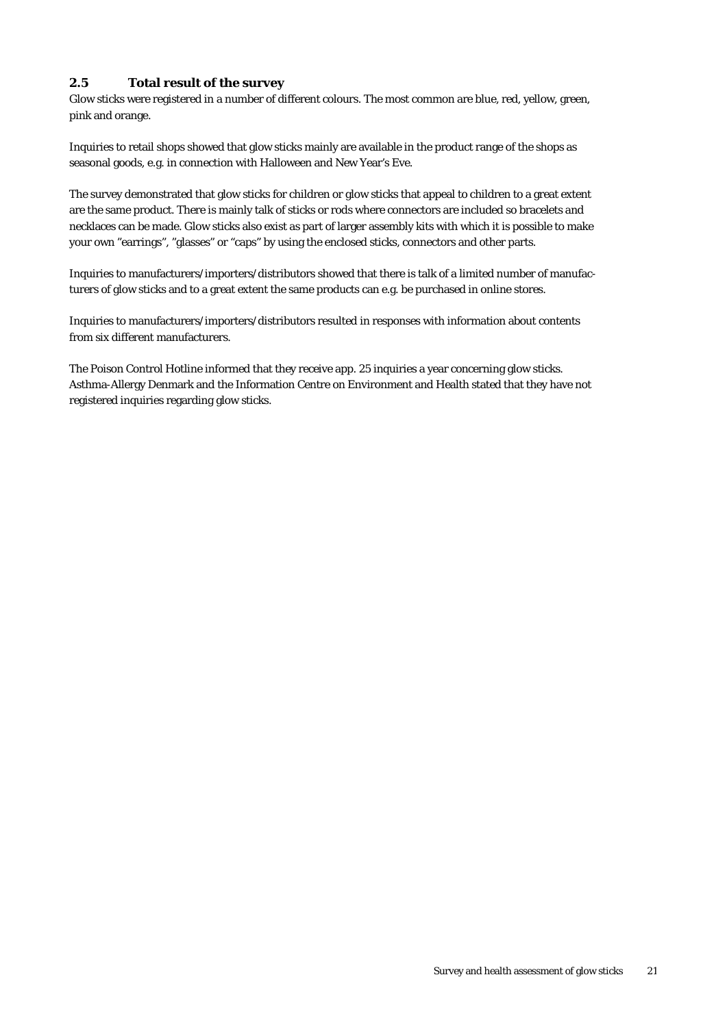## 2.5 Total result of the survey

Glow sticks were registered in a number of different colours. The most common are blue, red, yellow, green, pink and orange.

Inquiries to retail shops showed that glow sticks mainly are available in the product range of the shops as seasonal goods, e.g. in connection with Halloween and New Year's Eve.

The survey demonstrated that glow sticks for children or glow sticks that appeal to children to a great extent are the same product. There is mainly talk of sticks or rods where connectors are included so bracelets and necklaces can be made. Glow sticks also exist as part of larger assembly kits with which it is possible to make your own "earrings", "glasses" or "caps" by using the enclosed sticks, connectors and other parts.

Inquiries to manufacturers/importers/distributors showed that there is talk of a limited number of manufacturers of glow sticks and to a great extent the same products can e.g. be purchased in online stores.

Inquiries to manufacturers/importers/distributors resulted in responses with information about contents from six different manufacturers.

The Poison Control Hotline informed that they receive app. 25 inquiries a year concerning glow sticks. Asthma-Allergy Denmark and the Information Centre on Environment and Health stated that they have not registered inquiries regarding glow sticks.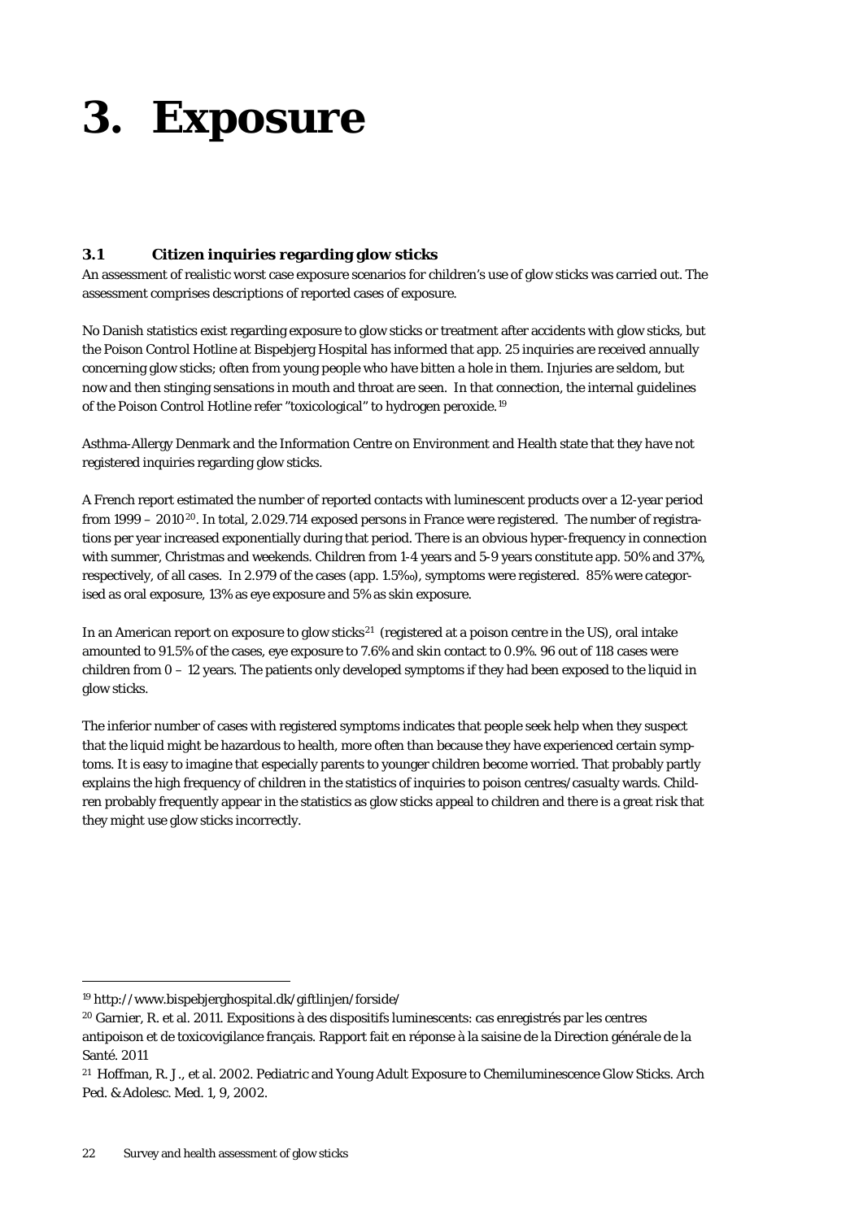# 3. Exposure

### 3.1 Citizen inquiries regarding glow sticks

An assessment of realistic worst case exposure scenarios for children's use of glow sticks was carried out. The assessment comprises descriptions of reported cases of exposure.

No Danish statistics exist regarding exposure to glow sticks or treatment after accidents with glow sticks, but the Poison Control Hotline at Bispebjerg Hospital has informed that app. 25 inquiries are received annually concerning glow sticks; often from young people who have bitten a hole in them. Injuries are seldom, but now and then stinging sensations in mouth and throat are seen. In that connection, the internal guidelines of the Poison Control Hotline refer "toxicological" to hydrogen peroxide.[19]

Asthma-Allergy Denmark and the Information Centre on Environment and Health state that they have not registered inquiries regarding glow sticks.

A French report estimated the number of reported contacts with luminescent products over a 12-year period from 1999 – 2010[20]. In total, 2.029.714 exposed persons in France were registered. The number of registrations per year increased exponentially during that period. There is an obvious hyper-frequency in connection with summer, Christmas and weekends. Children from 1-4 years and 5-9 years constitute app. 50% and 37%, respectively, of all cases. In 2.979 of the cases (app. 1.5‰), symptoms were registered. 85% were categorised as oral exposure, 13% as eye exposure and 5% as skin exposure.

In an American report on exposure to glow sticks[21] (registered at a poison centre in the US), oral intake amounted to 91.5% of the cases, eye exposure to 7.6% and skin contact to 0.9%. 96 out of 118 cases were children from 0 – 12 years. The patients only developed symptoms if they had been exposed to the liquid in glow sticks.

The inferior number of cases with registered symptoms indicates that people seek help when they suspect that the liquid might be hazardous to health, more often than because they have experienced certain symptoms. It is easy to imagine that especially parents to younger children become worried. That probably partly explains the high frequency of children in the statistics of inquiries to poison centres/casualty wards. Children probably frequently appear in the statistics as glow sticks appeal to children and there is a great risk that they might use glow sticks incorrectly.

---

[19] http://www.bispebjerghospital.dk/giftlinjen/forside/

[20] Garnier, R. et al. 2011. Expositions à des dispositifs luminescents: cas enregistrés par les centres antipoison et de toxicovigilance français. Rapport fait en réponse à la saisine de la Direction générale de la Santé. 2011

[21] Hoffman, R. J., et al. 2002. Pediatric and Young Adult Exposure to Chemiluminescence Glow Sticks. Arch Ped. & Adolesc. Med. 1, 9, 2002.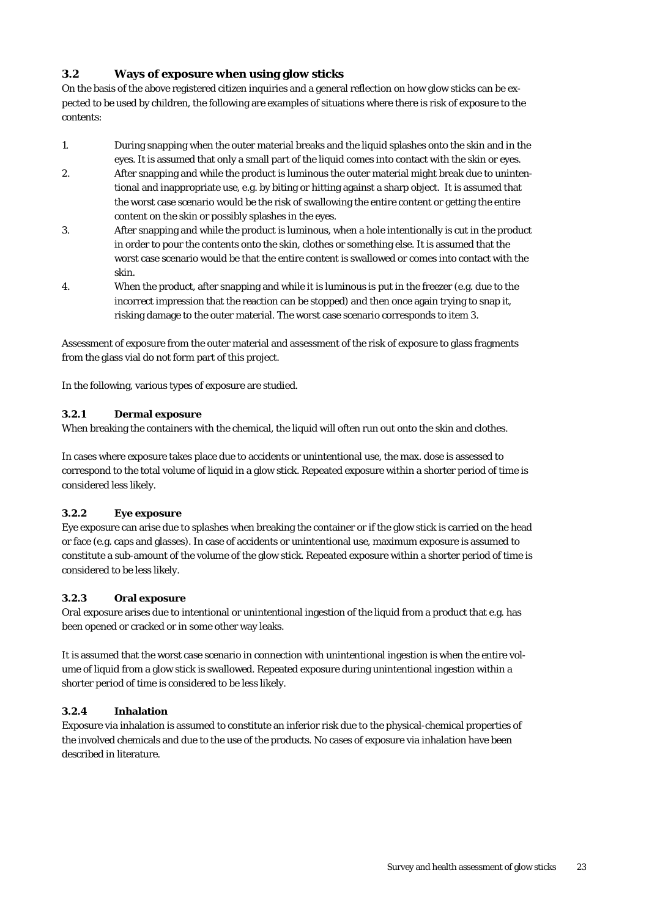## 3.2 Ways of exposure when using glow sticks

On the basis of the above registered citizen inquiries and a general reflection on how glow sticks can be expected to be used by children, the following are examples of situations where there is risk of exposure to the contents:

1. During snapping when the outer material breaks and the liquid splashes onto the skin and in the eyes. It is assumed that only a small part of the liquid comes into contact with the skin or eyes.
2. After snapping and while the product is luminous the outer material might break due to unintentional and inappropriate use, e.g. by biting or hitting against a sharp object. It is assumed that the worst case scenario would be the risk of swallowing the entire content or getting the entire content on the skin or possibly splashes in the eyes.
3. After snapping and while the product is luminous, when a hole intentionally is cut in the product in order to pour the contents onto the skin, clothes or something else. It is assumed that the worst case scenario would be that the entire content is swallowed or comes into contact with the skin.
4. When the product, after snapping and while it is luminous is put in the freezer (e.g. due to the incorrect impression that the reaction can be stopped) and then once again trying to snap it, risking damage to the outer material. The worst case scenario corresponds to item 3.

Assessment of exposure from the outer material and assessment of the risk of exposure to glass fragments from the glass vial do not form part of this project.

In the following, various types of exposure are studied.

### 3.2.1 Dermal exposure

When breaking the containers with the chemical, the liquid will often run out onto the skin and clothes.

In cases where exposure takes place due to accidents or unintentional use, the max. dose is assessed to correspond to the total volume of liquid in a glow stick. Repeated exposure within a shorter period of time is considered less likely.

### 3.2.2 Eye exposure

Eye exposure can arise due to splashes when breaking the container or if the glow stick is carried on the head or face (e.g. caps and glasses). In case of accidents or unintentional use, maximum exposure is assumed to constitute a sub-amount of the volume of the glow stick. Repeated exposure within a shorter period of time is considered to be less likely.

### 3.2.3 Oral exposure

Oral exposure arises due to intentional or unintentional ingestion of the liquid from a product that e.g. has been opened or cracked or in some other way leaks.

It is assumed that the worst case scenario in connection with unintentional ingestion is when the entire volume of liquid from a glow stick is swallowed. Repeated exposure during unintentional ingestion within a shorter period of time is considered to be less likely.

### 3.2.4 Inhalation

Exposure via inhalation is assumed to constitute an inferior risk due to the physical-chemical properties of the involved chemicals and due to the use of the products. No cases of exposure via inhalation have been described in literature.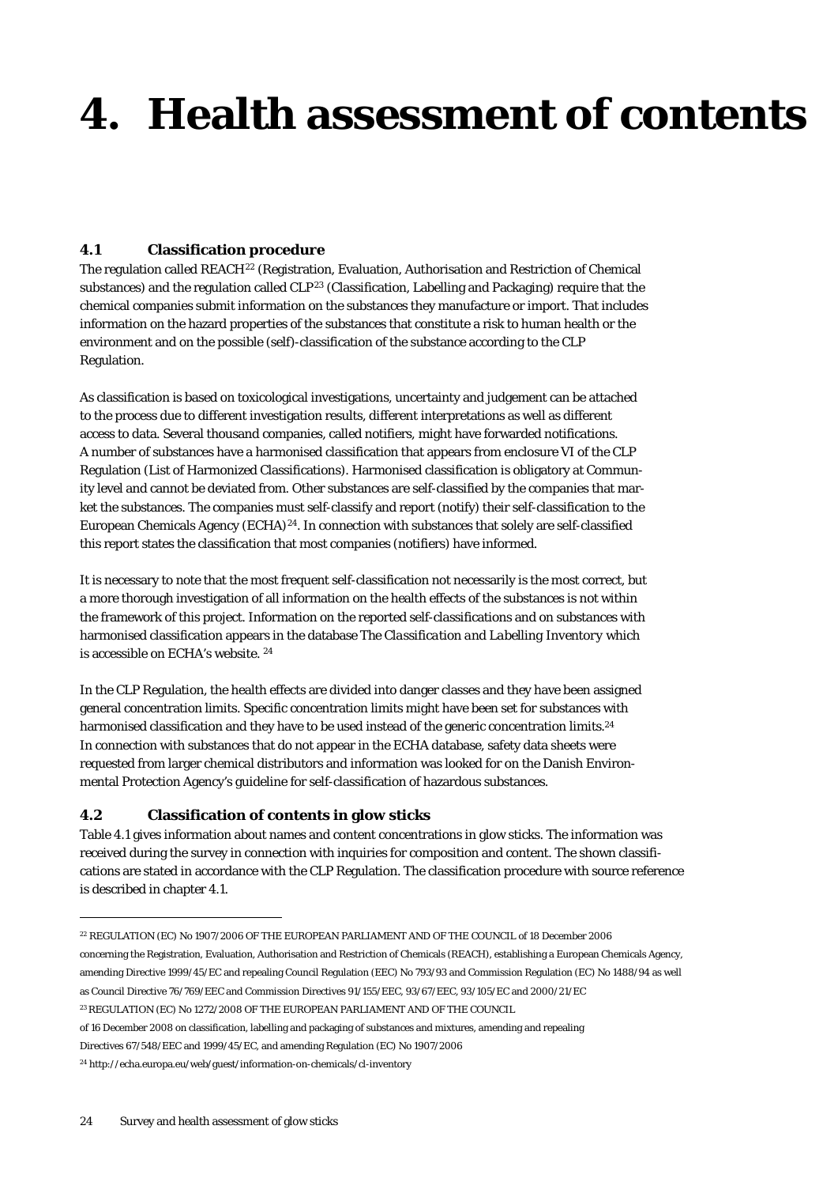# 4. Health assessment of contents

## 4.1 Classification procedure

The regulation called REACH[22] (Registration, Evaluation, Authorisation and Restriction of Chemical substances) and the regulation called CLP[23] (Classification, Labelling and Packaging) require that the chemical companies submit information on the substances they manufacture or import. That includes information on the hazard properties of the substances that constitute a risk to human health or the environment and on the possible (self)-classification of the substance according to the CLP Regulation.

As classification is based on toxicological investigations, uncertainty and judgement can be attached to the process due to different investigation results, different interpretations as well as different access to data. Several thousand companies, called notifiers, might have forwarded notifications. A number of substances have a harmonised classification that appears from enclosure VI of the CLP Regulation (List of Harmonized Classifications). Harmonised classification is obligatory at Community level and cannot be deviated from. Other substances are self-classified by the companies that market the substances. The companies must self-classify and report (notify) their self-classification to the European Chemicals Agency (ECHA)[24]. In connection with substances that solely are self-classified this report states the classification that most companies (notifiers) have informed.

It is necessary to note that the most frequent self-classification not necessarily is the most correct, but a more thorough investigation of all information on the health effects of the substances is not within the framework of this project. Information on the reported self-classifications and on substances with harmonised classification appears in the database *The Classification and Labelling Inventory* which is accessible on ECHA's website. [24]

In the CLP Regulation, the health effects are divided into danger classes and they have been assigned general concentration limits. Specific concentration limits might have been set for substances with harmonised classification and they have to be used instead of the generic concentration limits.[24] In connection with substances that do not appear in the ECHA database, safety data sheets were requested from larger chemical distributors and information was looked for on the Danish Environmental Protection Agency's guideline for self-classification of hazardous substances.

## 4.2 Classification of contents in glow sticks

Table 4.1 gives information about names and content concentrations in glow sticks. The information was received during the survey in connection with inquiries for composition and content. The shown classifications are stated in accordance with the CLP Regulation. The classification procedure with source reference is described in chapter 4.1.

---

[22] REGULATION (EC) No 1907/2006 OF THE EUROPEAN PARLIAMENT AND OF THE COUNCIL of 18 December 2006 concerning the Registration, Evaluation, Authorisation and Restriction of Chemicals (REACH), establishing a European Chemicals Agency, amending Directive 1999/45/EC and repealing Council Regulation (EEC) No 793/93 and Commission Regulation (EC) No 1488/94 as well as Council Directive 76/769/EEC and Commission Directives 91/155/EEC, 93/67/EEC, 93/105/EC and 2000/21/EC

[23] REGULATION (EC) No 1272/2008 OF THE EUROPEAN PARLIAMENT AND OF THE COUNCIL of 16 December 2008 on classification, labelling and packaging of substances and mixtures, amending and repealing Directives 67/548/EEC and 1999/45/EC, and amending Regulation (EC) No 1907/2006

[24] http://echa.europa.eu/web/guest/information-on-chemicals/cl-inventory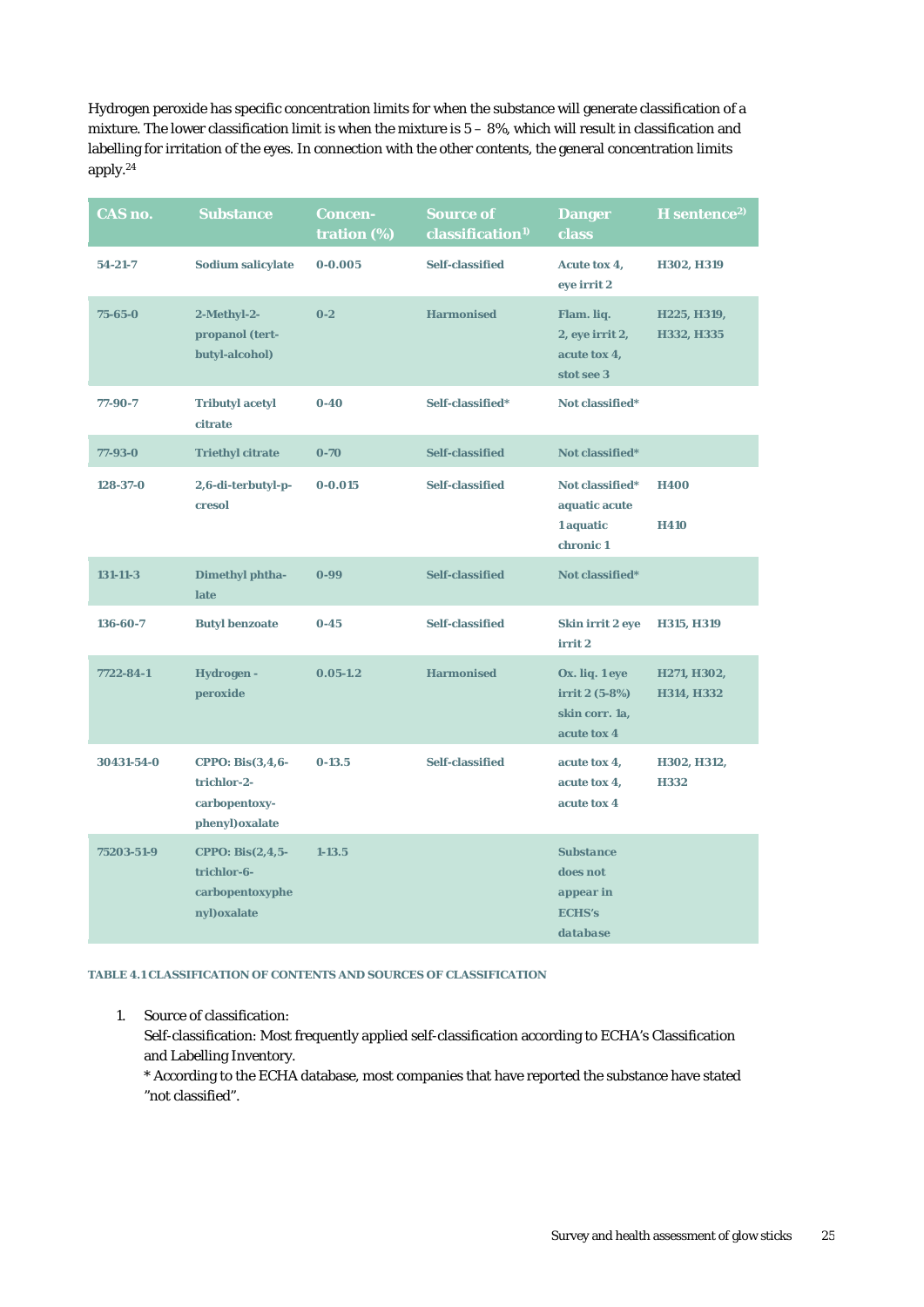Hydrogen peroxide has specific concentration limits for when the substance will generate classification of a mixture. The lower classification limit is when the mixture is 5 – 8%, which will result in classification and labelling for irritation of the eyes. In connection with the other contents, the general concentration limits apply.[24]

| CAS no. | Substance | Concen-tration (%) | Source of classification[1)] | Danger class | H sentence[2)] |
|---|---|---|---|---|---|
| 54-21-7 | Sodium salicylate | 0-0.005 | Self-classified | Acute tox 4, eye irrit 2 | H302, H319 |
| 75-65-0 | 2-Methyl-2-propanol (tert-butyl-alcohol) | 0-2 | Harmonised | Flam. liq. 2, eye irrit 2, acute tox 4, stot see 3 | H225, H319, H332, H335 |
| 77-90-7 | Tributyl acetyl citrate | 0-40 | Self-classified* | Not classified* | |
| 77-93-0 | Triethyl citrate | 0-70 | Self-classified | Not classified* | |
| 128-37-0 | 2,6-di-terbutyl-p-cresol | 0-0.015 | Self-classified | Not classified* aquatic acute 1 aquatic chronic 1 | H400 H410 |
| 131-11-3 | Dimethyl phthalate | 0-99 | Self-classified | Not classified* | |
| 136-60-7 | Butyl benzoate | 0-45 | Self-classified | Skin irrit 2 eye irrit 2 | H315, H319 |
| 7722-84-1 | Hydrogen - peroxide | 0.05-1.2 | Harmonised | Ox. liq. 1 eye irrit 2 (5-8%) skin corr. 1a, acute tox 4 | H271, H302, H314, H332 |
| 30431-54-0 | CPPO: Bis(3,4,6-trichlor-2-carbopentoxy-phenyl)oxalate | 0-13.5 | Self-classified | acute tox 4, acute tox 4, acute tox 4 | H302, H312, H332 |
| 75203-51-9 | CPPO: Bis(2,4,5-trichlor-6-carbopentoxyphenyl)oxalate | 1-13.5 | | Substance does not appear in ECHS's database | |

TABLE 4.1 CLASSIFICATION OF CONTENTS AND SOURCES OF CLASSIFICATION

1. Source of classification:
   Self-classification: Most frequently applied self-classification according to ECHA's Classification and Labelling Inventory.
   * According to the ECHA database, most companies that have reported the substance have stated "not classified".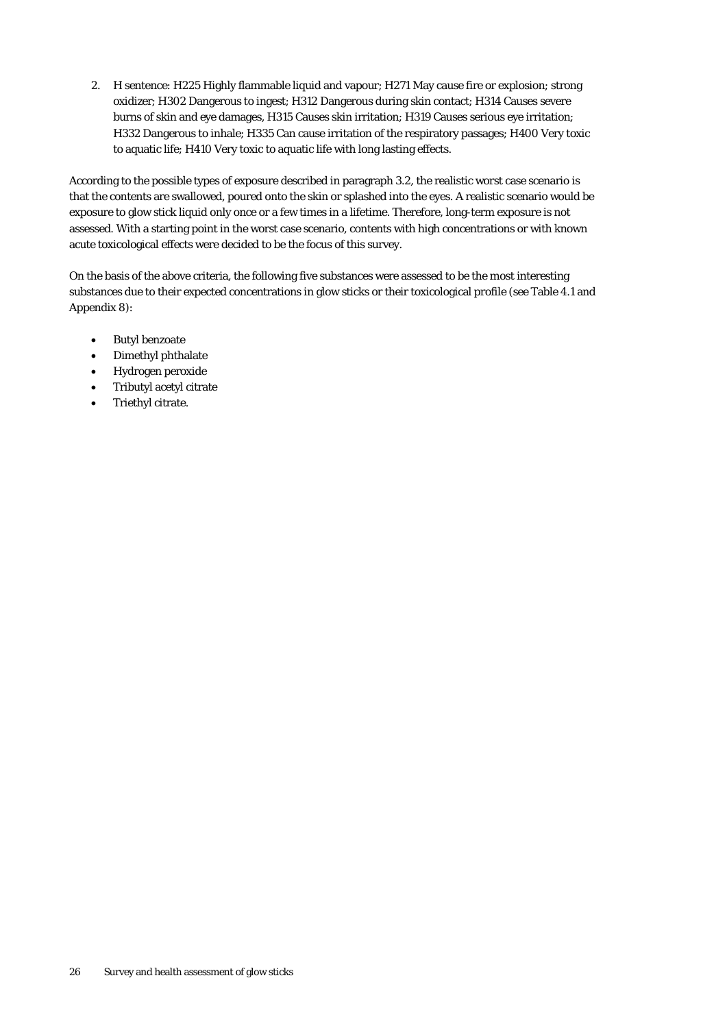2. H sentence: H225 Highly flammable liquid and vapour; H271 May cause fire or explosion; strong oxidizer; H302 Dangerous to ingest; H312 Dangerous during skin contact; H314 Causes severe burns of skin and eye damages, H315 Causes skin irritation; H319 Causes serious eye irritation; H332 Dangerous to inhale; H335 Can cause irritation of the respiratory passages; H400 Very toxic to aquatic life; H410 Very toxic to aquatic life with long lasting effects.

According to the possible types of exposure described in paragraph 3.2, the realistic worst case scenario is that the contents are swallowed, poured onto the skin or splashed into the eyes. A realistic scenario would be exposure to glow stick liquid only once or a few times in a lifetime. Therefore, long-term exposure is not assessed. With a starting point in the worst case scenario, contents with high concentrations or with known acute toxicological effects were decided to be the focus of this survey.

On the basis of the above criteria, the following five substances were assessed to be the most interesting substances due to their expected concentrations in glow sticks or their toxicological profile (see Table 4.1 and Appendix 8):

- Butyl benzoate
- Dimethyl phthalate
- Hydrogen peroxide
- Tributyl acetyl citrate
- Triethyl citrate.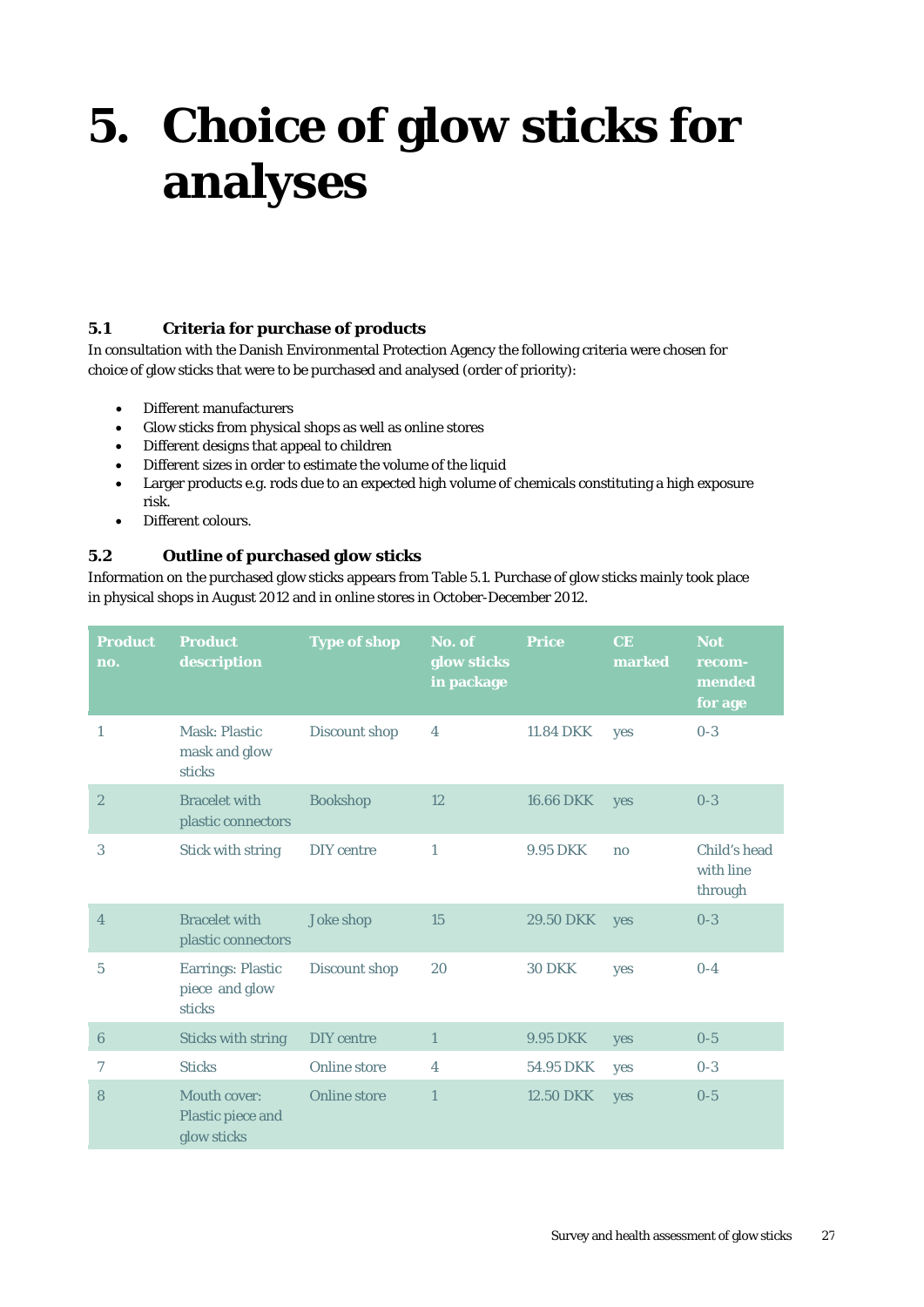# 5. Choice of glow sticks for analyses

### 5.1 Criteria for purchase of products

In consultation with the Danish Environmental Protection Agency the following criteria were chosen for choice of glow sticks that were to be purchased and analysed (order of priority):

- Different manufacturers
- Glow sticks from physical shops as well as online stores
- Different designs that appeal to children
- Different sizes in order to estimate the volume of the liquid
- Larger products e.g. rods due to an expected high volume of chemicals constituting a high exposure risk.
- Different colours.

### 5.2 Outline of purchased glow sticks

Information on the purchased glow sticks appears from Table 5.1. Purchase of glow sticks mainly took place in physical shops in August 2012 and in online stores in October-December 2012.

| Product no. | Product description | Type of shop | No. of glow sticks in package | Price | CE marked | Not recom-mended for age |
|---|---|---|---|---|---|---|
| 1 | Mask: Plastic mask and glow sticks | Discount shop | 4 | 11.84 DKK | yes | 0-3 |
| 2 | Bracelet with plastic connectors | Bookshop | 12 | 16.66 DKK | yes | 0-3 |
| 3 | Stick with string | DIY centre | 1 | 9.95 DKK | no | Child's head with line through |
| 4 | Bracelet with plastic connectors | Joke shop | 15 | 29.50 DKK | yes | 0-3 |
| 5 | Earrings: Plastic piece and glow sticks | Discount shop | 20 | 30 DKK | yes | 0-4 |
| 6 | Sticks with string | DIY centre | 1 | 9.95 DKK | yes | 0-5 |
| 7 | Sticks | Online store | 4 | 54.95 DKK | yes | 0-3 |
| 8 | Mouth cover: Plastic piece and glow sticks | Online store | 1 | 12.50 DKK | yes | 0-5 |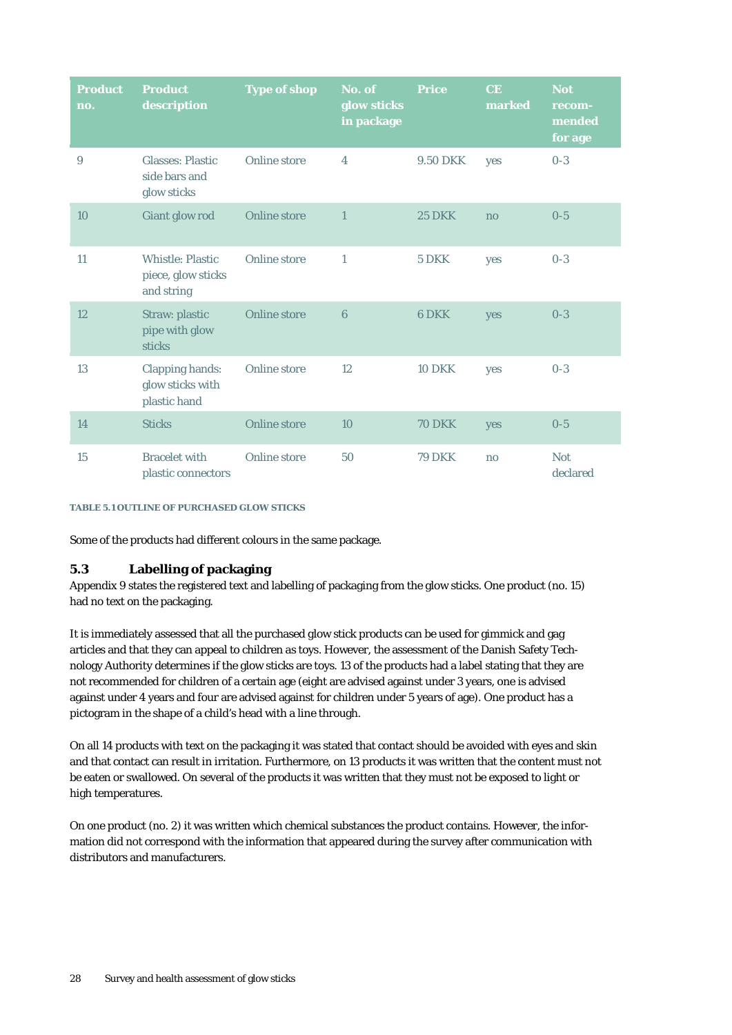| Product no. | Product description | Type of shop | No. of glow sticks in package | Price | CE marked | Not recom-mended for age |
|---|---|---|---|---|---|---|
| 9 | Glasses: Plastic side bars and glow sticks | Online store | 4 | 9.50 DKK | yes | 0-3 |
| 10 | Giant glow rod | Online store | 1 | 25 DKK | no | 0-5 |
| 11 | Whistle: Plastic piece, glow sticks and string | Online store | 1 | 5 DKK | yes | 0-3 |
| 12 | Straw: plastic pipe with glow sticks | Online store | 6 | 6 DKK | yes | 0-3 |
| 13 | Clapping hands: glow sticks with plastic hand | Online store | 12 | 10 DKK | yes | 0-3 |
| 14 | Sticks | Online store | 10 | 70 DKK | yes | 0-5 |
| 15 | Bracelet with plastic connectors | Online store | 50 | 79 DKK | no | Not declared |

**TABLE 5.1 OUTLINE OF PURCHASED GLOW STICKS**

Some of the products had different colours in the same package.

## 5.3 Labelling of packaging

Appendix 9 states the registered text and labelling of packaging from the glow sticks. One product (no. 15) had no text on the packaging.

It is immediately assessed that all the purchased glow stick products can be used for gimmick and gag articles and that they can appeal to children as toys. However, the assessment of the Danish Safety Technology Authority determines if the glow sticks are toys. 13 of the products had a label stating that they are not recommended for children of a certain age (eight are advised against under 3 years, one is advised against under 4 years and four are advised against for children under 5 years of age). One product has a pictogram in the shape of a child's head with a line through.

On all 14 products with text on the packaging it was stated that contact should be avoided with eyes and skin and that contact can result in irritation. Furthermore, on 13 products it was written that the content must not be eaten or swallowed. On several of the products it was written that they must not be exposed to light or high temperatures.

On one product (no. 2) it was written which chemical substances the product contains. However, the information did not correspond with the information that appeared during the survey after communication with distributors and manufacturers.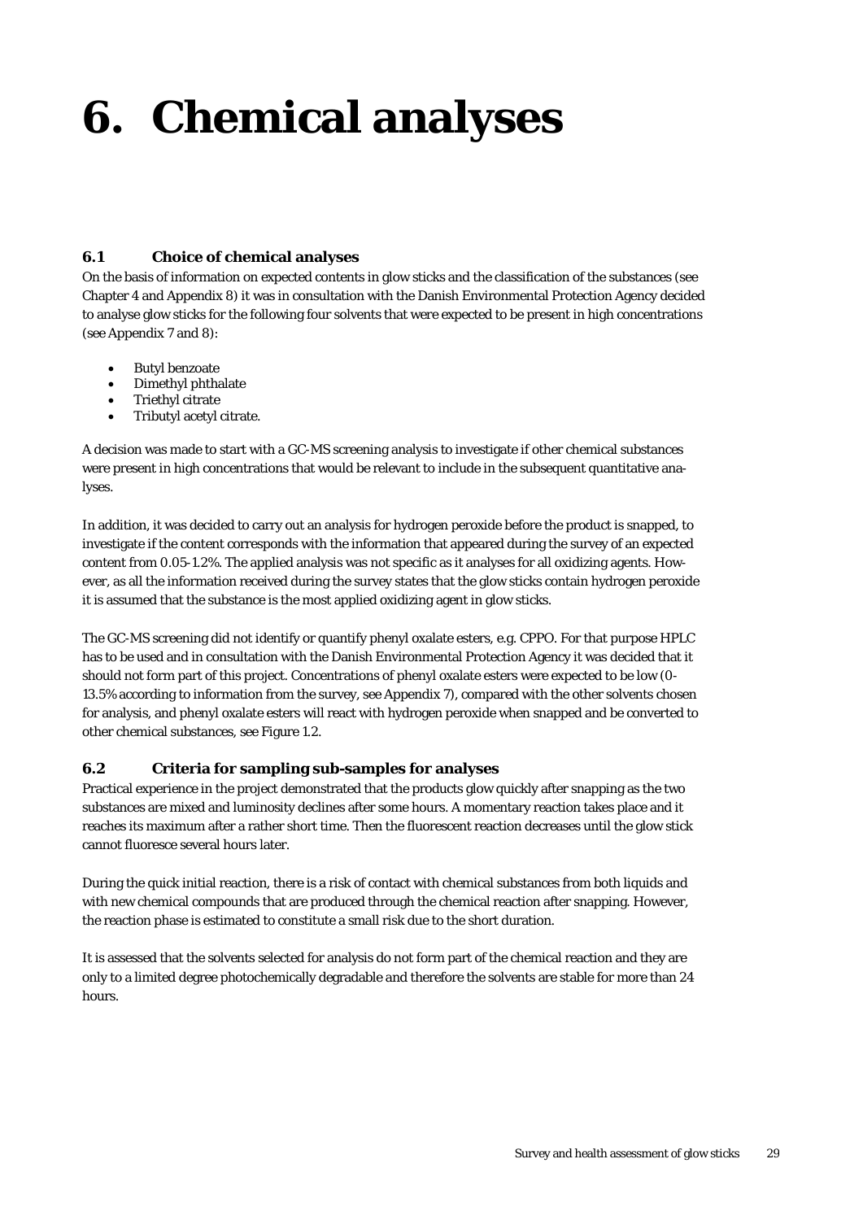# 6. Chemical analyses

## 6.1 Choice of chemical analyses

On the basis of information on expected contents in glow sticks and the classification of the substances (see Chapter 4 and Appendix 8) it was in consultation with the Danish Environmental Protection Agency decided to analyse glow sticks for the following four solvents that were expected to be present in high concentrations (see Appendix 7 and 8):

- Butyl benzoate
- Dimethyl phthalate
- Triethyl citrate
- Tributyl acetyl citrate.

A decision was made to start with a GC-MS screening analysis to investigate if other chemical substances were present in high concentrations that would be relevant to include in the subsequent quantitative analyses.

In addition, it was decided to carry out an analysis for hydrogen peroxide before the product is snapped, to investigate if the content corresponds with the information that appeared during the survey of an expected content from 0.05-1.2%. The applied analysis was not specific as it analyses for all oxidizing agents. However, as all the information received during the survey states that the glow sticks contain hydrogen peroxide it is assumed that the substance is the most applied oxidizing agent in glow sticks.

The GC-MS screening did not identify or quantify phenyl oxalate esters, e.g. CPPO. For that purpose HPLC has to be used and in consultation with the Danish Environmental Protection Agency it was decided that it should not form part of this project. Concentrations of phenyl oxalate esters were expected to be low (0-13.5% according to information from the survey, see Appendix 7), compared with the other solvents chosen for analysis, and phenyl oxalate esters will react with hydrogen peroxide when snapped and be converted to other chemical substances, see Figure 1.2.

## 6.2 Criteria for sampling sub-samples for analyses

Practical experience in the project demonstrated that the products glow quickly after snapping as the two substances are mixed and luminosity declines after some hours. A momentary reaction takes place and it reaches its maximum after a rather short time. Then the fluorescent reaction decreases until the glow stick cannot fluoresce several hours later.

During the quick initial reaction, there is a risk of contact with chemical substances from both liquids and with new chemical compounds that are produced through the chemical reaction after snapping. However, the reaction phase is estimated to constitute a small risk due to the short duration.

It is assessed that the solvents selected for analysis do not form part of the chemical reaction and they are only to a limited degree photochemically degradable and therefore the solvents are stable for more than 24 hours.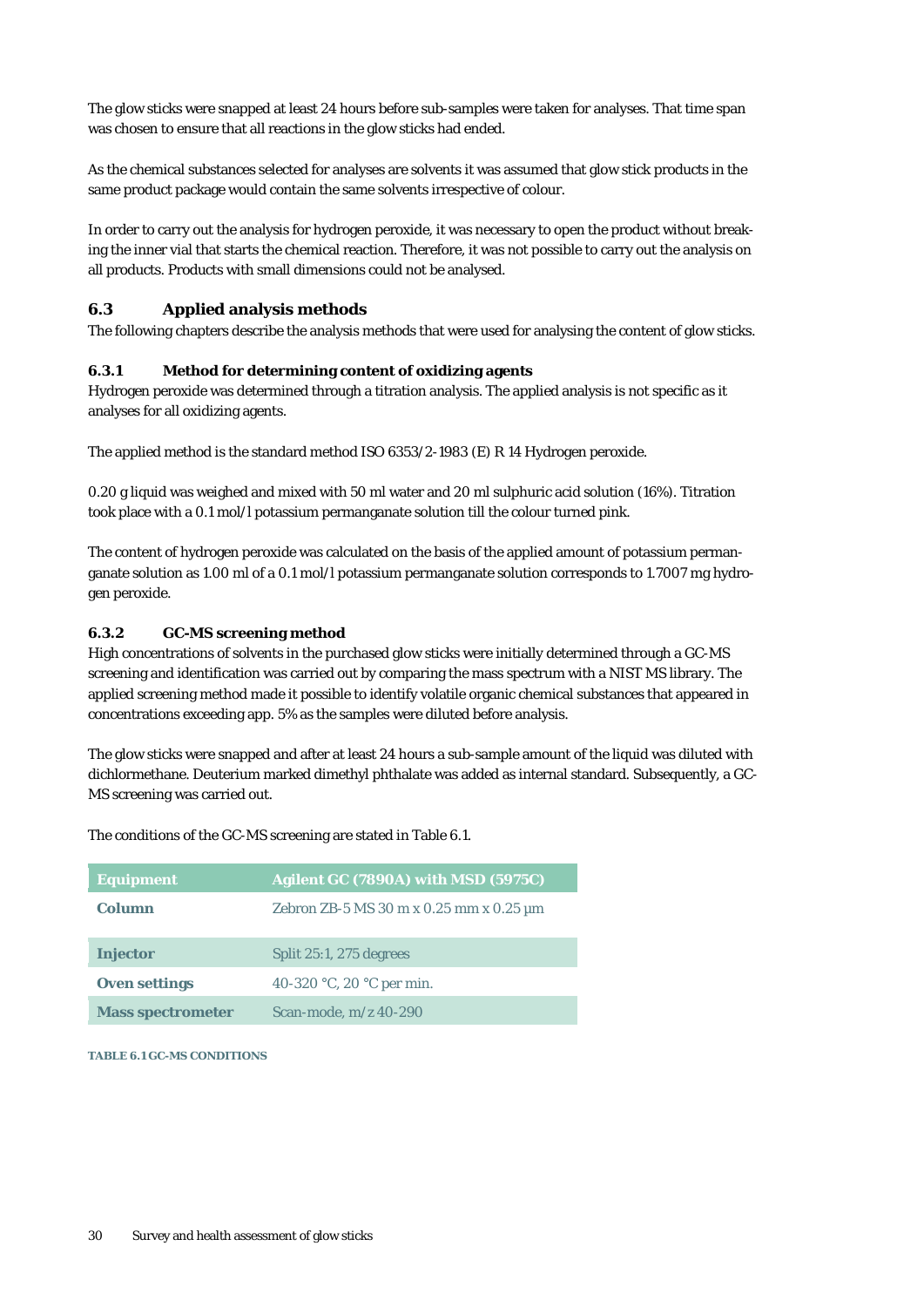The glow sticks were snapped at least 24 hours before sub-samples were taken for analyses. That time span was chosen to ensure that all reactions in the glow sticks had ended.

As the chemical substances selected for analyses are solvents it was assumed that glow stick products in the same product package would contain the same solvents irrespective of colour.

In order to carry out the analysis for hydrogen peroxide, it was necessary to open the product without breaking the inner vial that starts the chemical reaction. Therefore, it was not possible to carry out the analysis on all products. Products with small dimensions could not be analysed.

## 6.3 Applied analysis methods

The following chapters describe the analysis methods that were used for analysing the content of glow sticks.

### 6.3.1 Method for determining content of oxidizing agents

Hydrogen peroxide was determined through a titration analysis. The applied analysis is not specific as it analyses for all oxidizing agents.

The applied method is the standard method ISO 6353/2-1983 (E) R 14 Hydrogen peroxide.

0.20 g liquid was weighed and mixed with 50 ml water and 20 ml sulphuric acid solution (16%). Titration took place with a 0.1 mol/l potassium permanganate solution till the colour turned pink.

The content of hydrogen peroxide was calculated on the basis of the applied amount of potassium permanganate solution as 1.00 ml of a 0.1 mol/l potassium permanganate solution corresponds to 1.7007 mg hydrogen peroxide.

### 6.3.2 GC-MS screening method

High concentrations of solvents in the purchased glow sticks were initially determined through a GC-MS screening and identification was carried out by comparing the mass spectrum with a NIST MS library. The applied screening method made it possible to identify volatile organic chemical substances that appeared in concentrations exceeding app. 5% as the samples were diluted before analysis.

The glow sticks were snapped and after at least 24 hours a sub-sample amount of the liquid was diluted with dichlormethane. Deuterium marked dimethyl phthalate was added as internal standard. Subsequently, a GC-MS screening was carried out.

The conditions of the GC-MS screening are stated in Table 6.1.

| Equipment | Agilent GC (7890A) with MSD (5975C) |
|---|---|
| Column | Zebron ZB-5 MS 30 m x 0.25 mm x 0.25 µm |
| Injector | Split 25:1, 275 degrees |
| Oven settings | 40-320 °C, 20 °C per min. |
| Mass spectrometer | Scan-mode, m/z 40-290 |

**TABLE 6.1 GC-MS CONDITIONS**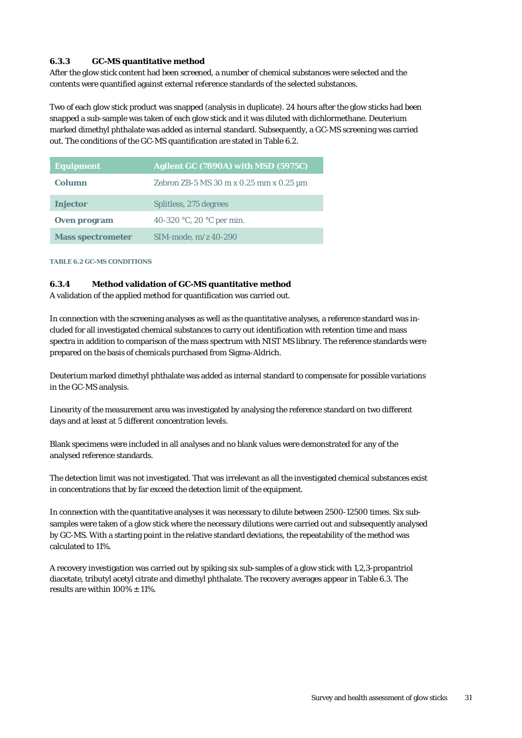### 6.3.3 GC-MS quantitative method

After the glow stick content had been screened, a number of chemical substances were selected and the contents were quantified against external reference standards of the selected substances.

Two of each glow stick product was snapped (analysis in duplicate). 24 hours after the glow sticks had been snapped a sub-sample was taken of each glow stick and it was diluted with dichlormethane. Deuterium marked dimethyl phthalate was added as internal standard. Subsequently, a GC-MS screening was carried out. The conditions of the GC-MS quantification are stated in Table 6.2.

| Equipment | Agilent GC (7890A) with MSD (5975C) |
|---|---|
| Column | Zebron ZB-5 MS 30 m x 0.25 mm x 0.25 µm |
| Injector | Splitless, 275 degrees |
| Oven program | 40-320 °C, 20 °C per min. |
| Mass spectrometer | SIM-mode, m/z 40-290 |

TABLE 6.2 GC-MS CONDITIONS

### 6.3.4 Method validation of GC-MS quantitative method

A validation of the applied method for quantification was carried out.

In connection with the screening analyses as well as the quantitative analyses, a reference standard was included for all investigated chemical substances to carry out identification with retention time and mass spectra in addition to comparison of the mass spectrum with NIST MS library. The reference standards were prepared on the basis of chemicals purchased from Sigma-Aldrich.

Deuterium marked dimethyl phthalate was added as internal standard to compensate for possible variations in the GC-MS analysis.

Linearity of the measurement area was investigated by analysing the reference standard on two different days and at least at 5 different concentration levels.

Blank specimens were included in all analyses and no blank values were demonstrated for any of the analysed reference standards.

The detection limit was not investigated. That was irrelevant as all the investigated chemical substances exist in concentrations that by far exceed the detection limit of the equipment.

In connection with the quantitative analyses it was necessary to dilute between 2500-12500 times. Six sub-samples were taken of a glow stick where the necessary dilutions were carried out and subsequently analysed by GC-MS. With a starting point in the relative standard deviations, the repeatability of the method was calculated to 11%.

A recovery investigation was carried out by spiking six sub-samples of a glow stick with 1,2,3-propantriol diacetate, tributyl acetyl citrate and dimethyl phthalate. The recovery averages appear in Table 6.3. The results are within 100% ± 11%.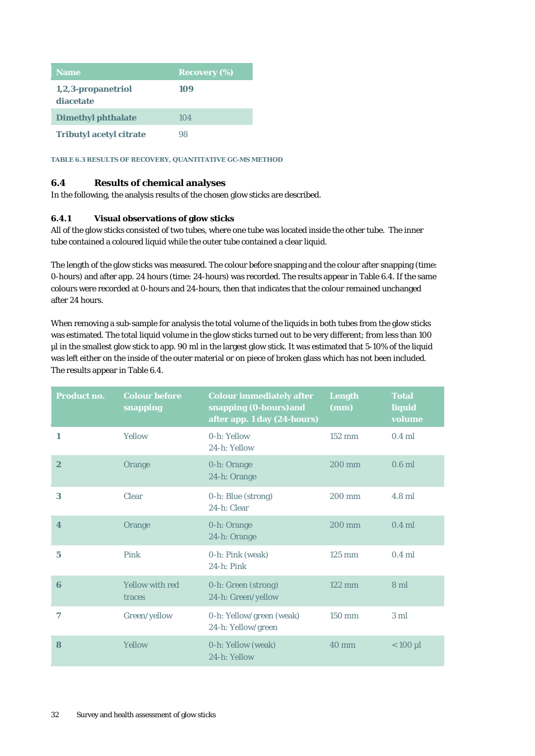| Name | Recovery (%) |
|---|---|
| **1,2,3-propanetriol diacetate** | **109** |
| **Dimethyl phthalate** | 104 |
| **Tributyl acetyl citrate** | 98 |

**TABLE 6.3 RESULTS OF RECOVERY, QUANTITATIVE GC-MS METHOD**

## 6.4 Results of chemical analyses

In the following, the analysis results of the chosen glow sticks are described.

### 6.4.1 Visual observations of glow sticks

All of the glow sticks consisted of two tubes, where one tube was located inside the other tube. The inner tube contained a coloured liquid while the outer tube contained a clear liquid.

The length of the glow sticks was measured. The colour before snapping and the colour after snapping (time: 0-hours) and after app. 24 hours (time: 24-hours) was recorded. The results appear in Table 6.4. If the same colours were recorded at 0-hours and 24-hours, then that indicates that the colour remained unchanged after 24 hours.

When removing a sub-sample for analysis the total volume of the liquids in both tubes from the glow sticks was estimated. The total liquid volume in the glow sticks turned out to be very different; from less than 100 µl in the smallest glow stick to app. 90 ml in the largest glow stick. It was estimated that 5-10% of the liquid was left either on the inside of the outer material or on piece of broken glass which has not been included. The results appear in Table 6.4.

| Product no. | Colour before snapping | Colour immediately after snapping (0-hours)and after app. 1 day (24-hours) | Length (mm) | Total liquid volume |
|---|---|---|---|---|
| **1** | Yellow | 0-h: Yellow<br>24-h: Yellow | 152 mm | 0.4 ml |
| **2** | Orange | 0-h: Orange<br>24-h: Orange | 200 mm | 0.6 ml |
| **3** | Clear | 0-h: Blue (strong)<br>24-h: Clear | 200 mm | 4.8 ml |
| **4** | Orange | 0-h: Orange<br>24-h: Orange | 200 mm | 0.4 ml |
| **5** | Pink | 0-h: Pink (weak)<br>24-h: Pink | 125 mm | 0.4 ml |
| **6** | Yellow with red traces | 0-h: Green (strong)<br>24-h: Green/yellow | 122 mm | 8 ml |
| **7** | Green/yellow | 0-h: Yellow/green (weak)<br>24-h: Yellow/green | 150 mm | 3 ml |
| **8** | Yellow | 0-h: Yellow (weak)<br>24-h: Yellow | 40 mm | < 100 µl |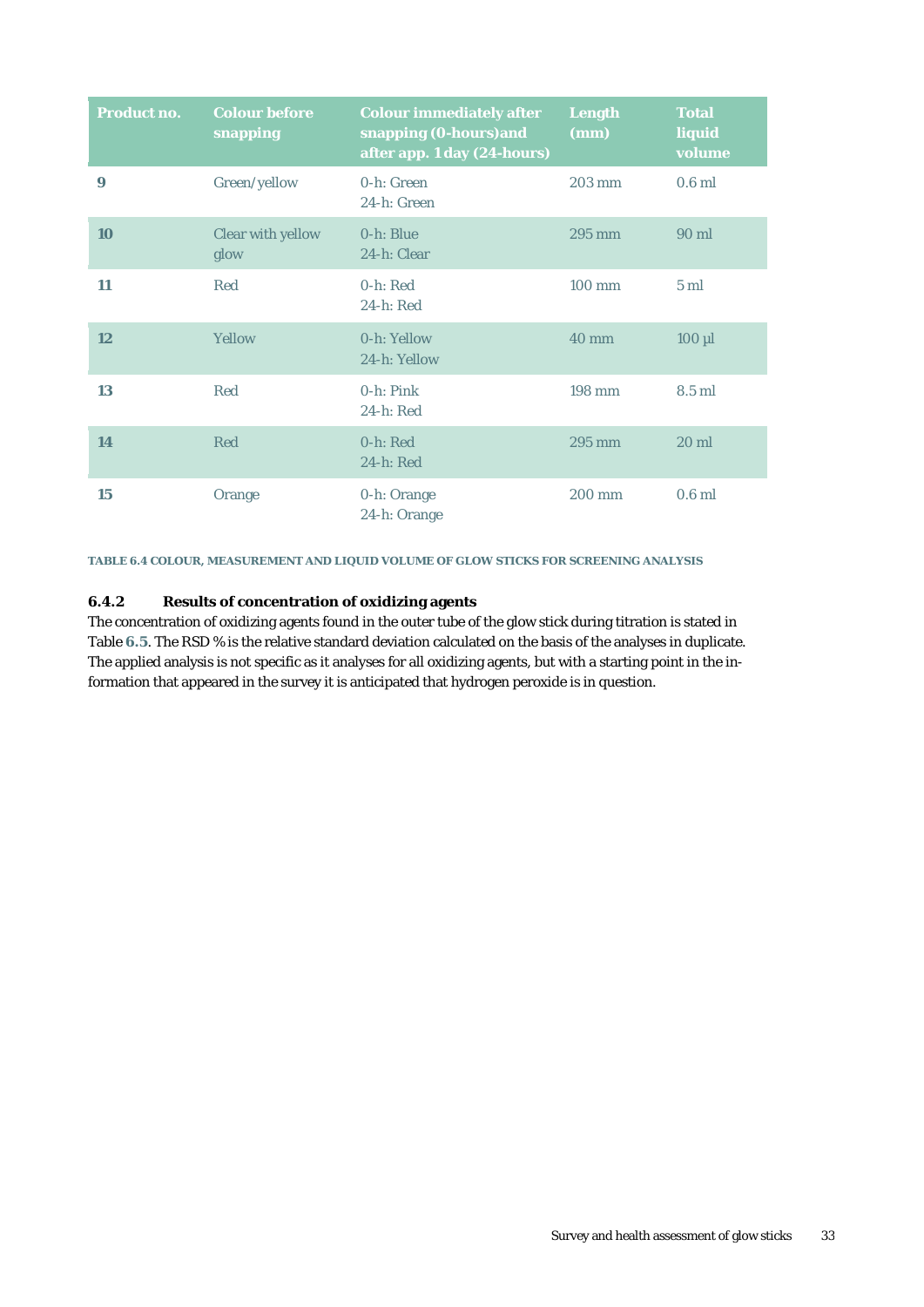| Product no. | Colour before snapping | Colour immediately after snapping (0-hours)and after app. 1 day (24-hours) | Length (mm) | Total liquid volume |
|---|---|---|---|---|
| **9** | Green/yellow | 0-h: Green<br>24-h: Green | 203 mm | 0.6 ml |
| **10** | Clear with yellow glow | 0-h: Blue<br>24-h: Clear | 295 mm | 90 ml |
| **11** | Red | 0-h: Red<br>24-h: Red | 100 mm | 5 ml |
| **12** | Yellow | 0-h: Yellow<br>24-h: Yellow | 40 mm | 100 µl |
| **13** | Red | 0-h: Pink<br>24-h: Red | 198 mm | 8.5 ml |
| **14** | Red | 0-h: Red<br>24-h: Red | 295 mm | 20 ml |
| **15** | Orange | 0-h: Orange<br>24-h: Orange | 200 mm | 0.6 ml |

TABLE 6.4 COLOUR, MEASUREMENT AND LIQUID VOLUME OF GLOW STICKS FOR SCREENING ANALYSIS

### 6.4.2 Results of concentration of oxidizing agents

The concentration of oxidizing agents found in the outer tube of the glow stick during titration is stated in Table 6.5. The RSD % is the relative standard deviation calculated on the basis of the analyses in duplicate. The applied analysis is not specific as it analyses for all oxidizing agents, but with a starting point in the information that appeared in the survey it is anticipated that hydrogen peroxide is in question.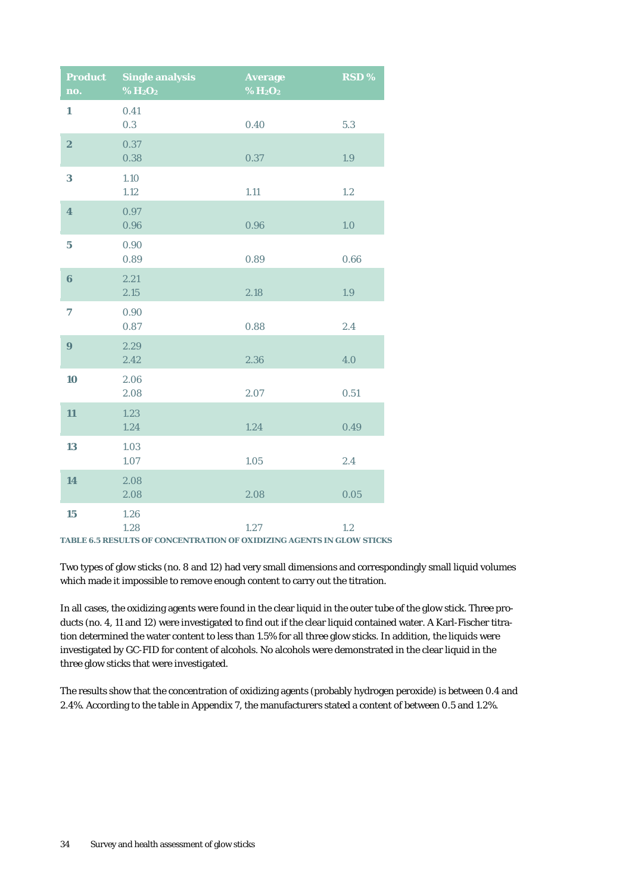| Product no. | Single analysis % $H_2O_2$ | Average % $H_2O_2$ | RSD % |
|---|---|---|---|
| **1** | 0.41<br>0.3 | 0.40 | 5.3 |
| **2** | 0.37<br>0.38 | 0.37 | 1.9 |
| **3** | 1.10<br>1.12 | 1.11 | 1.2 |
| **4** | 0.97<br>0.96 | 0.96 | 1.0 |
| **5** | 0.90<br>0.89 | 0.89 | 0.66 |
| **6** | 2.21<br>2.15 | 2.18 | 1.9 |
| **7** | 0.90<br>0.87 | 0.88 | 2.4 |
| **9** | 2.29<br>2.42 | 2.36 | 4.0 |
| **10** | 2.06<br>2.08 | 2.07 | 0.51 |
| **11** | 1.23<br>1.24 | 1.24 | 0.49 |
| **13** | 1.03<br>1.07 | 1.05 | 2.4 |
| **14** | 2.08<br>2.08 | 2.08 | 0.05 |
| **15** | 1.26<br>1.28 | 1.27 | 1.2 |

**TABLE 6.5 RESULTS OF CONCENTRATION OF OXIDIZING AGENTS IN GLOW STICKS**

Two types of glow sticks (no. 8 and 12) had very small dimensions and correspondingly small liquid volumes which made it impossible to remove enough content to carry out the titration.

In all cases, the oxidizing agents were found in the clear liquid in the outer tube of the glow stick. Three products (no. 4, 11 and 12) were investigated to find out if the clear liquid contained water. A Karl-Fischer titration determined the water content to less than 1.5% for all three glow sticks. In addition, the liquids were investigated by GC-FID for content of alcohols. No alcohols were demonstrated in the clear liquid in the three glow sticks that were investigated.

The results show that the concentration of oxidizing agents (probably hydrogen peroxide) is between 0.4 and 2.4%. According to the table in Appendix 7, the manufacturers stated a content of between 0.5 and 1.2%.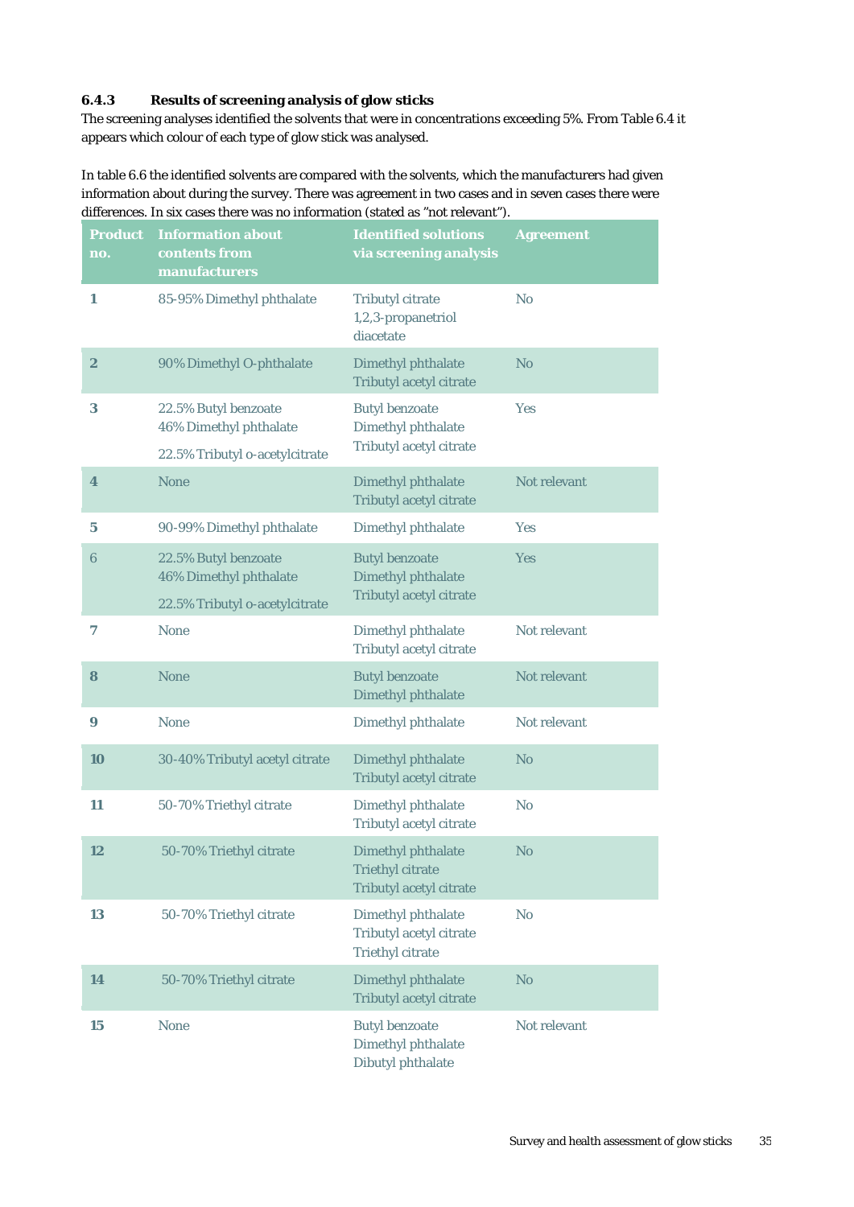### 6.4.3 Results of screening analysis of glow sticks

The screening analyses identified the solvents that were in concentrations exceeding 5%. From Table 6.4 it appears which colour of each type of glow stick was analysed.

In table 6.6 the identified solvents are compared with the solvents, which the manufacturers had given information about during the survey. There was agreement in two cases and in seven cases there were differences. In six cases there was no information (stated as "not relevant").

| Product no. | Information about contents from manufacturers | Identified solutions via screening analysis | Agreement |
|---|---|---|---|
| 1 | 85-95% Dimethyl phthalate | Tributyl citrate<br>1,2,3-propanetriol diacetate | No |
| 2 | 90% Dimethyl O-phthalate | Dimethyl phthalate<br>Tributyl acetyl citrate | No |
| 3 | 22.5% Butyl benzoate<br>46% Dimethyl phthalate<br>22.5% Tributyl o-acetylcitrate | Butyl benzoate<br>Dimethyl phthalate<br>Tributyl acetyl citrate | Yes |
| 4 | None | Dimethyl phthalate<br>Tributyl acetyl citrate | Not relevant |
| 5 | 90-99% Dimethyl phthalate | Dimethyl phthalate | Yes |
| 6 | 22.5% Butyl benzoate<br>46% Dimethyl phthalate<br>22.5% Tributyl o-acetylcitrate | Butyl benzoate<br>Dimethyl phthalate<br>Tributyl acetyl citrate | Yes |
| 7 | None | Dimethyl phthalate<br>Tributyl acetyl citrate | Not relevant |
| 8 | None | Butyl benzoate<br>Dimethyl phthalate | Not relevant |
| 9 | None | Dimethyl phthalate | Not relevant |
| 10 | 30-40% Tributyl acetyl citrate | Dimethyl phthalate<br>Tributyl acetyl citrate | No |
| 11 | 50-70% Triethyl citrate | Dimethyl phthalate<br>Tributyl acetyl citrate | No |
| 12 | 50-70% Triethyl citrate | Dimethyl phthalate<br>Triethyl citrate<br>Tributyl acetyl citrate | No |
| 13 | 50-70% Triethyl citrate | Dimethyl phthalate<br>Tributyl acetyl citrate<br>Triethyl citrate | No |
| 14 | 50-70% Triethyl citrate | Dimethyl phthalate<br>Tributyl acetyl citrate | No |
| 15 | None | Butyl benzoate<br>Dimethyl phthalate<br>Dibutyl phthalate | Not relevant |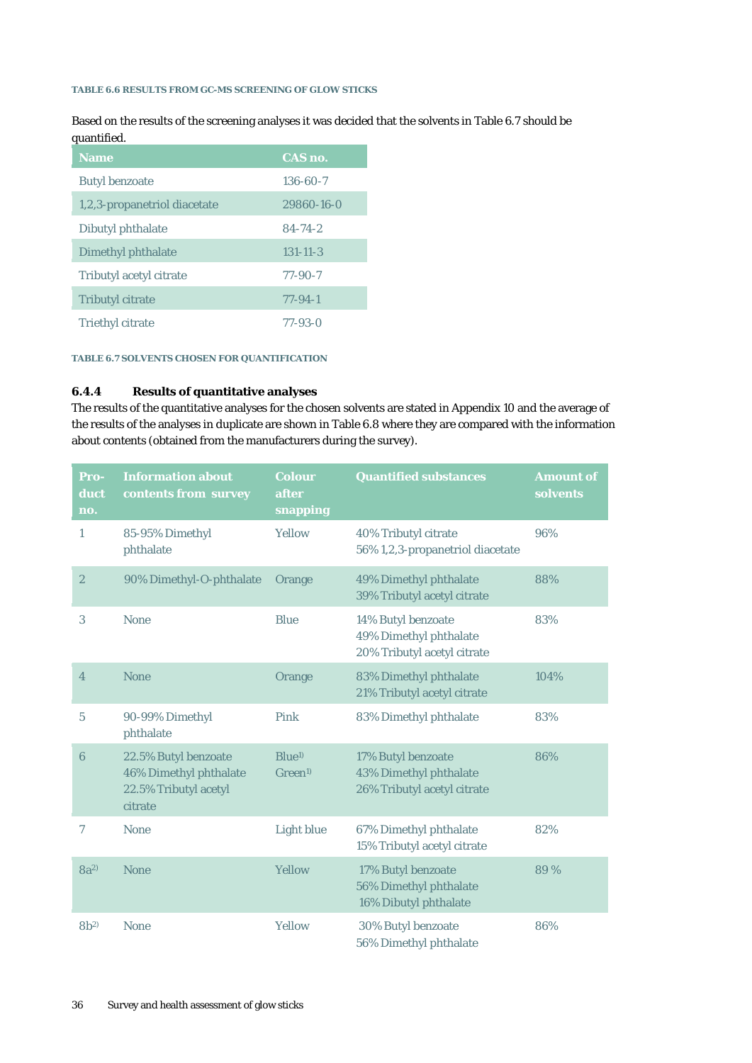**TABLE 6.6 RESULTS FROM GC-MS SCREENING OF GLOW STICKS**

Based on the results of the screening analyses it was decided that the solvents in Table 6.7 should be quantified.

| Name | CAS no. |
|---|---|
| Butyl benzoate | 136-60-7 |
| 1,2,3-propanetriol diacetate | 29860-16-0 |
| Dibutyl phthalate | 84-74-2 |
| Dimethyl phthalate | 131-11-3 |
| Tributyl acetyl citrate | 77-90-7 |
| Tributyl citrate | 77-94-1 |
| Triethyl citrate | 77-93-0 |

**TABLE 6.7 SOLVENTS CHOSEN FOR QUANTIFICATION**

### 6.4.4 Results of quantitative analyses

The results of the quantitative analyses for the chosen solvents are stated in Appendix 10 and the average of the results of the analyses in duplicate are shown in Table 6.8 where they are compared with the information about contents (obtained from the manufacturers during the survey).

| Product no. | Information about contents from survey | Colour after snapping | Quantified substances | Amount of solvents |
|---|---|---|---|---|
| 1 | 85-95% Dimethyl phthalate | Yellow | 40% Tributyl citrate<br>56% 1,2,3-propanetriol diacetate | 96% |
| 2 | 90% Dimethyl-O-phthalate | Orange | 49% Dimethyl phthalate<br>39% Tributyl acetyl citrate | 88% |
| 3 | None | Blue | 14% Butyl benzoate<br>49% Dimethyl phthalate<br>20% Tributyl acetyl citrate | 83% |
| 4 | None | Orange | 83% Dimethyl phthalate<br>21% Tributyl acetyl citrate | 104% |
| 5 | 90-99% Dimethyl phthalate | Pink | 83% Dimethyl phthalate | 83% |
| 6 | 22.5% Butyl benzoate<br>46% Dimethyl phthalate<br>22.5% Tributyl acetyl citrate | Blue[1)]<br>Green[1)] | 17% Butyl benzoate<br>43% Dimethyl phthalate<br>26% Tributyl acetyl citrate | 86% |
| 7 | None | Light blue | 67% Dimethyl phthalate<br>15% Tributyl acetyl citrate | 82% |
| 8a[2)] | None | Yellow | 17% Butyl benzoate<br>56% Dimethyl phthalate<br>16% Dibutyl phthalate | 89 % |
| 8b[2)] | None | Yellow | 30% Butyl benzoate<br>56% Dimethyl phthalate | 86% |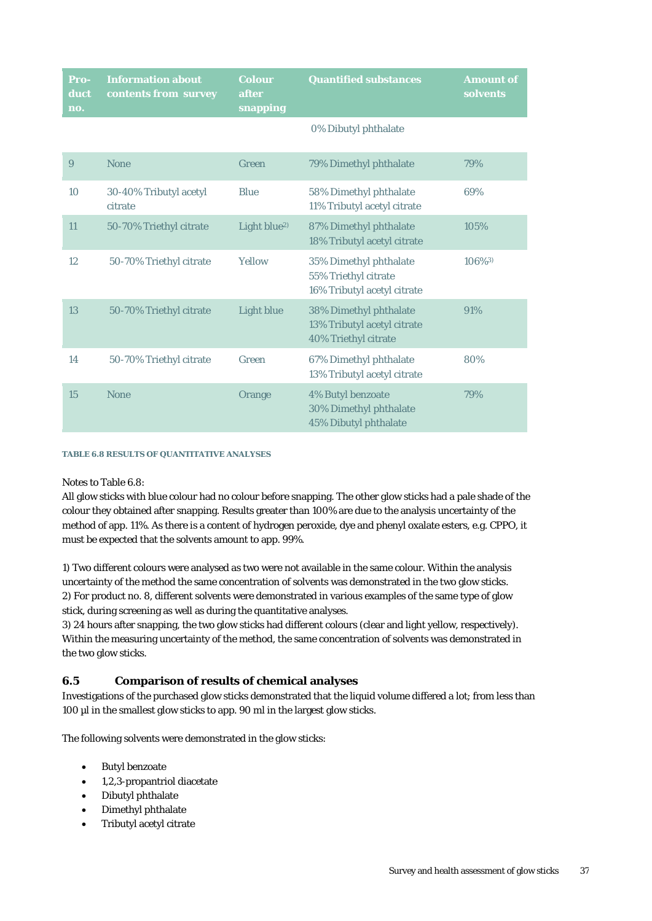| Product no. | Information about contents from survey | Colour after snapping | Quantified substances | Amount of solvents |
|---|---|---|---|---|
| | | | 0% Dibutyl phthalate | |
| 9 | None | Green | 79% Dimethyl phthalate | 79% |
| 10 | 30-40% Tributyl acetyl citrate | Blue | 58% Dimethyl phthalate<br>11% Tributyl acetyl citrate | 69% |
| 11 | 50-70% Triethyl citrate | Light blue[2)] | 87% Dimethyl phthalate<br>18% Tributyl acetyl citrate | 105% |
| 12 | 50-70% Triethyl citrate | Yellow | 35% Dimethyl phthalate<br>55% Triethyl citrate<br>16% Tributyl acetyl citrate | 106%[3)] |
| 13 | 50-70% Triethyl citrate | Light blue | 38% Dimethyl phthalate<br>13% Tributyl acetyl citrate<br>40% Triethyl citrate | 91% |
| 14 | 50-70% Triethyl citrate | Green | 67% Dimethyl phthalate<br>13% Tributyl acetyl citrate | 80% |
| 15 | None | Orange | 4% Butyl benzoate<br>30% Dimethyl phthalate<br>45% Dibutyl phthalate | 79% |

**TABLE 6.8 RESULTS OF QUANTITATIVE ANALYSES**

Notes to Table 6.8:
All glow sticks with blue colour had no colour before snapping. The other glow sticks had a pale shade of the colour they obtained after snapping. Results greater than 100% are due to the analysis uncertainty of the method of app. 11%. As there is a content of hydrogen peroxide, dye and phenyl oxalate esters, e.g. CPPO, it must be expected that the solvents amount to app. 99%.

1) Two different colours were analysed as two were not available in the same colour. Within the analysis uncertainty of the method the same concentration of solvents was demonstrated in the two glow sticks.
2) For product no. 8, different solvents were demonstrated in various examples of the same type of glow stick, during screening as well as during the quantitative analyses.
3) 24 hours after snapping, the two glow sticks had different colours (clear and light yellow, respectively). Within the measuring uncertainty of the method, the same concentration of solvents was demonstrated in the two glow sticks.

## 6.5 Comparison of results of chemical analyses

Investigations of the purchased glow sticks demonstrated that the liquid volume differed a lot; from less than 100 µl in the smallest glow sticks to app. 90 ml in the largest glow sticks.

The following solvents were demonstrated in the glow sticks:

- Butyl benzoate
- 1,2,3-propantriol diacetate
- Dibutyl phthalate
- Dimethyl phthalate
- Tributyl acetyl citrate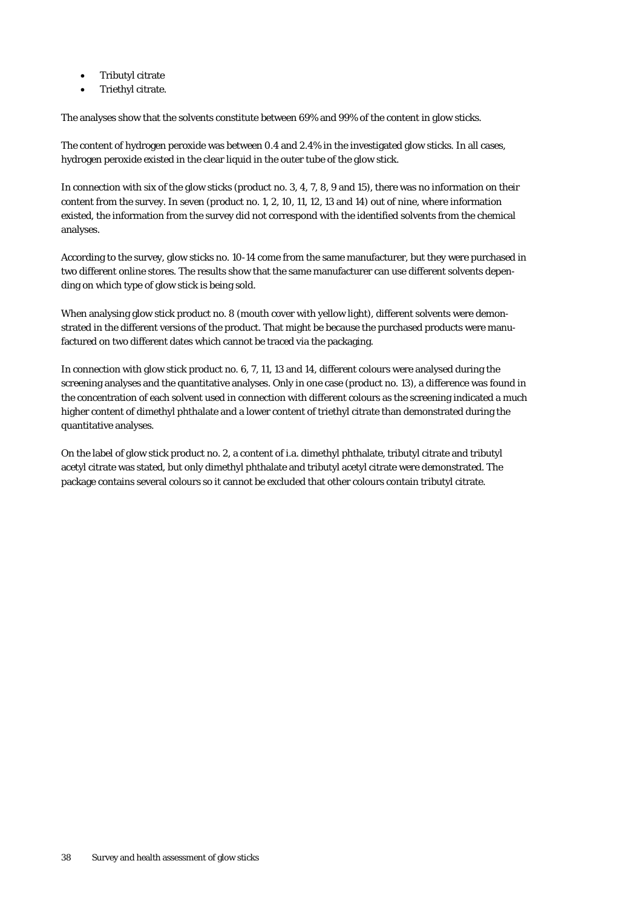- Tributyl citrate
- Triethyl citrate.

The analyses show that the solvents constitute between 69% and 99% of the content in glow sticks.

The content of hydrogen peroxide was between 0.4 and 2.4% in the investigated glow sticks. In all cases, hydrogen peroxide existed in the clear liquid in the outer tube of the glow stick.

In connection with six of the glow sticks (product no. 3, 4, 7, 8, 9 and 15), there was no information on their content from the survey. In seven (product no. 1, 2, 10, 11, 12, 13 and 14) out of nine, where information existed, the information from the survey did not correspond with the identified solvents from the chemical analyses.

According to the survey, glow sticks no. 10-14 come from the same manufacturer, but they were purchased in two different online stores. The results show that the same manufacturer can use different solvents depending on which type of glow stick is being sold.

When analysing glow stick product no. 8 (mouth cover with yellow light), different solvents were demonstrated in the different versions of the product. That might be because the purchased products were manufactured on two different dates which cannot be traced via the packaging.

In connection with glow stick product no. 6, 7, 11, 13 and 14, different colours were analysed during the screening analyses and the quantitative analyses. Only in one case (product no. 13), a difference was found in the concentration of each solvent used in connection with different colours as the screening indicated a much higher content of dimethyl phthalate and a lower content of triethyl citrate than demonstrated during the quantitative analyses.

On the label of glow stick product no. 2, a content of i.a. dimethyl phthalate, tributyl citrate and tributyl acetyl citrate was stated, but only dimethyl phthalate and tributyl acetyl citrate were demonstrated. The package contains several colours so it cannot be excluded that other colours contain tributyl citrate.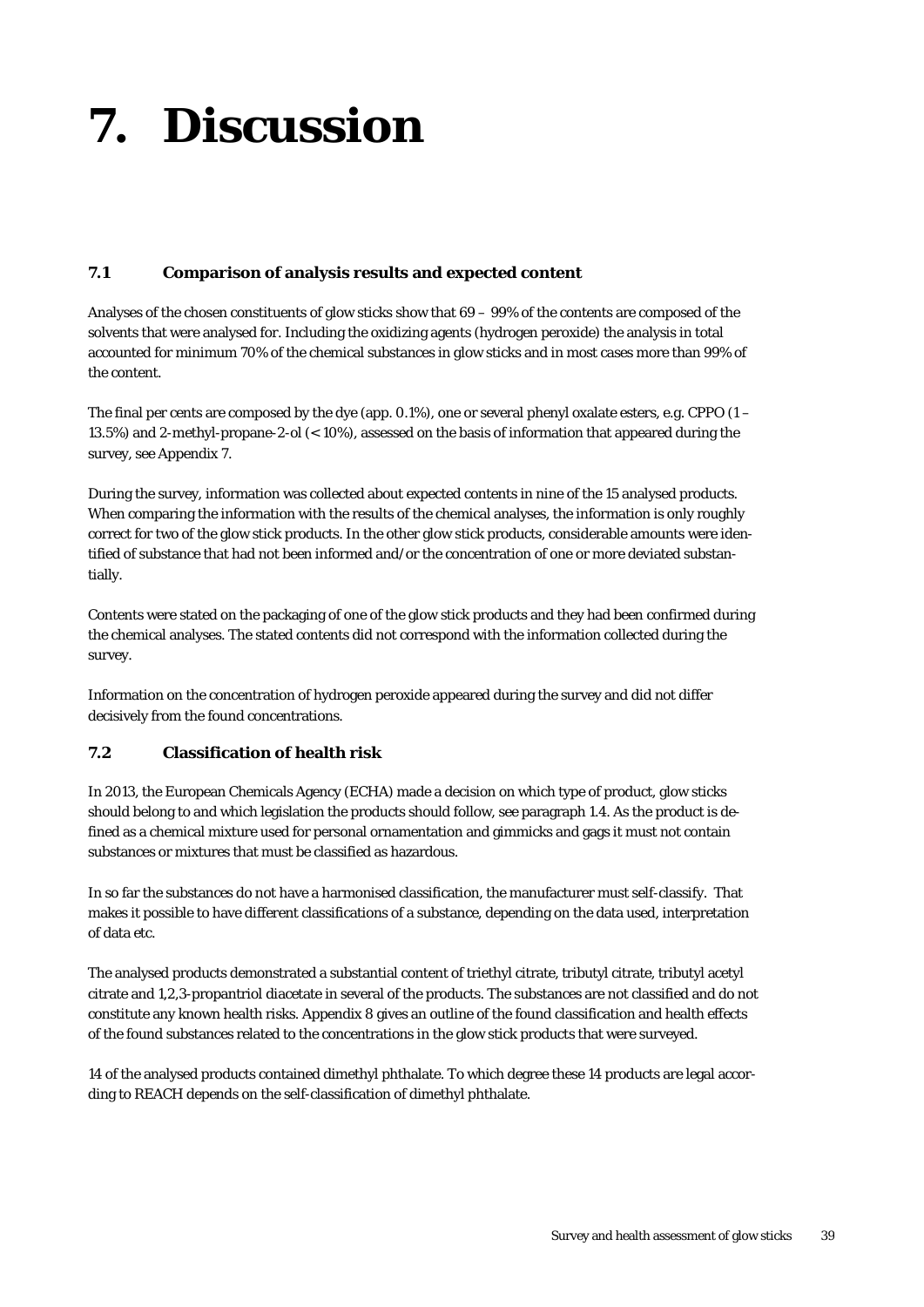# 7. Discussion

## 7.1 Comparison of analysis results and expected content

Analyses of the chosen constituents of glow sticks show that 69 – 99% of the contents are composed of the solvents that were analysed for. Including the oxidizing agents (hydrogen peroxide) the analysis in total accounted for minimum 70% of the chemical substances in glow sticks and in most cases more than 99% of the content.

The final per cents are composed by the dye (app. 0.1%), one or several phenyl oxalate esters, e.g. CPPO (1 – 13.5%) and 2-methyl-propane-2-ol (< 10%), assessed on the basis of information that appeared during the survey, see Appendix 7.

During the survey, information was collected about expected contents in nine of the 15 analysed products. When comparing the information with the results of the chemical analyses, the information is only roughly correct for two of the glow stick products. In the other glow stick products, considerable amounts were identified of substance that had not been informed and/or the concentration of one or more deviated substantially.

Contents were stated on the packaging of one of the glow stick products and they had been confirmed during the chemical analyses. The stated contents did not correspond with the information collected during the survey.

Information on the concentration of hydrogen peroxide appeared during the survey and did not differ decisively from the found concentrations.

## 7.2 Classification of health risk

In 2013, the European Chemicals Agency (ECHA) made a decision on which type of product, glow sticks should belong to and which legislation the products should follow, see paragraph 1.4. As the product is defined as a chemical mixture used for personal ornamentation and gimmicks and gags it must not contain substances or mixtures that must be classified as hazardous.

In so far the substances do not have a harmonised classification, the manufacturer must self-classify. That makes it possible to have different classifications of a substance, depending on the data used, interpretation of data etc.

The analysed products demonstrated a substantial content of triethyl citrate, tributyl citrate, tributyl acetyl citrate and 1,2,3-propantriol diacetate in several of the products. The substances are not classified and do not constitute any known health risks. Appendix 8 gives an outline of the found classification and health effects of the found substances related to the concentrations in the glow stick products that were surveyed.

14 of the analysed products contained dimethyl phthalate. To which degree these 14 products are legal according to REACH depends on the self-classification of dimethyl phthalate.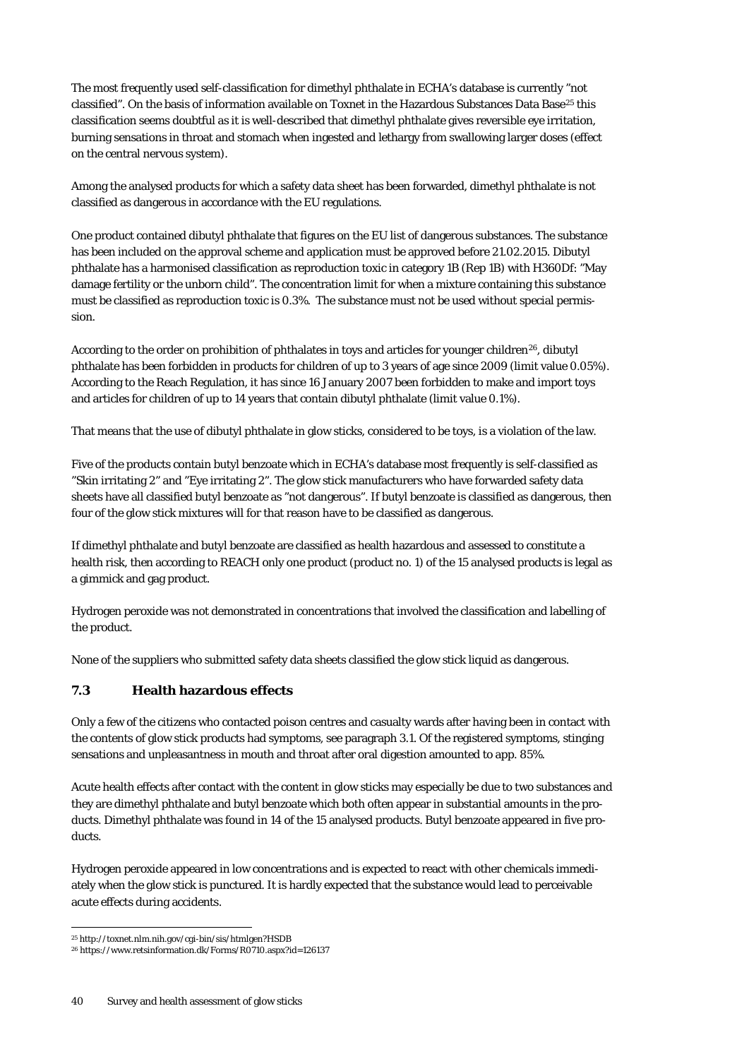The most frequently used self-classification for dimethyl phthalate in ECHA's database is currently "not classified". On the basis of information available on Toxnet in the Hazardous Substances Data Base[25] this classification seems doubtful as it is well-described that dimethyl phthalate gives reversible eye irritation, burning sensations in throat and stomach when ingested and lethargy from swallowing larger doses (effect on the central nervous system).

Among the analysed products for which a safety data sheet has been forwarded, dimethyl phthalate is not classified as dangerous in accordance with the EU regulations.

One product contained dibutyl phthalate that figures on the EU list of dangerous substances. The substance has been included on the approval scheme and application must be approved before 21.02.2015. Dibutyl phthalate has a harmonised classification as reproduction toxic in category 1B (Rep 1B) with H360Df: "May damage fertility or the unborn child". The concentration limit for when a mixture containing this substance must be classified as reproduction toxic is 0.3%. The substance must not be used without special permission.

According to the order on prohibition of phthalates in toys and articles for younger children[26], dibutyl phthalate has been forbidden in products for children of up to 3 years of age since 2009 (limit value 0.05%). According to the Reach Regulation, it has since 16 January 2007 been forbidden to make and import toys and articles for children of up to 14 years that contain dibutyl phthalate (limit value 0.1%).

That means that the use of dibutyl phthalate in glow sticks, considered to be toys, is a violation of the law.

Five of the products contain butyl benzoate which in ECHA's database most frequently is self-classified as "Skin irritating 2" and "Eye irritating 2". The glow stick manufacturers who have forwarded safety data sheets have all classified butyl benzoate as "not dangerous". If butyl benzoate is classified as dangerous, then four of the glow stick mixtures will for that reason have to be classified as dangerous.

If dimethyl phthalate and butyl benzoate are classified as health hazardous and assessed to constitute a health risk, then according to REACH only one product (product no. 1) of the 15 analysed products is legal as a gimmick and gag product.

Hydrogen peroxide was not demonstrated in concentrations that involved the classification and labelling of the product.

None of the suppliers who submitted safety data sheets classified the glow stick liquid as dangerous.

### 7.3 Health hazardous effects

Only a few of the citizens who contacted poison centres and casualty wards after having been in contact with the contents of glow stick products had symptoms, see paragraph 3.1. Of the registered symptoms, stinging sensations and unpleasantness in mouth and throat after oral digestion amounted to app. 85%.

Acute health effects after contact with the content in glow sticks may especially be due to two substances and they are dimethyl phthalate and butyl benzoate which both often appear in substantial amounts in the products. Dimethyl phthalate was found in 14 of the 15 analysed products. Butyl benzoate appeared in five products.

Hydrogen peroxide appeared in low concentrations and is expected to react with other chemicals immediately when the glow stick is punctured. It is hardly expected that the substance would lead to perceivable acute effects during accidents.

---

[25] http://toxnet.nlm.nih.gov/cgi-bin/sis/htmlgen?HSDB

[26] https://www.retsinformation.dk/Forms/R0710.aspx?id=126137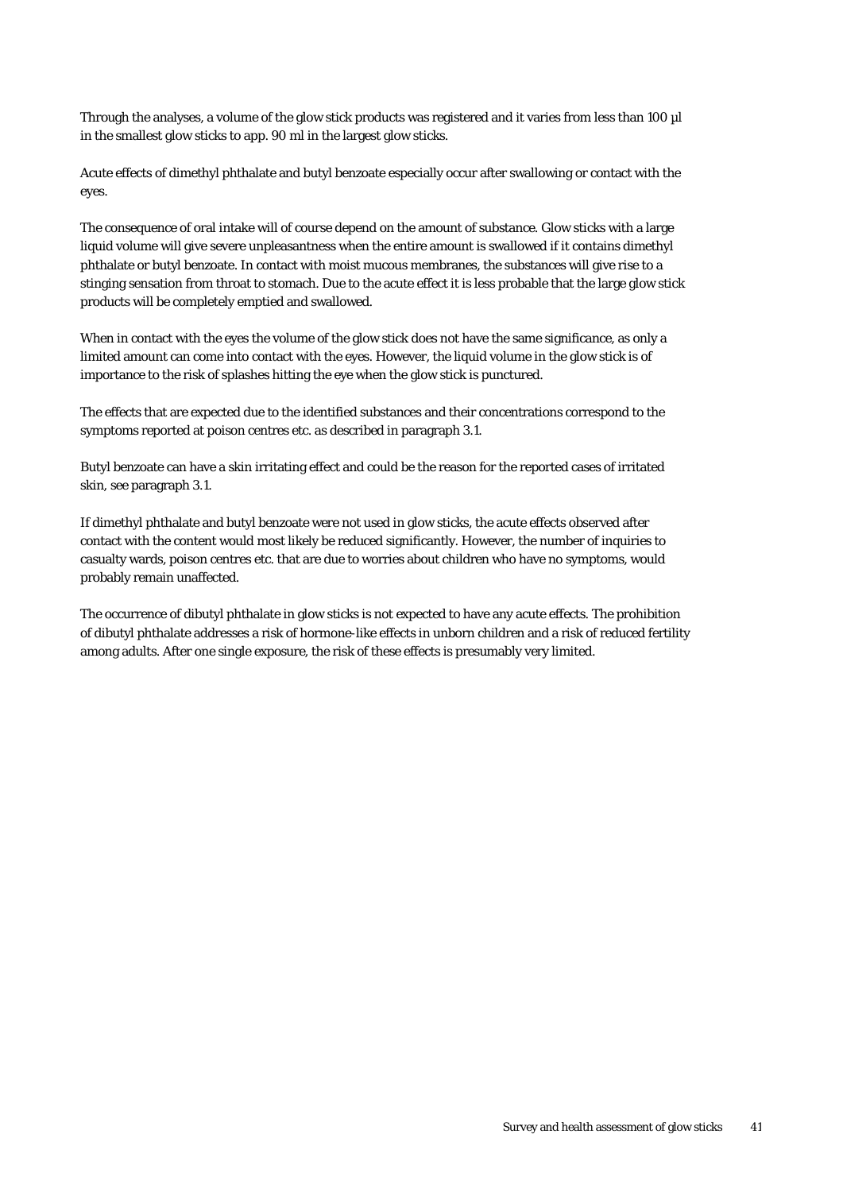Through the analyses, a volume of the glow stick products was registered and it varies from less than 100 µl in the smallest glow sticks to app. 90 ml in the largest glow sticks.

Acute effects of dimethyl phthalate and butyl benzoate especially occur after swallowing or contact with the eyes.

The consequence of oral intake will of course depend on the amount of substance. Glow sticks with a large liquid volume will give severe unpleasantness when the entire amount is swallowed if it contains dimethyl phthalate or butyl benzoate. In contact with moist mucous membranes, the substances will give rise to a stinging sensation from throat to stomach. Due to the acute effect it is less probable that the large glow stick products will be completely emptied and swallowed.

When in contact with the eyes the volume of the glow stick does not have the same significance, as only a limited amount can come into contact with the eyes. However, the liquid volume in the glow stick is of importance to the risk of splashes hitting the eye when the glow stick is punctured.

The effects that are expected due to the identified substances and their concentrations correspond to the symptoms reported at poison centres etc. as described in paragraph 3.1.

Butyl benzoate can have a skin irritating effect and could be the reason for the reported cases of irritated skin, see paragraph 3.1.

If dimethyl phthalate and butyl benzoate were not used in glow sticks, the acute effects observed after contact with the content would most likely be reduced significantly. However, the number of inquiries to casualty wards, poison centres etc. that are due to worries about children who have no symptoms, would probably remain unaffected.

The occurrence of dibutyl phthalate in glow sticks is not expected to have any acute effects. The prohibition of dibutyl phthalate addresses a risk of hormone-like effects in unborn children and a risk of reduced fertility among adults. After one single exposure, the risk of these effects is presumably very limited.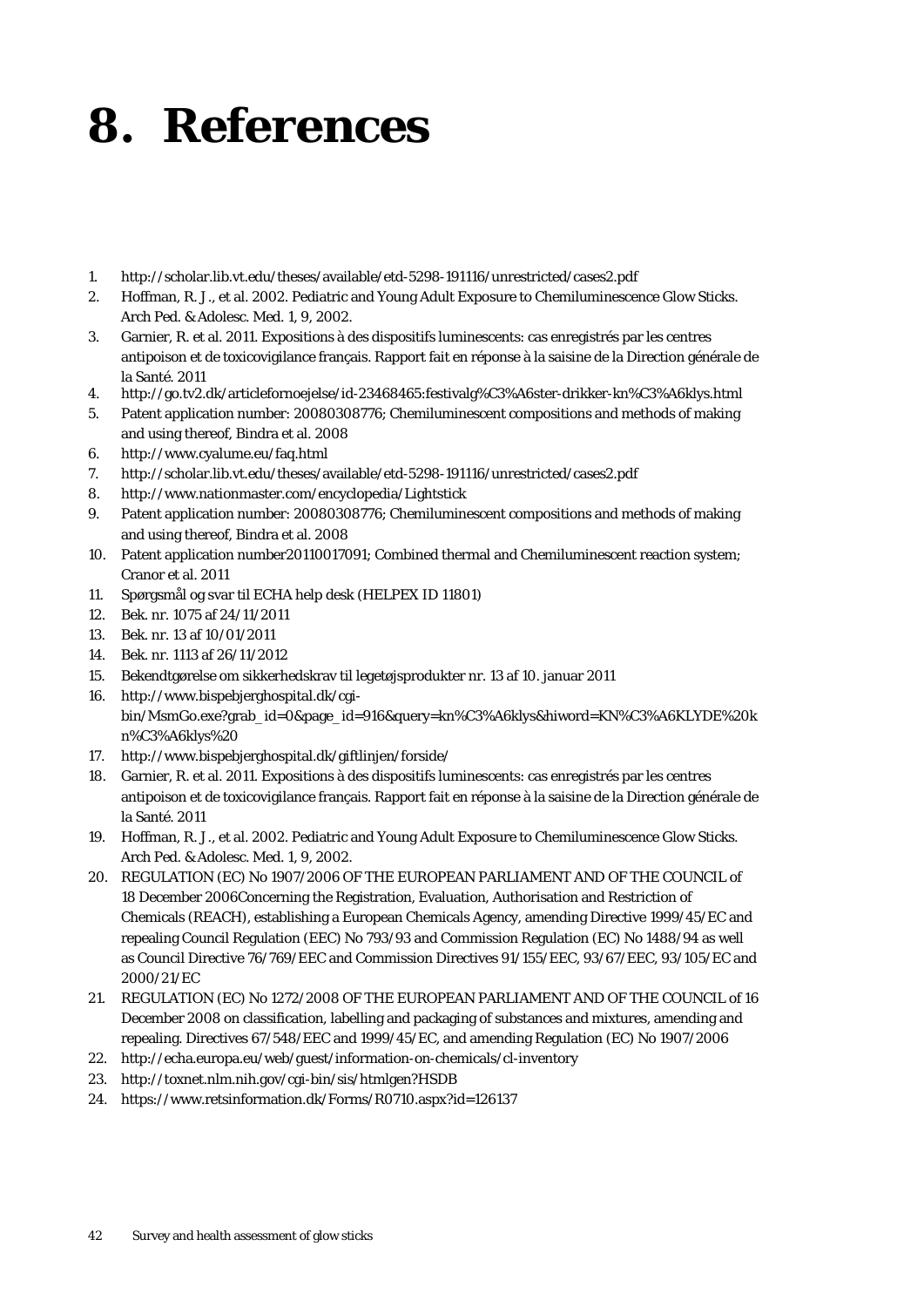# 8. References

1. http://scholar.lib.vt.edu/theses/available/etd-5298-191116/unrestricted/cases2.pdf
2. Hoffman, R. J., et al. 2002. Pediatric and Young Adult Exposure to Chemiluminescence Glow Sticks. Arch Ped. & Adolesc. Med. 1, 9, 2002.
3. Garnier, R. et al. 2011. Expositions à des dispositifs luminescents: cas enregistrés par les centres antipoison et de toxicovigilance français. Rapport fait en réponse à la saisine de la Direction générale de la Santé. 2011
4. http://go.tv2.dk/articlefornoejelse/id-23468465:festivalg%C3%A6ster-drikker-kn%C3%A6klys.html
5. Patent application number: 20080308776; Chemiluminescent compositions and methods of making and using thereof, Bindra et al. 2008
6. http://www.cyalume.eu/faq.html
7. http://scholar.lib.vt.edu/theses/available/etd-5298-191116/unrestricted/cases2.pdf
8. http://www.nationmaster.com/encyclopedia/Lightstick
9. Patent application number: 20080308776; Chemiluminescent compositions and methods of making and using thereof, Bindra et al. 2008
10. Patent application number20110017091; Combined thermal and Chemiluminescent reaction system; Cranor et al. 2011
11. Spørgsmål og svar til ECHA help desk (HELPEX ID 11801)
12. Bek. nr. 1075 af 24/11/2011
13. Bek. nr. 13 af 10/01/2011
14. Bek. nr. 1113 af 26/11/2012
15. Bekendtgørelse om sikkerhedskrav til legetøjsprodukter nr. 13 af 10. januar 2011
16. http://www.bispebjerghospital.dk/cgi-bin/MsmGo.exe?grab_id=0&page_id=916&query=kn%C3%A6klys&hiword=KN%C3%A6KLYDE%20kn%C3%A6klys%20
17. http://www.bispebjerghospital.dk/giftlinjen/forside/
18. Garnier, R. et al. 2011. Expositions à des dispositifs luminescents: cas enregistrés par les centres antipoison et de toxicovigilance français. Rapport fait en réponse à la saisine de la Direction générale de la Santé. 2011
19. Hoffman, R. J., et al. 2002. Pediatric and Young Adult Exposure to Chemiluminescence Glow Sticks. Arch Ped. & Adolesc. Med. 1, 9, 2002.
20. REGULATION (EC) No 1907/2006 OF THE EUROPEAN PARLIAMENT AND OF THE COUNCIL of 18 December 2006Concerning the Registration, Evaluation, Authorisation and Restriction of Chemicals (REACH), establishing a European Chemicals Agency, amending Directive 1999/45/EC and repealing Council Regulation (EEC) No 793/93 and Commission Regulation (EC) No 1488/94 as well as Council Directive 76/769/EEC and Commission Directives 91/155/EEC, 93/67/EEC, 93/105/EC and 2000/21/EC
21. REGULATION (EC) No 1272/2008 OF THE EUROPEAN PARLIAMENT AND OF THE COUNCIL of 16 December 2008 on classification, labelling and packaging of substances and mixtures, amending and repealing. Directives 67/548/EEC and 1999/45/EC, and amending Regulation (EC) No 1907/2006
22. http://echa.europa.eu/web/guest/information-on-chemicals/cl-inventory
23. http://toxnet.nlm.nih.gov/cgi-bin/sis/htmlgen?HSDB
24. https://www.retsinformation.dk/Forms/R0710.aspx?id=126137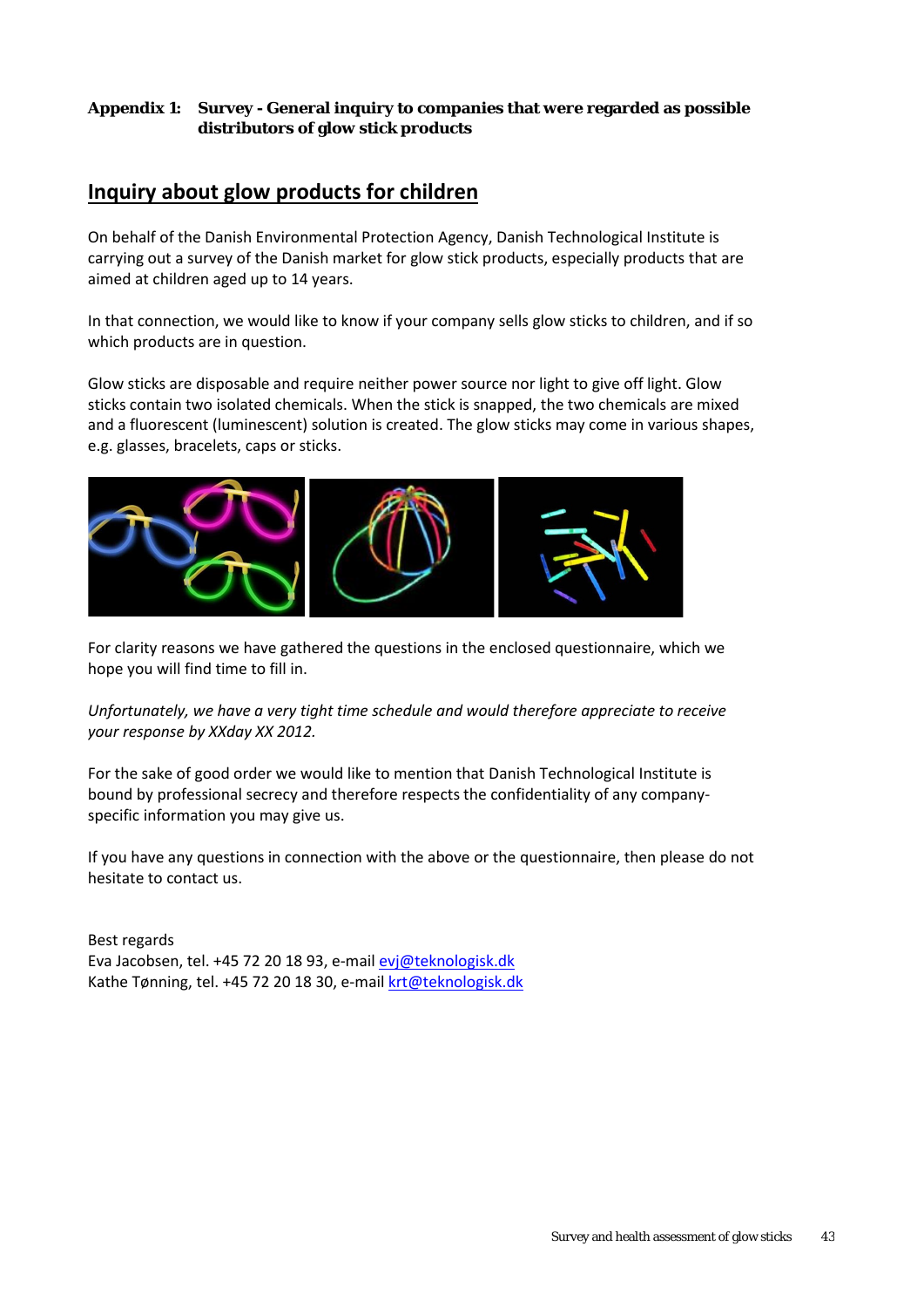**Appendix 1: Survey - General inquiry to companies that were regarded as possible distributors of glow stick products**

## Inquiry about glow products for children

On behalf of the Danish Environmental Protection Agency, Danish Technological Institute is carrying out a survey of the Danish market for glow stick products, especially products that are aimed at children aged up to 14 years.

In that connection, we would like to know if your company sells glow sticks to children, and if so which products are in question.

Glow sticks are disposable and require neither power source nor light to give off light. Glow sticks contain two isolated chemicals. When the stick is snapped, the two chemicals are mixed and a fluorescent (luminescent) solution is created. The glow sticks may come in various shapes, e.g. glasses, bracelets, caps or sticks.

For clarity reasons we have gathered the questions in the enclosed questionnaire, which we hope you will find time to fill in.

*Unfortunately, we have a very tight time schedule and would therefore appreciate to receive your response by XXday XX 2012.*

For the sake of good order we would like to mention that Danish Technological Institute is bound by professional secrecy and therefore respects the confidentiality of any company-specific information you may give us.

If you have any questions in connection with the above or the questionnaire, then please do not hesitate to contact us.

Best regards
Eva Jacobsen, tel. +45 72 20 18 93, e-mail evj@teknologisk.dk
Kathe Tønning, tel. +45 72 20 18 30, e-mail krt@teknologisk.dk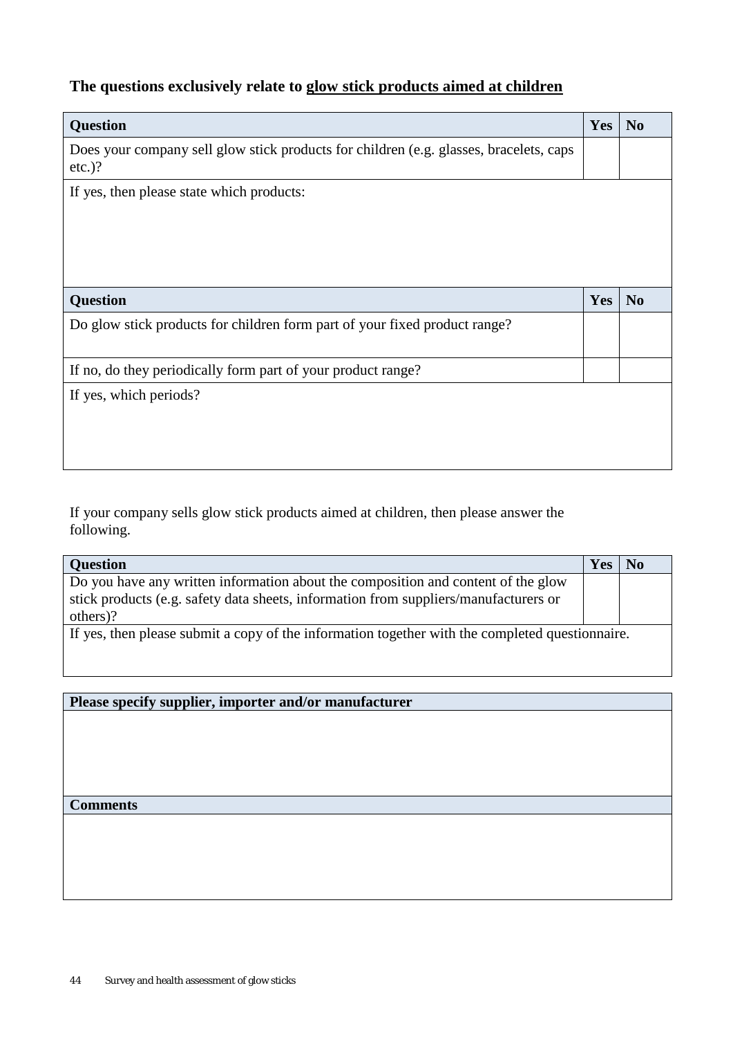**The questions exclusively relate to glow stick products aimed at children**

| Question | Yes | No |
|---|---|---|
| Does your company sell glow stick products for children (e.g. glasses, bracelets, caps etc.)? | | |
| If yes, then please state which products: | | |

| Question | Yes | No |
|---|---|---|
| Do glow stick products for children form part of your fixed product range? | | |
| If no, do they periodically form part of your product range? | | |
| If yes, which periods? | | |

If your company sells glow stick products aimed at children, then please answer the following.

| Question | Yes | No |
|---|---|---|
| Do you have any written information about the composition and content of the glow stick products (e.g. safety data sheets, information from suppliers/manufacturers or others)? | | |
| If yes, then please submit a copy of the information together with the completed questionnaire. | | |

| Please specify supplier, importer and/or manufacturer |
|---|
| |
| **Comments** |
| |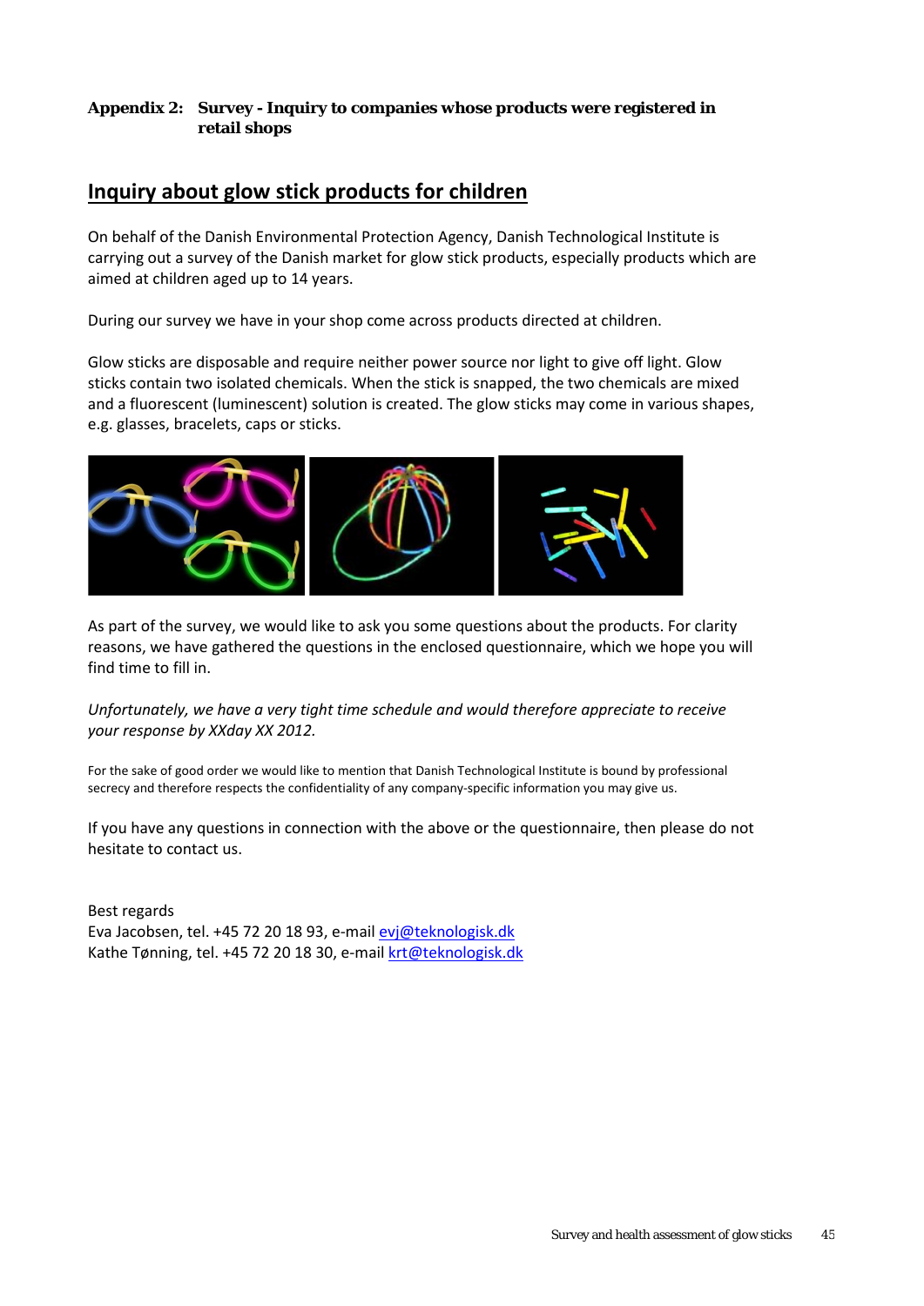**Appendix 2: Survey - Inquiry to companies whose products were registered in retail shops**

## Inquiry about glow stick products for children

On behalf of the Danish Environmental Protection Agency, Danish Technological Institute is carrying out a survey of the Danish market for glow stick products, especially products which are aimed at children aged up to 14 years.

During our survey we have in your shop come across products directed at children.

Glow sticks are disposable and require neither power source nor light to give off light. Glow sticks contain two isolated chemicals. When the stick is snapped, the two chemicals are mixed and a fluorescent (luminescent) solution is created. The glow sticks may come in various shapes, e.g. glasses, bracelets, caps or sticks.

As part of the survey, we would like to ask you some questions about the products. For clarity reasons, we have gathered the questions in the enclosed questionnaire, which we hope you will find time to fill in.

*Unfortunately, we have a very tight time schedule and would therefore appreciate to receive your response by XXday XX 2012.*

For the sake of good order we would like to mention that Danish Technological Institute is bound by professional secrecy and therefore respects the confidentiality of any company-specific information you may give us.

If you have any questions in connection with the above or the questionnaire, then please do not hesitate to contact us.

Best regards
Eva Jacobsen, tel. +45 72 20 18 93, e-mail evj@teknologisk.dk
Kathe Tønning, tel. +45 72 20 18 30, e-mail krt@teknologisk.dk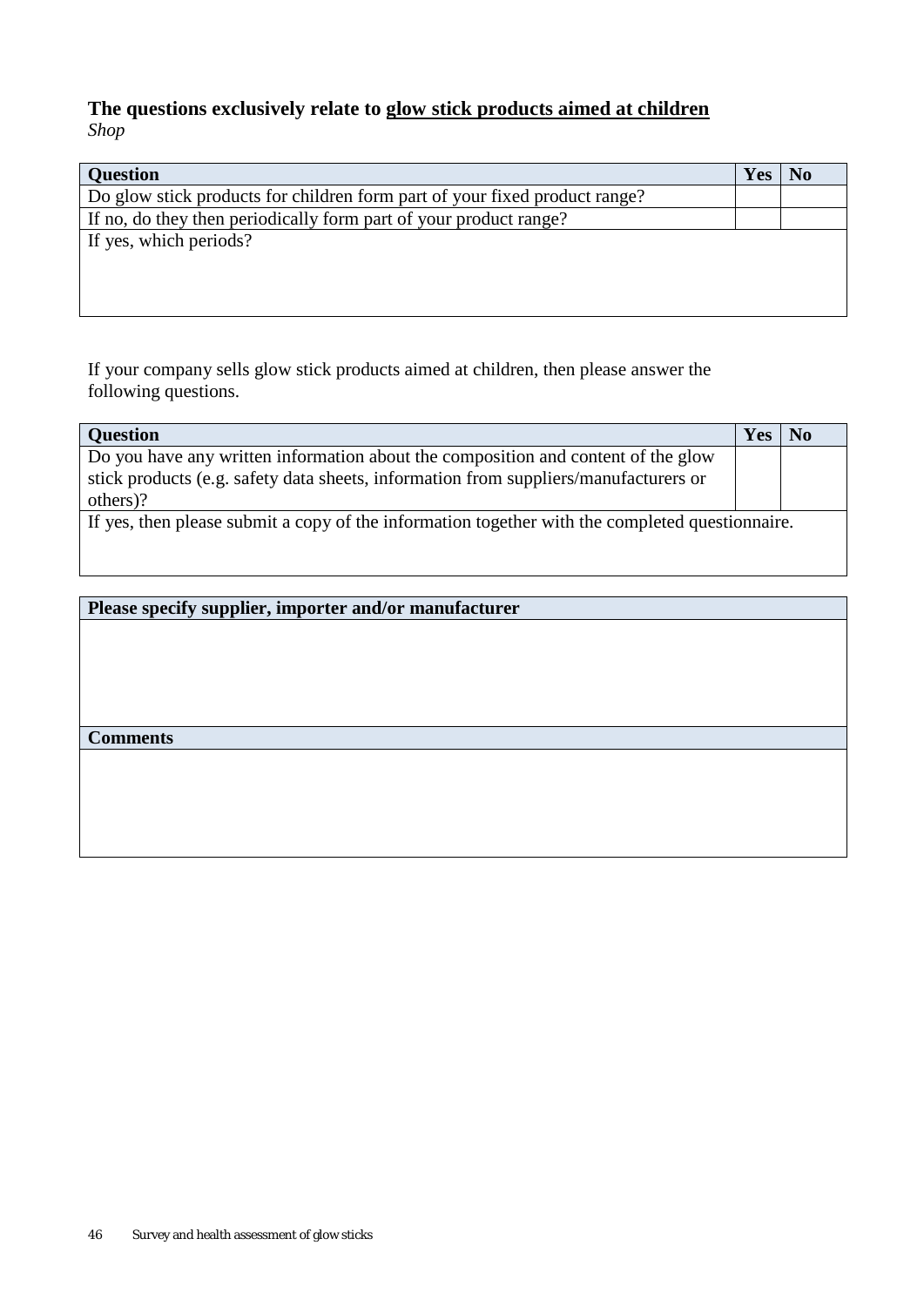**The questions exclusively relate to glow stick products aimed at children**
*Shop*

| Question | Yes | No |
|---|---|---|
| Do glow stick products for children form part of your fixed product range? | | |
| If no, do they then periodically form part of your product range? | | |
| If yes, which periods? | | |

If your company sells glow stick products aimed at children, then please answer the following questions.

| Question | Yes | No |
|---|---|---|
| Do you have any written information about the composition and content of the glow stick products (e.g. safety data sheets, information from suppliers/manufacturers or others)? | | |
| If yes, then please submit a copy of the information together with the completed questionnaire. | | |

| Please specify supplier, importer and/or manufacturer |
|---|
| |
| **Comments** |
| |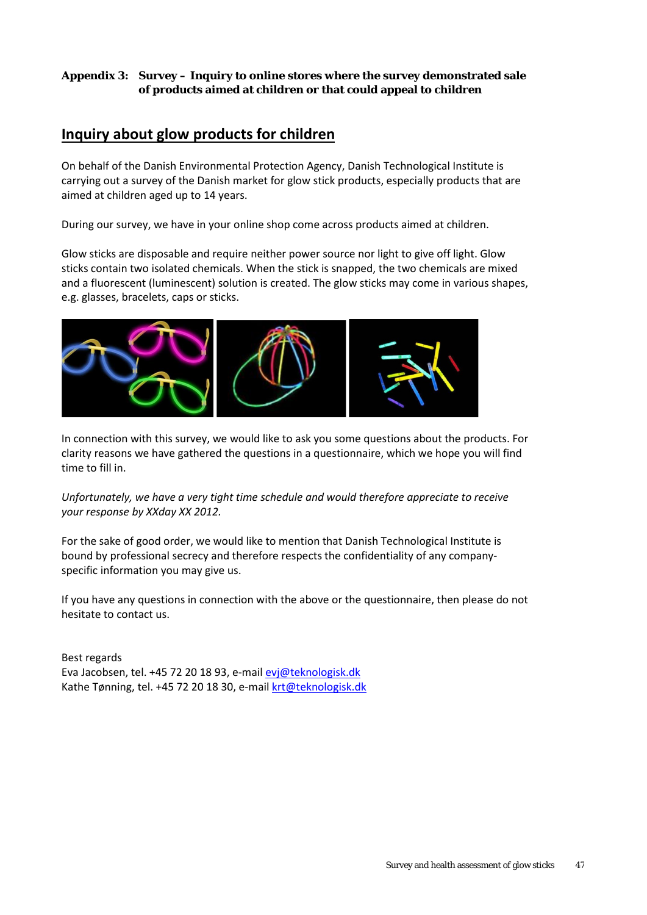**Appendix 3: Survey – Inquiry to online stores where the survey demonstrated sale of products aimed at children or that could appeal to children**

## Inquiry about glow products for children

On behalf of the Danish Environmental Protection Agency, Danish Technological Institute is carrying out a survey of the Danish market for glow stick products, especially products that are aimed at children aged up to 14 years.

During our survey, we have in your online shop come across products aimed at children.

Glow sticks are disposable and require neither power source nor light to give off light. Glow sticks contain two isolated chemicals. When the stick is snapped, the two chemicals are mixed and a fluorescent (luminescent) solution is created. The glow sticks may come in various shapes, e.g. glasses, bracelets, caps or sticks.

In connection with this survey, we would like to ask you some questions about the products. For clarity reasons we have gathered the questions in a questionnaire, which we hope you will find time to fill in.

*Unfortunately, we have a very tight time schedule and would therefore appreciate to receive your response by XXday XX 2012.*

For the sake of good order, we would like to mention that Danish Technological Institute is bound by professional secrecy and therefore respects the confidentiality of any company-specific information you may give us.

If you have any questions in connection with the above or the questionnaire, then please do not hesitate to contact us.

Best regards
Eva Jacobsen, tel. +45 72 20 18 93, e-mail evj@teknologisk.dk
Kathe Tønning, tel. +45 72 20 18 30, e-mail krt@teknologisk.dk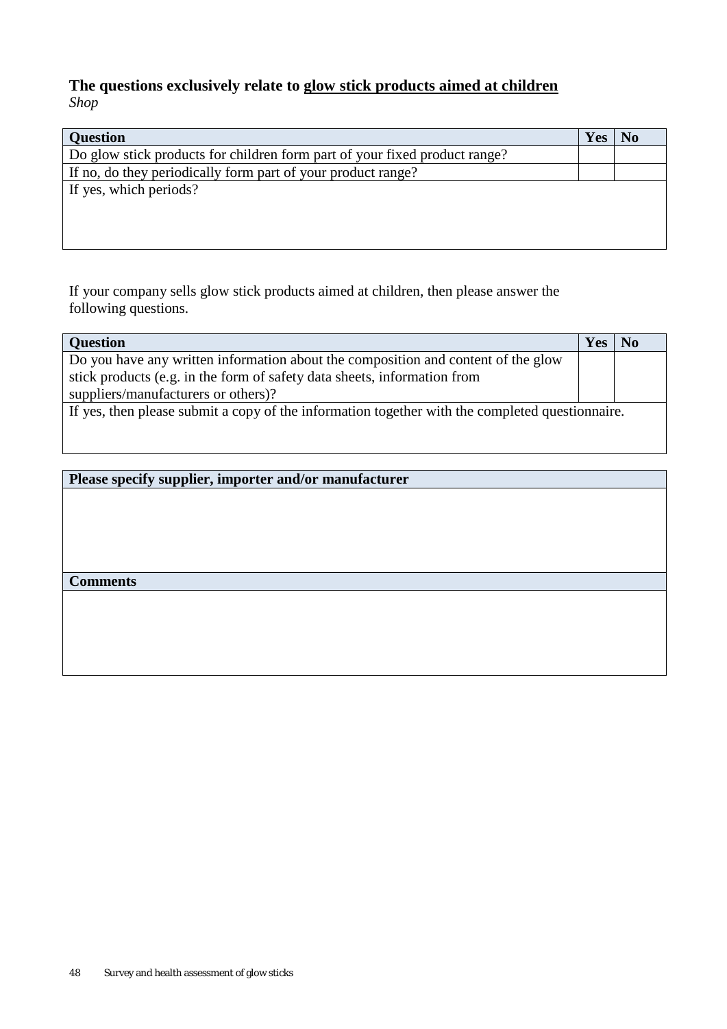**The questions exclusively relate to <u>glow stick products aimed at children</u>**
*Shop*

| Question | Yes | No |
|---|---|---|
| Do glow stick products for children form part of your fixed product range? | | |
| If no, do they periodically form part of your product range? | | |
| If yes, which periods? | | |

If your company sells glow stick products aimed at children, then please answer the following questions.

| Question | Yes | No |
|---|---|---|
| Do you have any written information about the composition and content of the glow stick products (e.g. in the form of safety data sheets, information from suppliers/manufacturers or others)? | | |
| If yes, then please submit a copy of the information together with the completed questionnaire. | | |

| Please specify supplier, importer and/or manufacturer |
|---|
| |
| **Comments** |
| |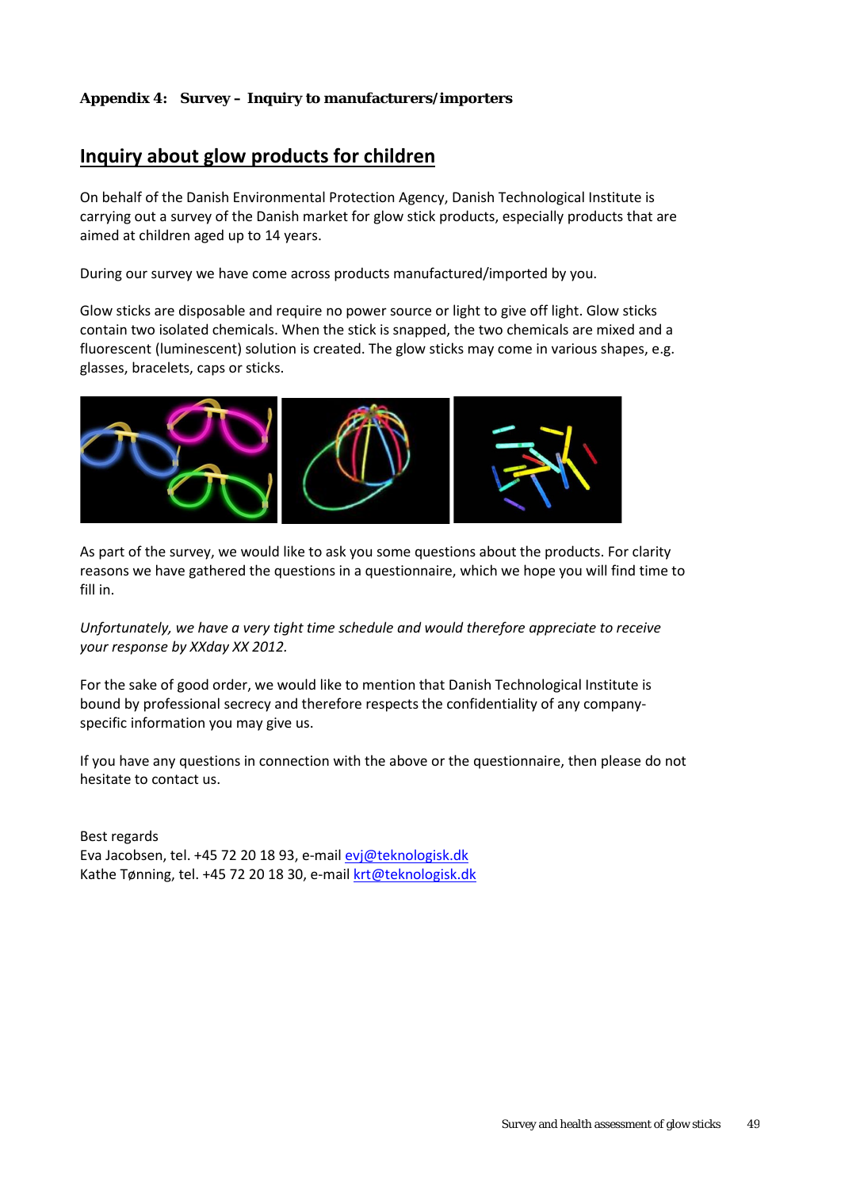**Appendix 4: Survey – Inquiry to manufacturers/importers**

## Inquiry about glow products for children

On behalf of the Danish Environmental Protection Agency, Danish Technological Institute is carrying out a survey of the Danish market for glow stick products, especially products that are aimed at children aged up to 14 years.

During our survey we have come across products manufactured/imported by you.

Glow sticks are disposable and require no power source or light to give off light. Glow sticks contain two isolated chemicals. When the stick is snapped, the two chemicals are mixed and a fluorescent (luminescent) solution is created. The glow sticks may come in various shapes, e.g. glasses, bracelets, caps or sticks.

As part of the survey, we would like to ask you some questions about the products. For clarity reasons we have gathered the questions in a questionnaire, which we hope you will find time to fill in.

*Unfortunately, we have a very tight time schedule and would therefore appreciate to receive your response by XXday XX 2012.*

For the sake of good order, we would like to mention that Danish Technological Institute is bound by professional secrecy and therefore respects the confidentiality of any company-specific information you may give us.

If you have any questions in connection with the above or the questionnaire, then please do not hesitate to contact us.

Best regards
Eva Jacobsen, tel. +45 72 20 18 93, e-mail evj@teknologisk.dk
Kathe Tønning, tel. +45 72 20 18 30, e-mail krt@teknologisk.dk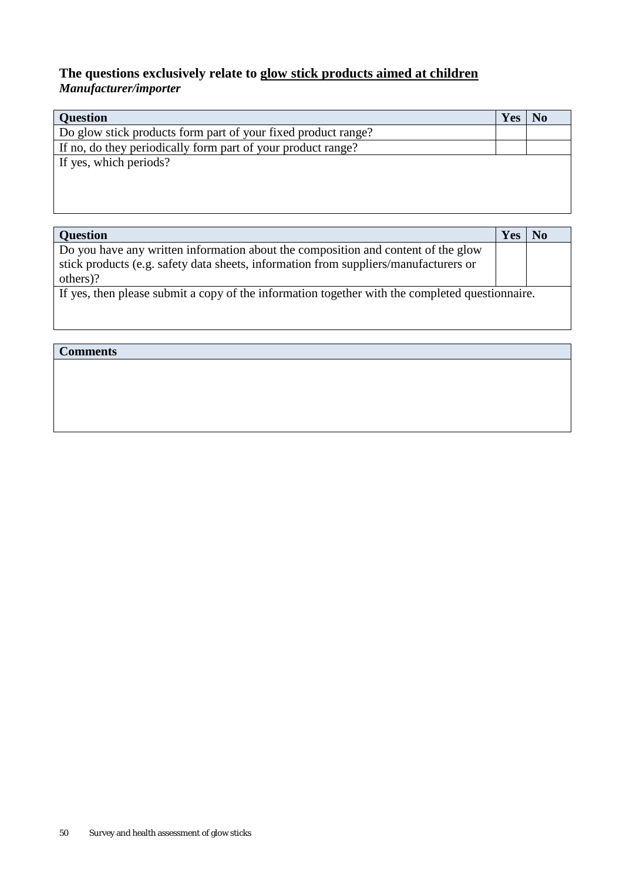**The questions exclusively relate to glow stick products aimed at children**
***Manufacturer/importer***

| Question | Yes | No |
|---|---|---|
| Do glow stick products form part of your fixed product range? | | |
| If no, do they periodically form part of your product range? | | |
| If yes, which periods? | | |

| Question | Yes | No |
|---|---|---|
| Do you have any written information about the composition and content of the glow stick products (e.g. safety data sheets, information from suppliers/manufacturers or others)? | | |
| If yes, then please submit a copy of the information together with the completed questionnaire. | | |

| Comments |
|---|
| |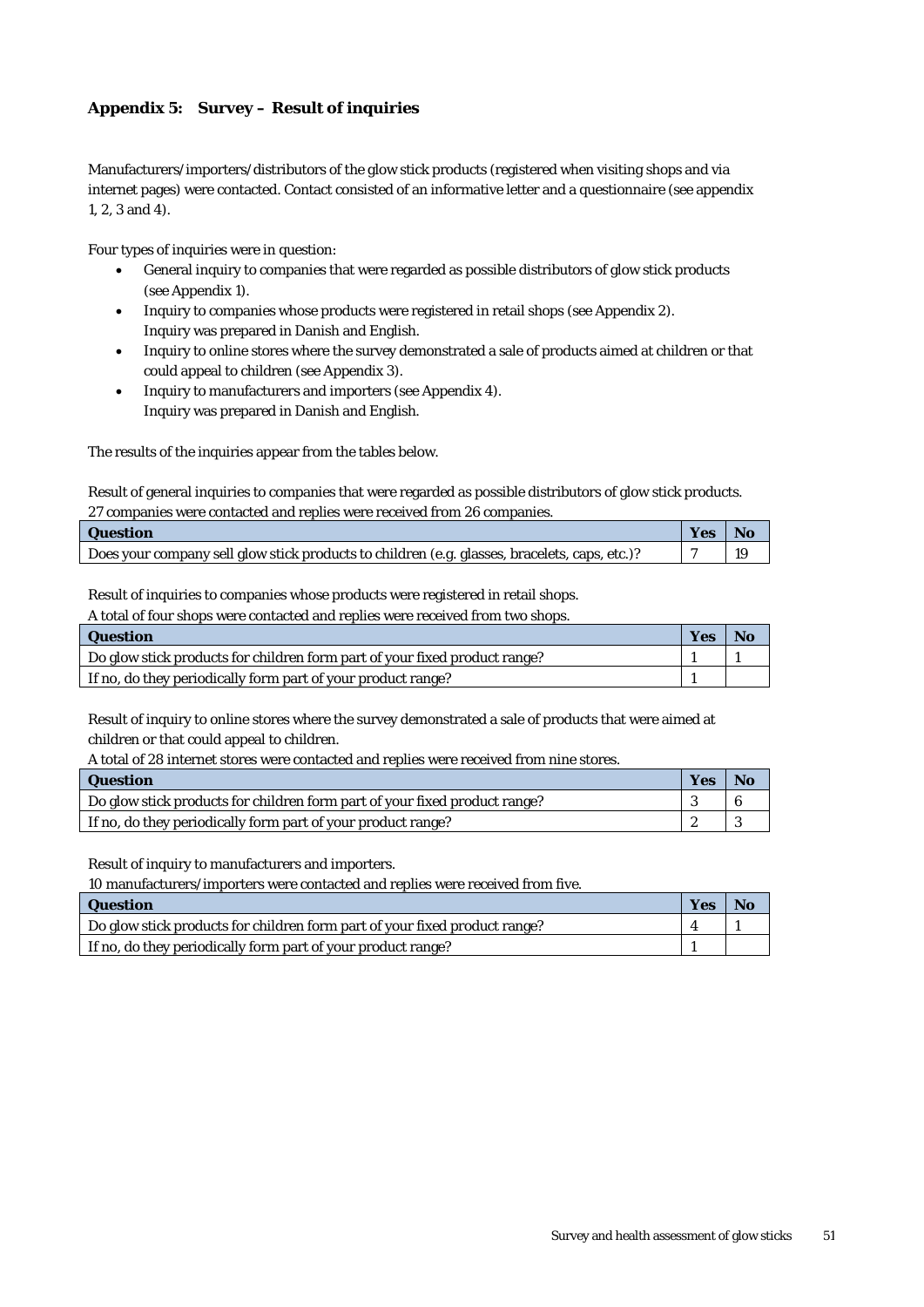## Appendix 5: Survey – Result of inquiries

Manufacturers/importers/distributors of the glow stick products (registered when visiting shops and via internet pages) were contacted. Contact consisted of an informative letter and a questionnaire (see appendix 1, 2, 3 and 4).

Four types of inquiries were in question:

- General inquiry to companies that were regarded as possible distributors of glow stick products (see Appendix 1).
- Inquiry to companies whose products were registered in retail shops (see Appendix 2). Inquiry was prepared in Danish and English.
- Inquiry to online stores where the survey demonstrated a sale of products aimed at children or that could appeal to children (see Appendix 3).
- Inquiry to manufacturers and importers (see Appendix 4). Inquiry was prepared in Danish and English.

The results of the inquiries appear from the tables below.

Result of general inquiries to companies that were regarded as possible distributors of glow stick products. 27 companies were contacted and replies were received from 26 companies.

| Question | Yes | No |
|---|---|---|
| Does your company sell glow stick products to children (e.g. glasses, bracelets, caps, etc.)? | 7 | 19 |

Result of inquiries to companies whose products were registered in retail shops.
A total of four shops were contacted and replies were received from two shops.

| Question | Yes | No |
|---|---|---|
| Do glow stick products for children form part of your fixed product range? | 1 | 1 |
| If no, do they periodically form part of your product range? | 1 | |

Result of inquiry to online stores where the survey demonstrated a sale of products that were aimed at children or that could appeal to children.
A total of 28 internet stores were contacted and replies were received from nine stores.

| Question | Yes | No |
|---|---|---|
| Do glow stick products for children form part of your fixed product range? | 3 | 6 |
| If no, do they periodically form part of your product range? | 2 | 3 |

Result of inquiry to manufacturers and importers.
10 manufacturers/importers were contacted and replies were received from five.

| Question | Yes | No |
|---|---|---|
| Do glow stick products for children form part of your fixed product range? | 4 | 1 |
| If no, do they periodically form part of your product range? | 1 | |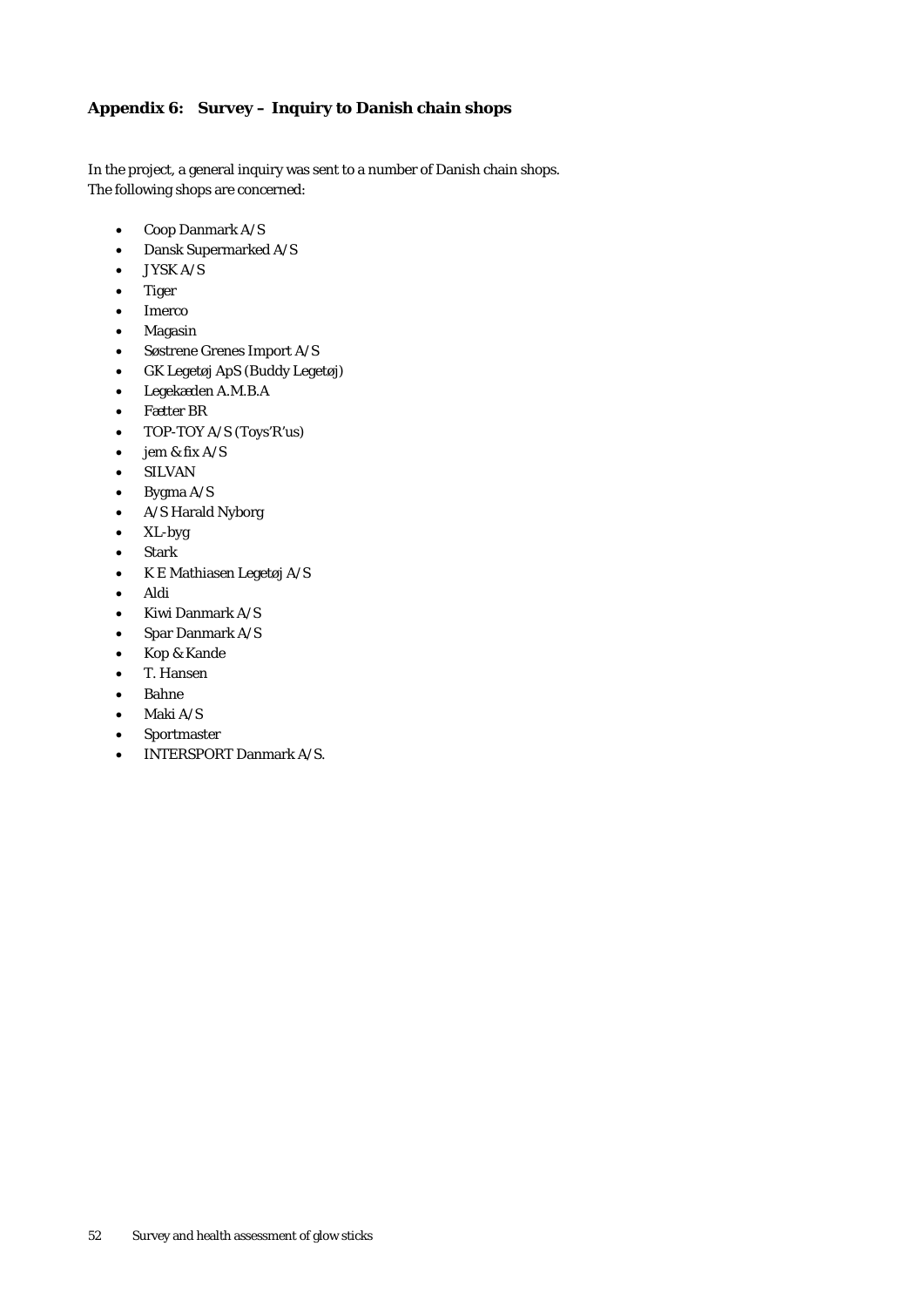## Appendix 6: Survey – Inquiry to Danish chain shops

In the project, a general inquiry was sent to a number of Danish chain shops.
The following shops are concerned:

- Coop Danmark A/S
- Dansk Supermarked A/S
- JYSK A/S
- Tiger
- Imerco
- Magasin
- Søstrene Grenes Import A/S
- GK Legetøj ApS (Buddy Legetøj)
- Legekæden A.M.B.A
- Fætter BR
- TOP-TOY A/S (Toys'R'us)
- jem & fix A/S
- SILVAN
- Bygma A/S
- A/S Harald Nyborg
- XL-byg
- Stark
- K E Mathiasen Legetøj A/S
- Aldi
- Kiwi Danmark A/S
- Spar Danmark A/S
- Kop & Kande
- T. Hansen
- Bahne
- Maki A/S
- Sportmaster
- INTERSPORT Danmark A/S.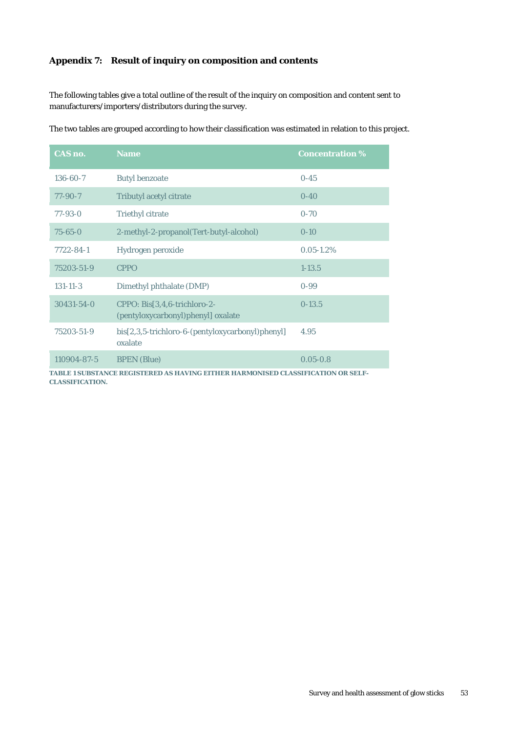## Appendix 7: Result of inquiry on composition and contents

The following tables give a total outline of the result of the inquiry on composition and content sent to manufacturers/importers/distributors during the survey.

The two tables are grouped according to how their classification was estimated in relation to this project.

| CAS no. | Name | Concentration % |
|---|---|---|
| 136-60-7 | Butyl benzoate | 0-45 |
| 77-90-7 | Tributyl acetyl citrate | 0-40 |
| 77-93-0 | Triethyl citrate | 0-70 |
| 75-65-0 | 2-methyl-2-propanol(Tert-butyl-alcohol) | 0-10 |
| 7722-84-1 | Hydrogen peroxide | 0.05-1.2% |
| 75203-51-9 | CPPO | 1-13.5 |
| 131-11-3 | Dimethyl phthalate (DMP) | 0-99 |
| 30431-54-0 | CPPO: Bis[3,4,6-trichloro-2-(pentyloxycarbonyl)phenyl] oxalate | 0-13.5 |
| 75203-51-9 | bis[2,3,5-trichloro-6-(pentyloxycarbonyl)phenyl] oxalate | 4.95 |
| 110904-87-5 | BPEN (Blue) | 0.05-0.8 |

**TABLE 1 SUBSTANCE REGISTERED AS HAVING EITHER HARMONISED CLASSIFICATION OR SELF-CLASSIFICATION.**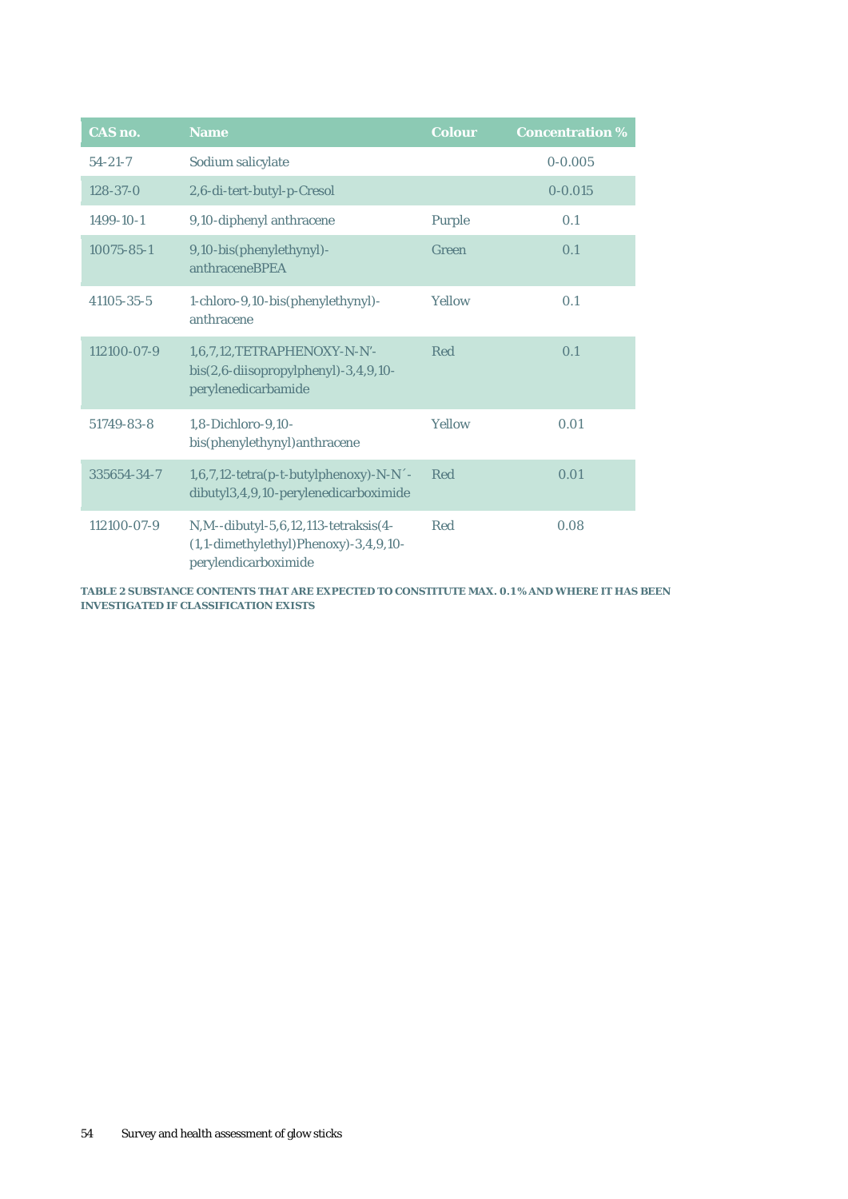| CAS no. | Name | Colour | Concentration % |
|---|---|---|---|
| 54-21-7 | Sodium salicylate | | 0-0.005 |
| 128-37-0 | 2,6-di-tert-butyl-p-Cresol | | 0-0.015 |
| 1499-10-1 | 9,10-diphenyl anthracene | Purple | 0.1 |
| 10075-85-1 | 9,10-bis(phenylethynyl)-anthraceneBPEA | Green | 0.1 |
| 41105-35-5 | 1-chloro-9,10-bis(phenylethynyl)-anthracene | Yellow | 0.1 |
| 112100-07-9 | 1,6,7,12,TETRAPHENOXY-N-N'-bis(2,6-diisopropylphenyl)-3,4,9,10-perylenedicarbamide | Red | 0.1 |
| 51749-83-8 | 1,8-Dichloro-9,10-bis(phenylethynyl)anthracene | Yellow | 0.01 |
| 335654-34-7 | 1,6,7,12-tetra(p-t-butylphenoxy)-N-N´-dibutyl3,4,9,10-perylenedicarboximide | Red | 0.01 |
| 112100-07-9 | N,M--dibutyl-5,6,12,113-tetraksis(4-(1,1-dimethylethyl)Phenoxy)-3,4,9,10-perylendicarboximide | Red | 0.08 |

**TABLE 2 SUBSTANCE CONTENTS THAT ARE EXPECTED TO CONSTITUTE MAX. 0.1% AND WHERE IT HAS BEEN INVESTIGATED IF CLASSIFICATION EXISTS**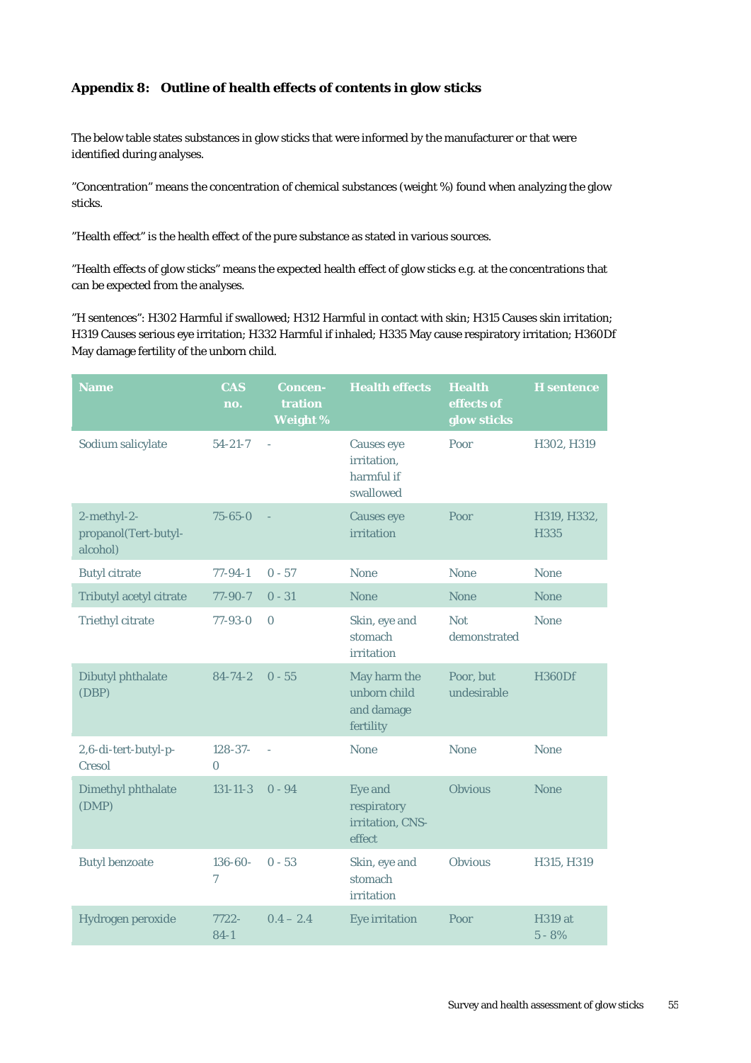## Appendix 8: Outline of health effects of contents in glow sticks

The below table states substances in glow sticks that were informed by the manufacturer or that were identified during analyses.

"Concentration" means the concentration of chemical substances (weight %) found when analyzing the glow sticks.

"Health effect" is the health effect of the pure substance as stated in various sources.

"Health effects of glow sticks" means the expected health effect of glow sticks e.g. at the concentrations that can be expected from the analyses.

"H sentences": H302 Harmful if swallowed; H312 Harmful in contact with skin; H315 Causes skin irritation; H319 Causes serious eye irritation; H332 Harmful if inhaled; H335 May cause respiratory irritation; H360Df May damage fertility of the unborn child.

| Name | CAS no. | Concentration Weight % | Health effects | Health effects of glow sticks | H sentence |
|---|---|---|---|---|---|
| Sodium salicylate | 54-21-7 | - | Causes eye irritation, harmful if swallowed | Poor | H302, H319 |
| 2-methyl-2-propanol(Tert-butyl-alcohol) | 75-65-0 | - | Causes eye irritation | Poor | H319, H332, H335 |
| Butyl citrate | 77-94-1 | 0 - 57 | None | None | None |
| Tributyl acetyl citrate | 77-90-7 | 0 - 31 | None | None | None |
| Triethyl citrate | 77-93-0 | 0 | Skin, eye and stomach irritation | Not demonstrated | None |
| Dibutyl phthalate (DBP) | 84-74-2 | 0 - 55 | May harm the unborn child and damage fertility | Poor, but undesirable | H360Df |
| 2,6-di-tert-butyl-p-Cresol | 128-37-0 | - | None | None | None |
| Dimethyl phthalate (DMP) | 131-11-3 | 0 - 94 | Eye and respiratory irritation, CNS-effect | Obvious | None |
| Butyl benzoate | 136-60-7 | 0 - 53 | Skin, eye and stomach irritation | Obvious | H315, H319 |
| Hydrogen peroxide | 7722-84-1 | 0.4 – 2.4 | Eye irritation | Poor | H319 at 5 - 8% |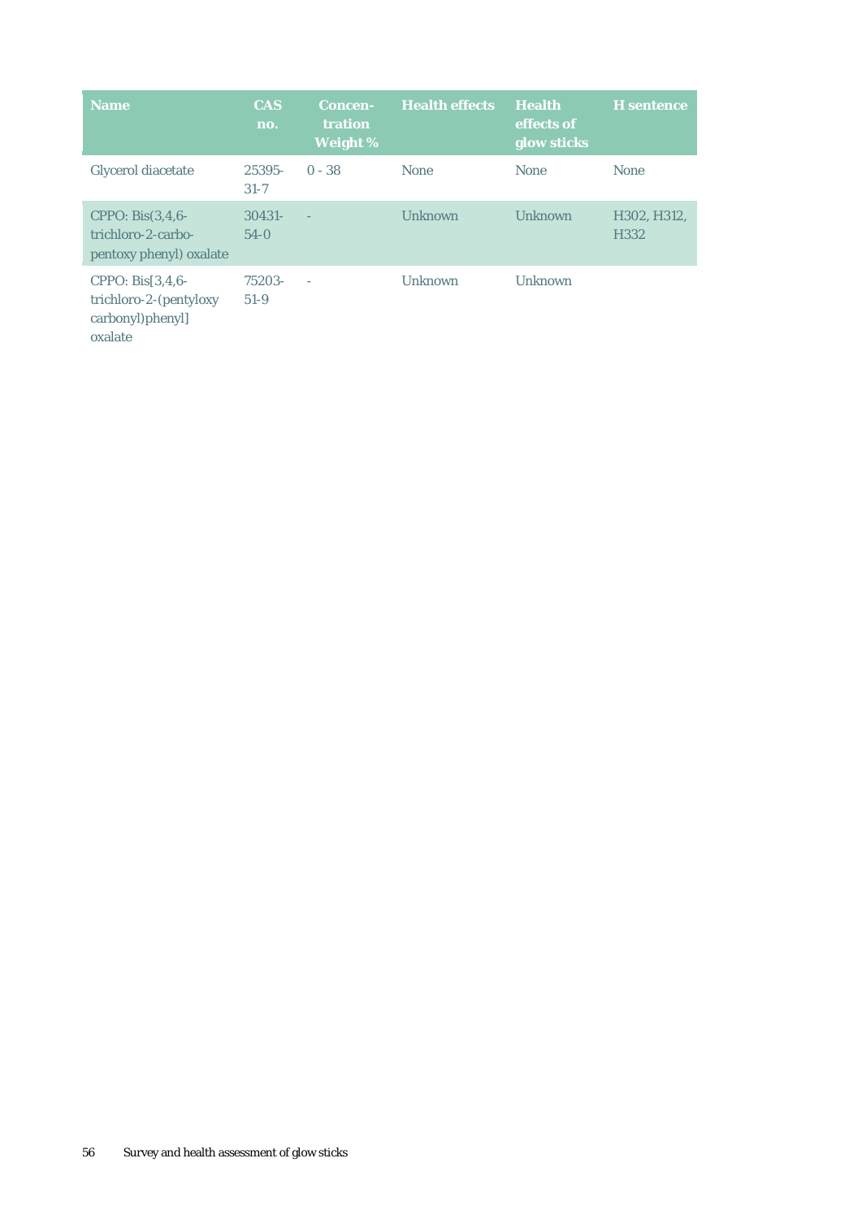| Name | CAS no. | Concen-tration Weight % | Health effects | Health effects of glow sticks | H sentence |
|---|---|---|---|---|---|
| Glycerol diacetate | 25395-31-7 | 0 - 38 | None | None | None |
| CPPO: Bis(3,4,6-trichloro-2-carbo-pentoxy phenyl) oxalate | 30431-54-0 | - | Unknown | Unknown | H302, H312, H332 |
| CPPO: Bis[3,4,6-trichloro-2-(pentyloxy carbonyl)phenyl] oxalate | 75203-51-9 | - | Unknown | Unknown | |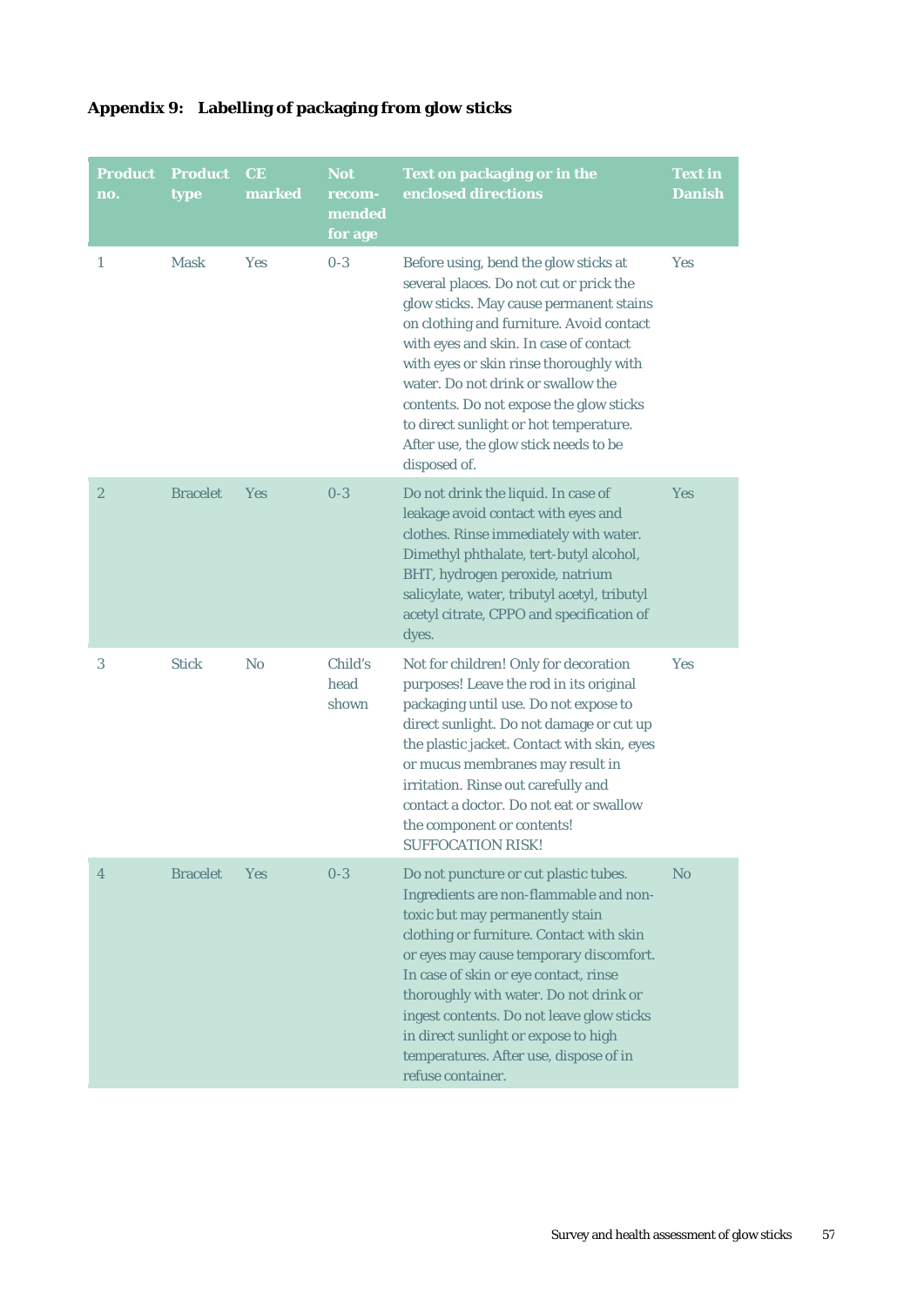**Appendix 9: Labelling of packaging from glow sticks**

| Product no. | Product type | CE marked | Not recom-mended for age | Text on packaging or in the enclosed directions | Text in Danish |
|---|---|---|---|---|---|
| 1 | Mask | Yes | 0-3 | Before using, bend the glow sticks at several places. Do not cut or prick the glow sticks. May cause permanent stains on clothing and furniture. Avoid contact with eyes and skin. In case of contact with eyes or skin rinse thoroughly with water. Do not drink or swallow the contents. Do not expose the glow sticks to direct sunlight or hot temperature. After use, the glow stick needs to be disposed of. | Yes |
| 2 | Bracelet | Yes | 0-3 | Do not drink the liquid. In case of leakage avoid contact with eyes and clothes. Rinse immediately with water. Dimethyl phthalate, tert-butyl alcohol, BHT, hydrogen peroxide, natrium salicylate, water, tributyl acetyl, tributyl acetyl citrate, CPPO and specification of dyes. | Yes |
| 3 | Stick | No | Child's head shown | Not for children! Only for decoration purposes! Leave the rod in its original packaging until use. Do not expose to direct sunlight. Do not damage or cut up the plastic jacket. Contact with skin, eyes or mucus membranes may result in irritation. Rinse out carefully and contact a doctor. Do not eat or swallow the component or contents! SUFFOCATION RISK! | Yes |
| 4 | Bracelet | Yes | 0-3 | Do not puncture or cut plastic tubes. Ingredients are non-flammable and non-toxic but may permanently stain clothing or furniture. Contact with skin or eyes may cause temporary discomfort. In case of skin or eye contact, rinse thoroughly with water. Do not drink or ingest contents. Do not leave glow sticks in direct sunlight or expose to high temperatures. After use, dispose of in refuse container. | No |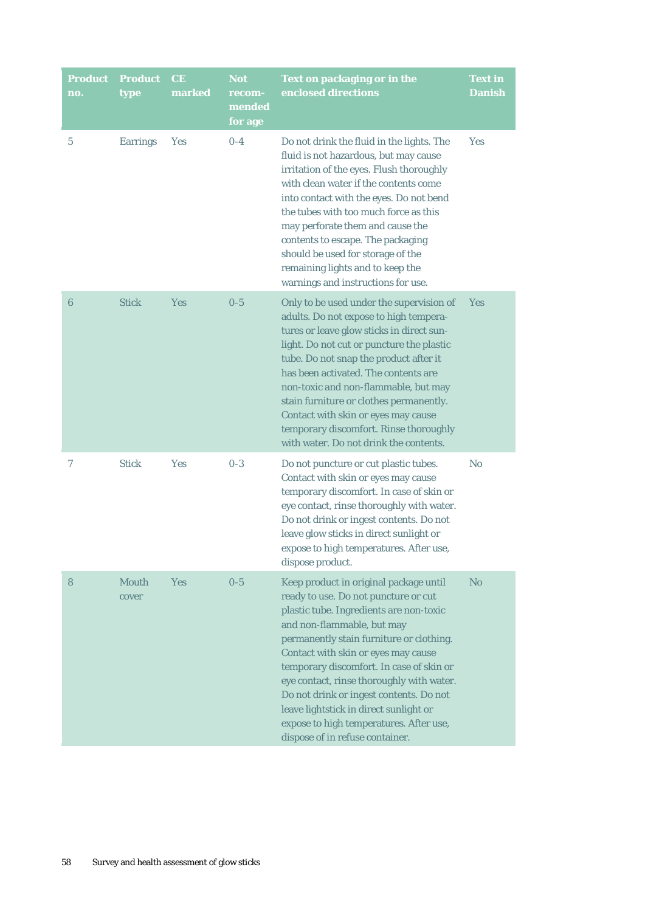| Product no. | Product type | CE marked | Not recom-mended for age | Text on packaging or in the enclosed directions | Text in Danish |
|---|---|---|---|---|---|
| 5 | Earrings | Yes | 0-4 | Do not drink the fluid in the lights. The fluid is not hazardous, but may cause irritation of the eyes. Flush thoroughly with clean water if the contents come into contact with the eyes. Do not bend the tubes with too much force as this may perforate them and cause the contents to escape. The packaging should be used for storage of the remaining lights and to keep the warnings and instructions for use. | Yes |
| 6 | Stick | Yes | 0-5 | Only to be used under the supervision of adults. Do not expose to high temperatures or leave glow sticks in direct sunlight. Do not cut or puncture the plastic tube. Do not snap the product after it has been activated. The contents are non-toxic and non-flammable, but may stain furniture or clothes permanently. Contact with skin or eyes may cause temporary discomfort. Rinse thoroughly with water. Do not drink the contents. | Yes |
| 7 | Stick | Yes | 0-3 | Do not puncture or cut plastic tubes. Contact with skin or eyes may cause temporary discomfort. In case of skin or eye contact, rinse thoroughly with water. Do not drink or ingest contents. Do not leave glow sticks in direct sunlight or expose to high temperatures. After use, dispose product. | No |
| 8 | Mouth cover | Yes | 0-5 | Keep product in original package until ready to use. Do not puncture or cut plastic tube. Ingredients are non-toxic and non-flammable, but may permanently stain furniture or clothing. Contact with skin or eyes may cause temporary discomfort. In case of skin or eye contact, rinse thoroughly with water. Do not drink or ingest contents. Do not leave lightstick in direct sunlight or expose to high temperatures. After use, dispose of in refuse container. | No |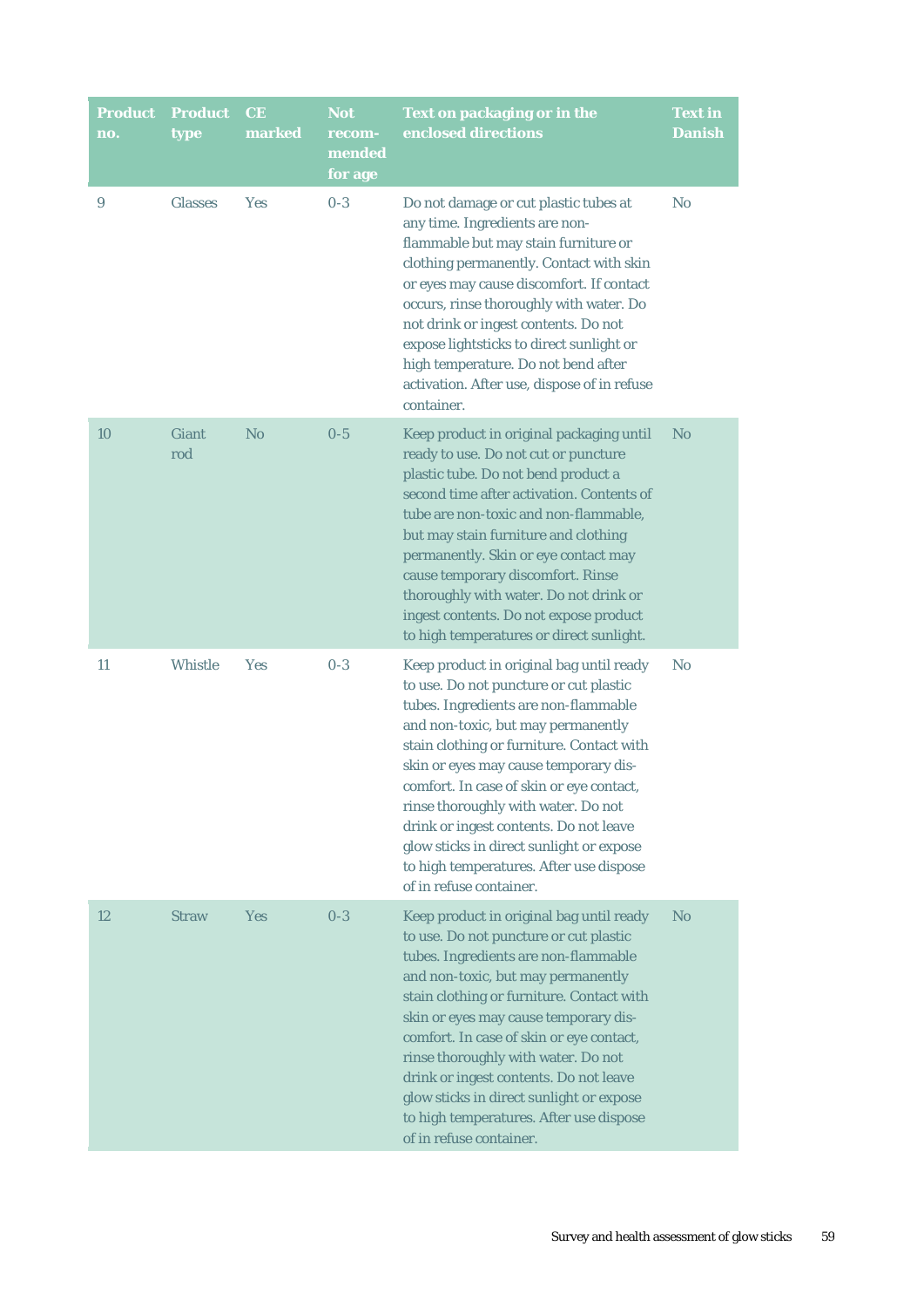| Product no. | Product type | CE marked | Not recom-mended for age | Text on packaging or in the enclosed directions | Text in Danish |
|---|---|---|---|---|---|
| 9 | Glasses | Yes | 0-3 | Do not damage or cut plastic tubes at any time. Ingredients are non-flammable but may stain furniture or clothing permanently. Contact with skin or eyes may cause discomfort. If contact occurs, rinse thoroughly with water. Do not drink or ingest contents. Do not expose lightsticks to direct sunlight or high temperature. Do not bend after activation. After use, dispose of in refuse container. | No |
| 10 | Giant rod | No | 0-5 | Keep product in original packaging until ready to use. Do not cut or puncture plastic tube. Do not bend product a second time after activation. Contents of tube are non-toxic and non-flammable, but may stain furniture and clothing permanently. Skin or eye contact may cause temporary discomfort. Rinse thoroughly with water. Do not drink or ingest contents. Do not expose product to high temperatures or direct sunlight. | No |
| 11 | Whistle | Yes | 0-3 | Keep product in original bag until ready to use. Do not puncture or cut plastic tubes. Ingredients are non-flammable and non-toxic, but may permanently stain clothing or furniture. Contact with skin or eyes may cause temporary discomfort. In case of skin or eye contact, rinse thoroughly with water. Do not drink or ingest contents. Do not leave glow sticks in direct sunlight or expose to high temperatures. After use dispose of in refuse container. | No |
| 12 | Straw | Yes | 0-3 | Keep product in original bag until ready to use. Do not puncture or cut plastic tubes. Ingredients are non-flammable and non-toxic, but may permanently stain clothing or furniture. Contact with skin or eyes may cause temporary discomfort. In case of skin or eye contact, rinse thoroughly with water. Do not drink or ingest contents. Do not leave glow sticks in direct sunlight or expose to high temperatures. After use dispose of in refuse container. | No |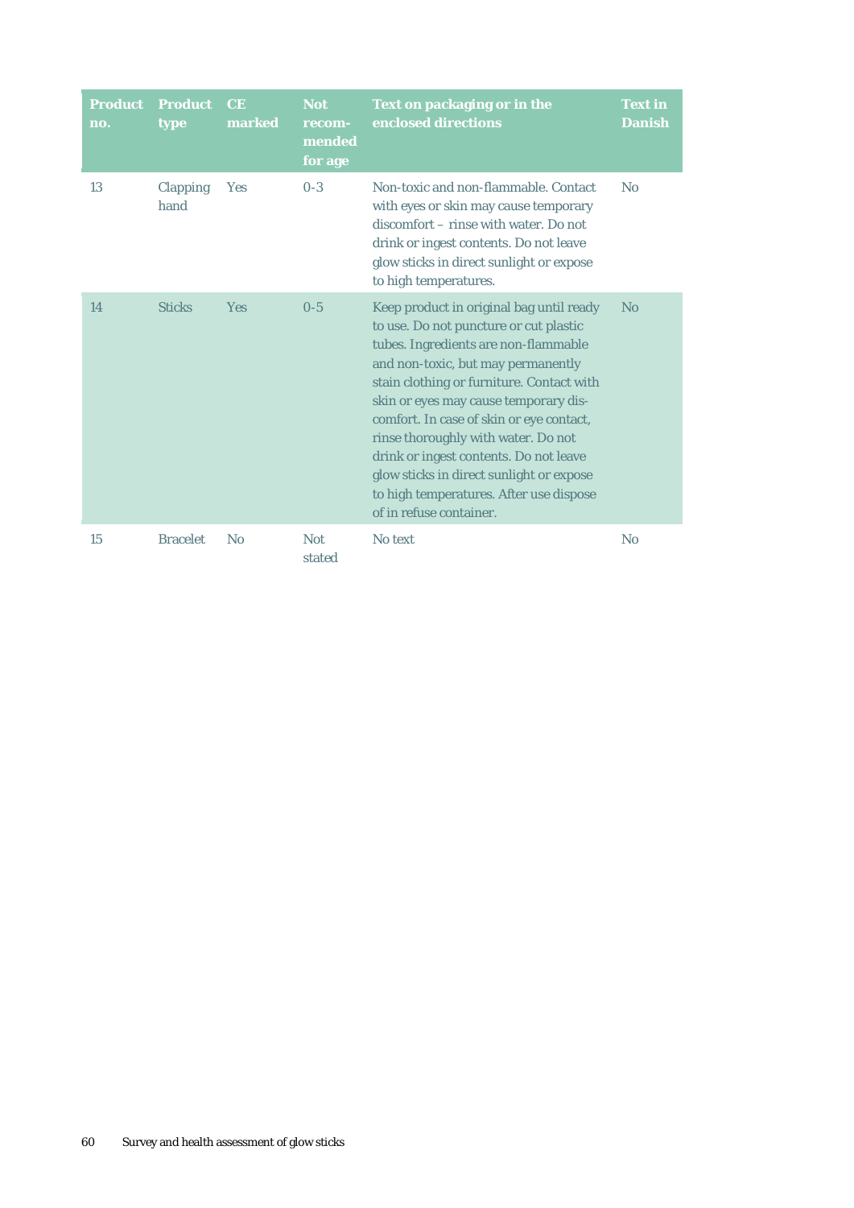| Product no. | Product type | CE marked | Not recom-mended for age | Text on packaging or in the enclosed directions | Text in Danish |
|---|---|---|---|---|---|
| 13 | Clapping hand | Yes | 0-3 | Non-toxic and non-flammable. Contact with eyes or skin may cause temporary discomfort – rinse with water. Do not drink or ingest contents. Do not leave glow sticks in direct sunlight or expose to high temperatures. | No |
| 14 | Sticks | Yes | 0-5 | Keep product in original bag until ready to use. Do not puncture or cut plastic tubes. Ingredients are non-flammable and non-toxic, but may permanently stain clothing or furniture. Contact with skin or eyes may cause temporary discomfort. In case of skin or eye contact, rinse thoroughly with water. Do not drink or ingest contents. Do not leave glow sticks in direct sunlight or expose to high temperatures. After use dispose of in refuse container. | No |
| 15 | Bracelet | No | Not stated | No text | No |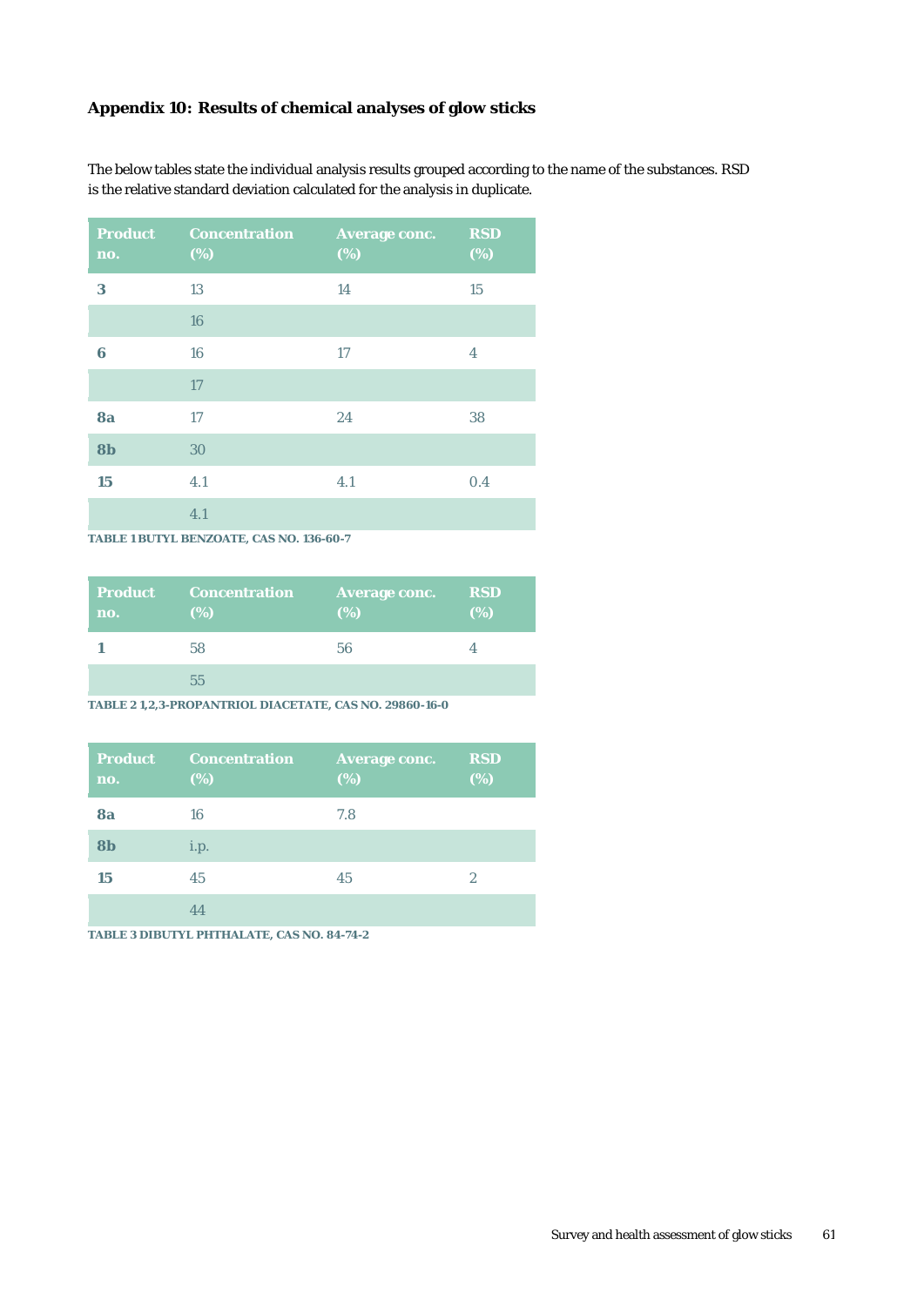### Appendix 10: Results of chemical analyses of glow sticks

The below tables state the individual analysis results grouped according to the name of the substances. RSD is the relative standard deviation calculated for the analysis in duplicate.

| Product no. | Concentration (%) | Average conc. (%) | RSD (%) |
|---|---|---|---|
| **3** | 13 | 14 | 15 |
| | 16 | | |
| **6** | 16 | 17 | 4 |
| | 17 | | |
| **8a** | 17 | 24 | 38 |
| **8b** | 30 | | |
| **15** | 4.1 | 4.1 | 0.4 |
| | 4.1 | | |

**TABLE 1 BUTYL BENZOATE, CAS NO. 136-60-7**

| Product no. | Concentration (%) | Average conc. (%) | RSD (%) |
|---|---|---|---|
| **1** | 58 | 56 | 4 |
| | 55 | | |

**TABLE 2 1,2,3-PROPANTRIOL DIACETATE, CAS NO. 29860-16-0**

| Product no. | Concentration (%) | Average conc. (%) | RSD (%) |
|---|---|---|---|
| **8a** | 16 | 7.8 | |
| **8b** | i.p. | | |
| **15** | 45 | 45 | 2 |
| | 44 | | |

**TABLE 3 DIBUTYL PHTHALATE, CAS NO. 84-74-2**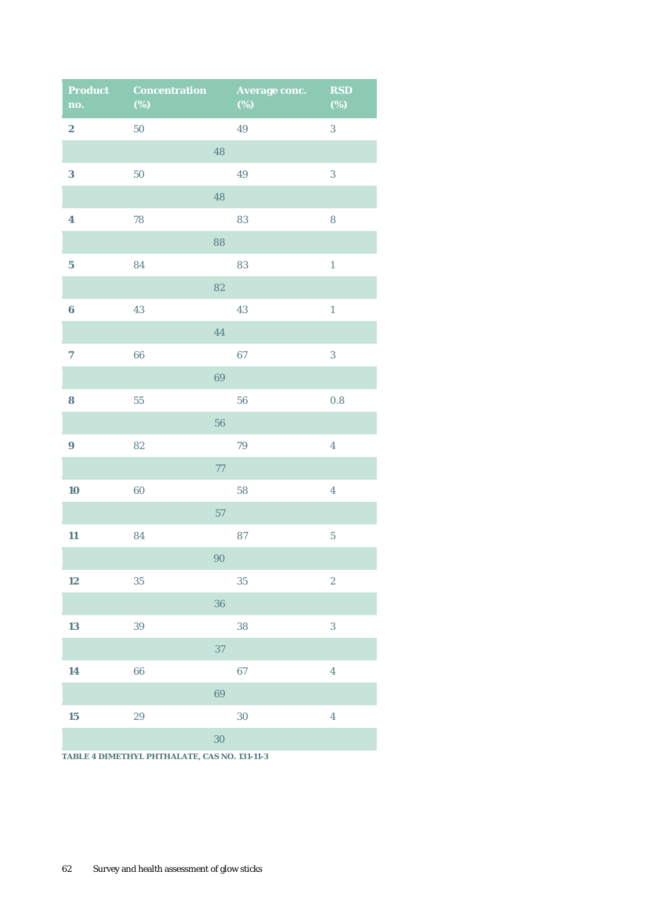| Product no. | Concentration (%) | Average conc. (%) | RSD (%) |
|---|---|---|---|
| **2** | 50 | 49 | 3 |
| | 48 | | |
| **3** | 50 | 49 | 3 |
| | 48 | | |
| **4** | 78 | 83 | 8 |
| | 88 | | |
| **5** | 84 | 83 | 1 |
| | 82 | | |
| **6** | 43 | 43 | 1 |
| | 44 | | |
| **7** | 66 | 67 | 3 |
| | 69 | | |
| **8** | 55 | 56 | 0.8 |
| | 56 | | |
| **9** | 82 | 79 | 4 |
| | 77 | | |
| **10** | 60 | 58 | 4 |
| | 57 | | |
| **11** | 84 | 87 | 5 |
| | 90 | | |
| **12** | 35 | 35 | 2 |
| | 36 | | |
| **13** | 39 | 38 | 3 |
| | 37 | | |
| **14** | 66 | 67 | 4 |
| | 69 | | |
| **15** | 29 | 30 | 4 |
| | 30 | | |

**TABLE 4 DIMETHYL PHTHALATE, CAS NO. 131-11-3**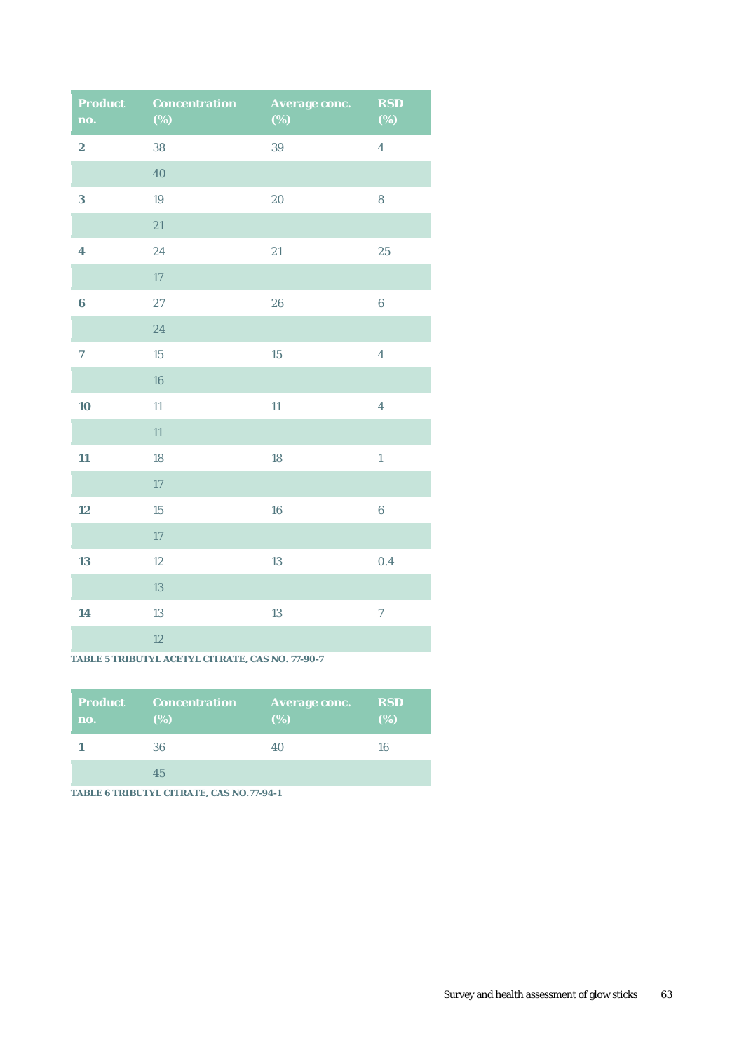| Product no. | Concentration (%) | Average conc. (%) | RSD (%) |
|---|---|---|---|
| **2** | 38 | 39 | 4 |
| | 40 | | |
| **3** | 19 | 20 | 8 |
| | 21 | | |
| **4** | 24 | 21 | 25 |
| | 17 | | |
| **6** | 27 | 26 | 6 |
| | 24 | | |
| **7** | 15 | 15 | 4 |
| | 16 | | |
| **10** | 11 | 11 | 4 |
| | 11 | | |
| **11** | 18 | 18 | 1 |
| | 17 | | |
| **12** | 15 | 16 | 6 |
| | 17 | | |
| **13** | 12 | 13 | 0.4 |
| | 13 | | |
| **14** | 13 | 13 | 7 |
| | 12 | | |

**TABLE 5 TRIBUTYL ACETYL CITRATE, CAS NO. 77-90-7**

| Product no. | Concentration (%) | Average conc. (%) | RSD (%) |
|---|---|---|---|
| **1** | 36 | 40 | 16 |
| | 45 | | |

**TABLE 6 TRIBUTYL CITRATE, CAS NO.77-94-1**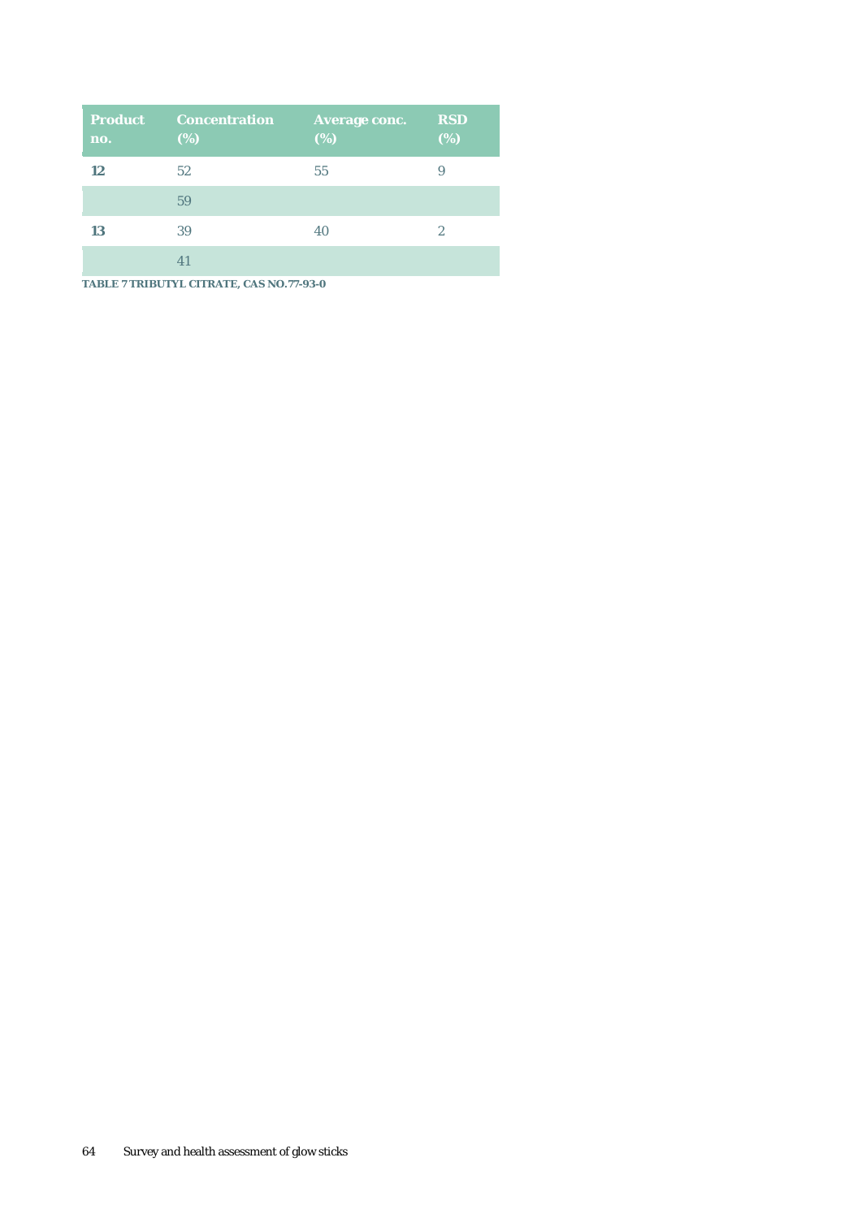| Product no. | Concentration (%) | Average conc. (%) | RSD (%) |
|---|---|---|---|
| **12** | 52 | 55 | 9 |
| | 59 | | |
| **13** | 39 | 40 | 2 |
| | 41 | | |

**TABLE 7 TRIBUTYL CITRATE, CAS NO.77-93-0**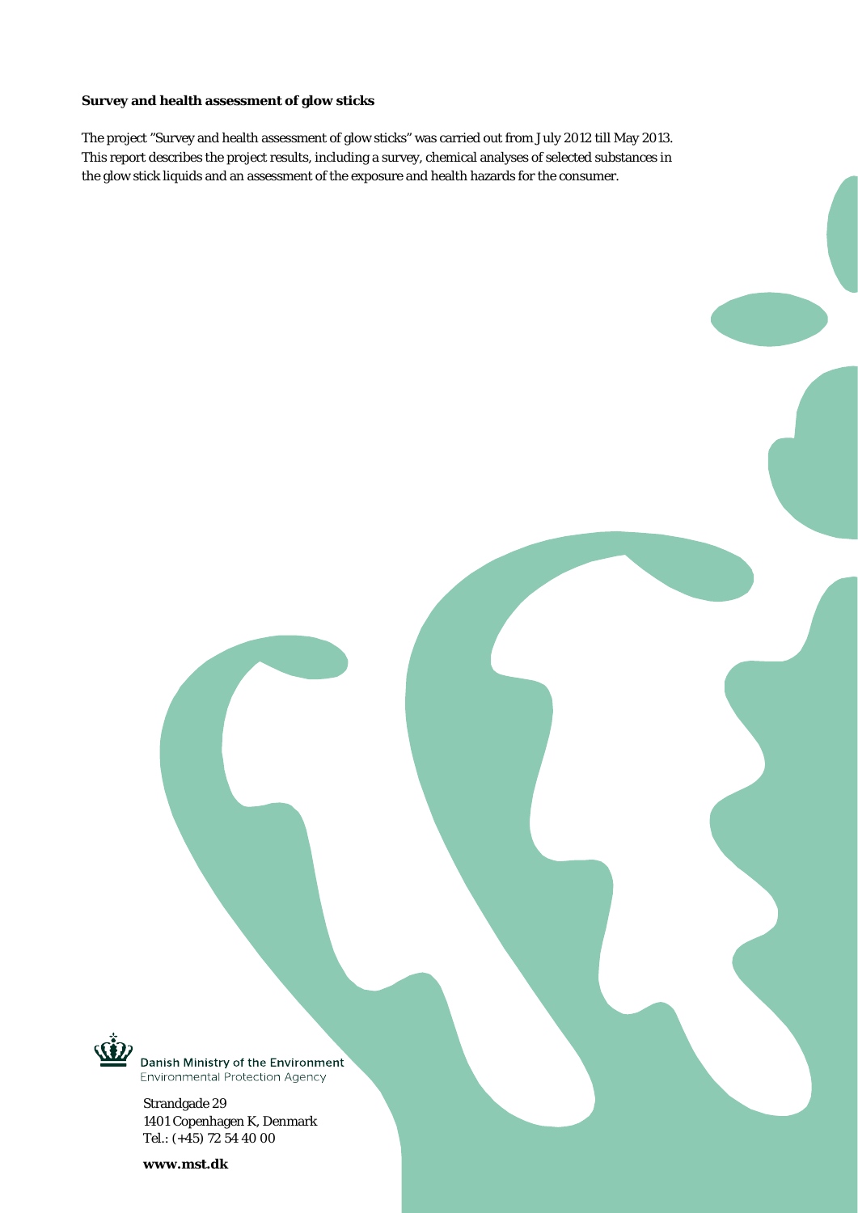**Survey and health assessment of glow sticks**

The project "Survey and health assessment of glow sticks" was carried out from July 2012 till May 2013. This report describes the project results, including a survey, chemical analyses of selected substances in the glow stick liquids and an assessment of the exposure and health hazards for the consumer.

Danish Ministry of the Environment
Environmental Protection Agency

Strandgade 29
1401 Copenhagen K, Denmark
Tel.: (+45) 72 54 40 00

**www.mst.dk**